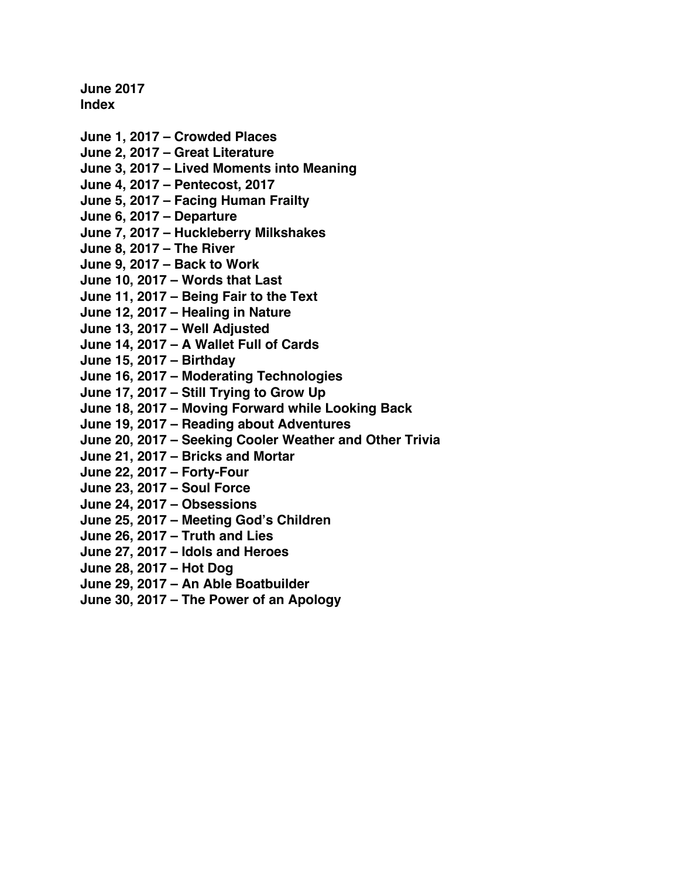**June 2017**
**Index**

**June 1, 2017 – Crowded Places**
**June 2, 2017 – Great Literature**
**June 3, 2017 – Lived Moments into Meaning**
**June 4, 2017 – Pentecost, 2017**
**June 5, 2017 – Facing Human Frailty**
**June 6, 2017 – Departure**
**June 7, 2017 – Huckleberry Milkshakes**
**June 8, 2017 – The River**
**June 9, 2017 – Back to Work**
**June 10, 2017 – Words that Last**
**June 11, 2017 – Being Fair to the Text**
**June 12, 2017 – Healing in Nature**
**June 13, 2017 – Well Adjusted**
**June 14, 2017 – A Wallet Full of Cards**
**June 15, 2017 – Birthday**
**June 16, 2017 – Moderating Technologies**
**June 17, 2017 – Still Trying to Grow Up**
**June 18, 2017 – Moving Forward while Looking Back**
**June 19, 2017 – Reading about Adventures**
**June 20, 2017 – Seeking Cooler Weather and Other Trivia**
**June 21, 2017 – Bricks and Mortar**
**June 22, 2017 – Forty-Four**
**June 23, 2017 – Soul Force**
**June 24, 2017 – Obsessions**
**June 25, 2017 – Meeting God's Children**
**June 26, 2017 – Truth and Lies**
**June 27, 2017 – Idols and Heroes**
**June 28, 2017 – Hot Dog**
**June 29, 2017 – An Able Boatbuilder**
**June 30, 2017 – The Power of an Apology**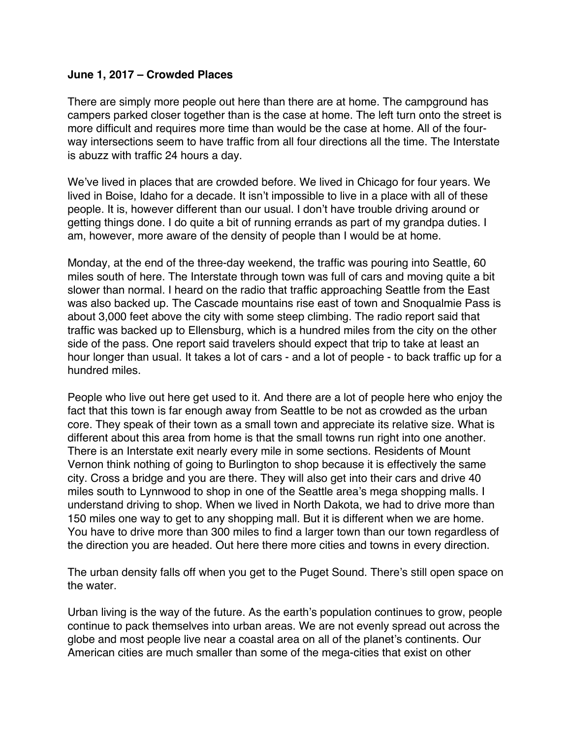**June 1, 2017 – Crowded Places**

There are simply more people out here than there are at home. The campground has campers parked closer together than is the case at home. The left turn onto the street is more difficult and requires more time than would be the case at home. All of the four-way intersections seem to have traffic from all four directions all the time. The Interstate is abuzz with traffic 24 hours a day.

We've lived in places that are crowded before. We lived in Chicago for four years. We lived in Boise, Idaho for a decade. It isn't impossible to live in a place with all of these people. It is, however different than our usual. I don't have trouble driving around or getting things done. I do quite a bit of running errands as part of my grandpa duties. I am, however, more aware of the density of people than I would be at home.

Monday, at the end of the three-day weekend, the traffic was pouring into Seattle, 60 miles south of here. The Interstate through town was full of cars and moving quite a bit slower than normal. I heard on the radio that traffic approaching Seattle from the East was also backed up. The Cascade mountains rise east of town and Snoqualmie Pass is about 3,000 feet above the city with some steep climbing. The radio report said that traffic was backed up to Ellensburg, which is a hundred miles from the city on the other side of the pass. One report said travelers should expect that trip to take at least an hour longer than usual. It takes a lot of cars - and a lot of people - to back traffic up for a hundred miles.

People who live out here get used to it. And there are a lot of people here who enjoy the fact that this town is far enough away from Seattle to be not as crowded as the urban core. They speak of their town as a small town and appreciate its relative size. What is different about this area from home is that the small towns run right into one another. There is an Interstate exit nearly every mile in some sections. Residents of Mount Vernon think nothing of going to Burlington to shop because it is effectively the same city. Cross a bridge and you are there. They will also get into their cars and drive 40 miles south to Lynnwood to shop in one of the Seattle area's mega shopping malls. I understand driving to shop. When we lived in North Dakota, we had to drive more than 150 miles one way to get to any shopping mall. But it is different when we are home. You have to drive more than 300 miles to find a larger town than our town regardless of the direction you are headed. Out here there more cities and towns in every direction.

The urban density falls off when you get to the Puget Sound. There's still open space on the water.

Urban living is the way of the future. As the earth's population continues to grow, people continue to pack themselves into urban areas. We are not evenly spread out across the globe and most people live near a coastal area on all of the planet's continents. Our American cities are much smaller than some of the mega-cities that exist on other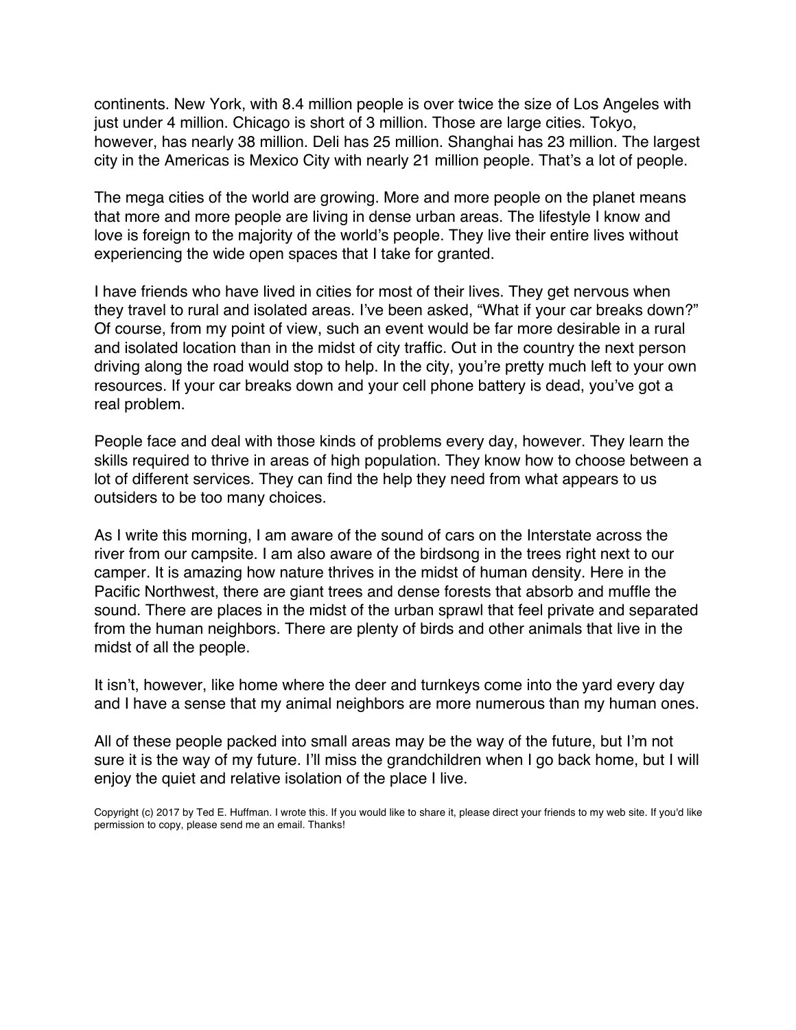continents. New York, with 8.4 million people is over twice the size of Los Angeles with just under 4 million. Chicago is short of 3 million. Those are large cities. Tokyo, however, has nearly 38 million. Deli has 25 million. Shanghai has 23 million. The largest city in the Americas is Mexico City with nearly 21 million people. That's a lot of people.

The mega cities of the world are growing. More and more people on the planet means that more and more people are living in dense urban areas. The lifestyle I know and love is foreign to the majority of the world's people. They live their entire lives without experiencing the wide open spaces that I take for granted.

I have friends who have lived in cities for most of their lives. They get nervous when they travel to rural and isolated areas. I've been asked, "What if your car breaks down?" Of course, from my point of view, such an event would be far more desirable in a rural and isolated location than in the midst of city traffic. Out in the country the next person driving along the road would stop to help. In the city, you're pretty much left to your own resources. If your car breaks down and your cell phone battery is dead, you've got a real problem.

People face and deal with those kinds of problems every day, however. They learn the skills required to thrive in areas of high population. They know how to choose between a lot of different services. They can find the help they need from what appears to us outsiders to be too many choices.

As I write this morning, I am aware of the sound of cars on the Interstate across the river from our campsite. I am also aware of the birdsong in the trees right next to our camper. It is amazing how nature thrives in the midst of human density. Here in the Pacific Northwest, there are giant trees and dense forests that absorb and muffle the sound. There are places in the midst of the urban sprawl that feel private and separated from the human neighbors. There are plenty of birds and other animals that live in the midst of all the people.

It isn't, however, like home where the deer and turnkeys come into the yard every day and I have a sense that my animal neighbors are more numerous than my human ones.

All of these people packed into small areas may be the way of the future, but I'm not sure it is the way of my future. I'll miss the grandchildren when I go back home, but I will enjoy the quiet and relative isolation of the place I live.

Copyright (c) 2017 by Ted E. Huffman. I wrote this. If you would like to share it, please direct your friends to my web site. If you'd like permission to copy, please send me an email. Thanks!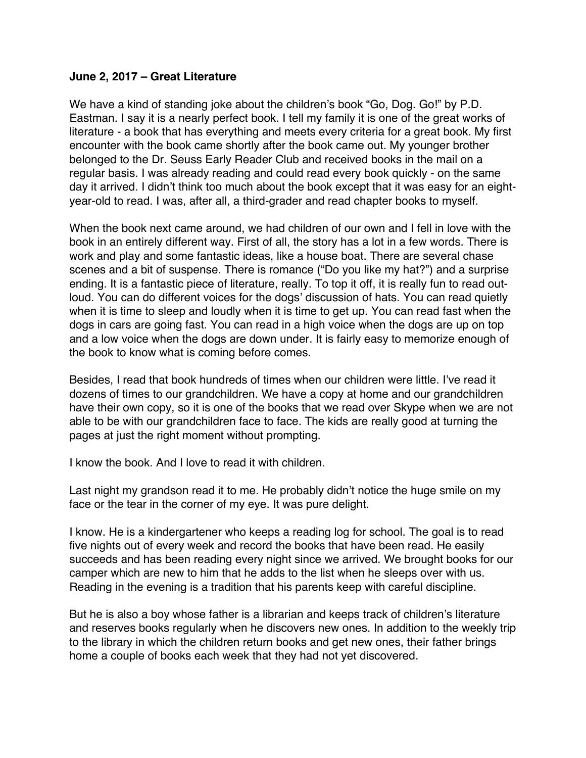**June 2, 2017 – Great Literature**

We have a kind of standing joke about the children's book "Go, Dog. Go!" by P.D. Eastman. I say it is a nearly perfect book. I tell my family it is one of the great works of literature - a book that has everything and meets every criteria for a great book. My first encounter with the book came shortly after the book came out. My younger brother belonged to the Dr. Seuss Early Reader Club and received books in the mail on a regular basis. I was already reading and could read every book quickly - on the same day it arrived. I didn't think too much about the book except that it was easy for an eight-year-old to read. I was, after all, a third-grader and read chapter books to myself.

When the book next came around, we had children of our own and I fell in love with the book in an entirely different way. First of all, the story has a lot in a few words. There is work and play and some fantastic ideas, like a house boat. There are several chase scenes and a bit of suspense. There is romance ("Do you like my hat?") and a surprise ending. It is a fantastic piece of literature, really. To top it off, it is really fun to read out-loud. You can do different voices for the dogs' discussion of hats. You can read quietly when it is time to sleep and loudly when it is time to get up. You can read fast when the dogs in cars are going fast. You can read in a high voice when the dogs are up on top and a low voice when the dogs are down under. It is fairly easy to memorize enough of the book to know what is coming before comes.

Besides, I read that book hundreds of times when our children were little. I've read it dozens of times to our grandchildren. We have a copy at home and our grandchildren have their own copy, so it is one of the books that we read over Skype when we are not able to be with our grandchildren face to face. The kids are really good at turning the pages at just the right moment without prompting.

I know the book. And I love to read it with children.

Last night my grandson read it to me. He probably didn't notice the huge smile on my face or the tear in the corner of my eye. It was pure delight.

I know. He is a kindergartener who keeps a reading log for school. The goal is to read five nights out of every week and record the books that have been read. He easily succeeds and has been reading every night since we arrived. We brought books for our camper which are new to him that he adds to the list when he sleeps over with us. Reading in the evening is a tradition that his parents keep with careful discipline.

But he is also a boy whose father is a librarian and keeps track of children's literature and reserves books regularly when he discovers new ones. In addition to the weekly trip to the library in which the children return books and get new ones, their father brings home a couple of books each week that they had not yet discovered.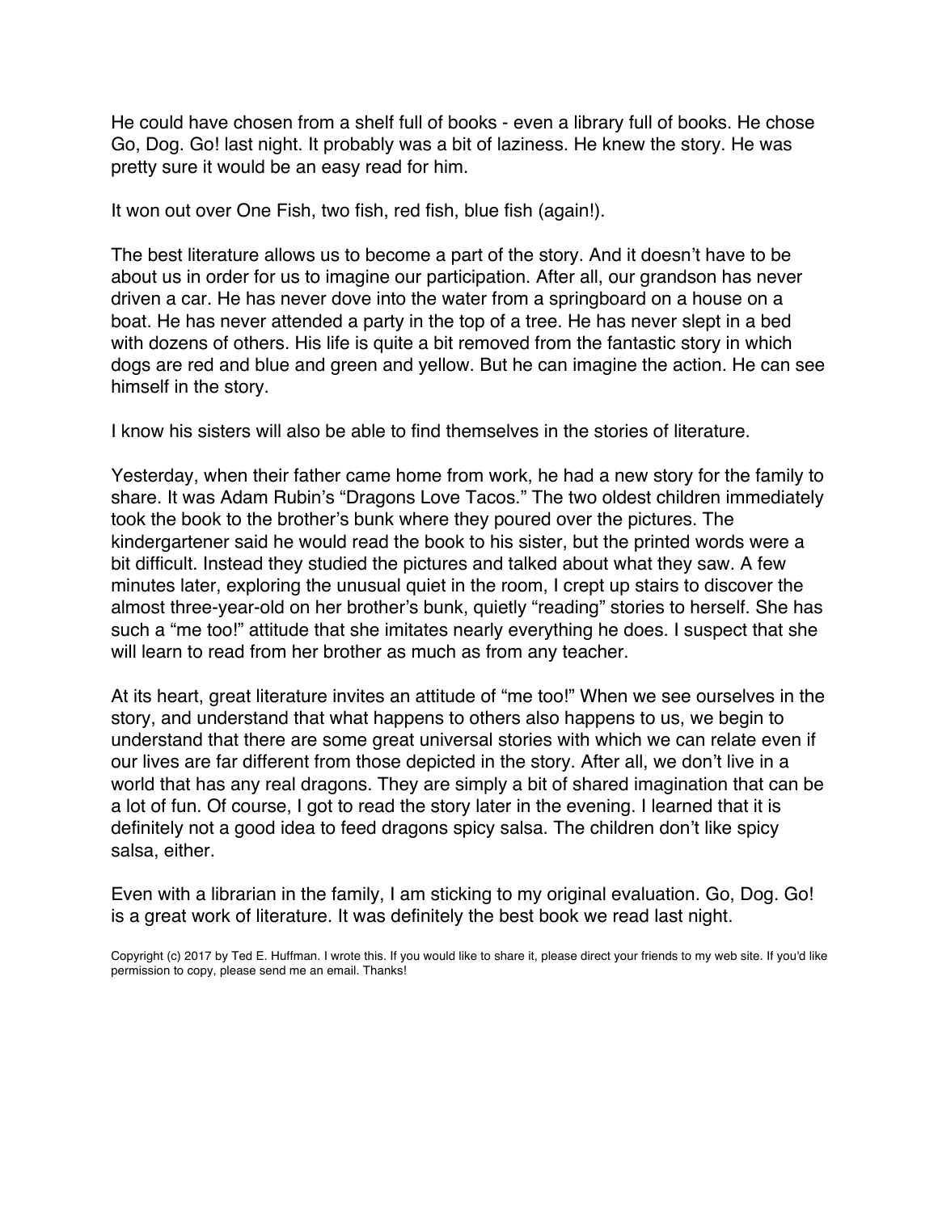He could have chosen from a shelf full of books - even a library full of books. He chose Go, Dog. Go! last night. It probably was a bit of laziness. He knew the story. He was pretty sure it would be an easy read for him.

It won out over One Fish, two fish, red fish, blue fish (again!).

The best literature allows us to become a part of the story. And it doesn't have to be about us in order for us to imagine our participation. After all, our grandson has never driven a car. He has never dove into the water from a springboard on a house on a boat. He has never attended a party in the top of a tree. He has never slept in a bed with dozens of others. His life is quite a bit removed from the fantastic story in which dogs are red and blue and green and yellow. But he can imagine the action. He can see himself in the story.

I know his sisters will also be able to find themselves in the stories of literature.

Yesterday, when their father came home from work, he had a new story for the family to share. It was Adam Rubin's "Dragons Love Tacos." The two oldest children immediately took the book to the brother's bunk where they poured over the pictures. The kindergartener said he would read the book to his sister, but the printed words were a bit difficult. Instead they studied the pictures and talked about what they saw. A few minutes later, exploring the unusual quiet in the room, I crept up stairs to discover the almost three-year-old on her brother's bunk, quietly "reading" stories to herself. She has such a "me too!" attitude that she imitates nearly everything he does. I suspect that she will learn to read from her brother as much as from any teacher.

At its heart, great literature invites an attitude of "me too!" When we see ourselves in the story, and understand that what happens to others also happens to us, we begin to understand that there are some great universal stories with which we can relate even if our lives are far different from those depicted in the story. After all, we don't live in a world that has any real dragons. They are simply a bit of shared imagination that can be a lot of fun. Of course, I got to read the story later in the evening. I learned that it is definitely not a good idea to feed dragons spicy salsa. The children don't like spicy salsa, either.

Even with a librarian in the family, I am sticking to my original evaluation. Go, Dog. Go! is a great work of literature. It was definitely the best book we read last night.

Copyright (c) 2017 by Ted E. Huffman. I wrote this. If you would like to share it, please direct your friends to my web site. If you'd like permission to copy, please send me an email. Thanks!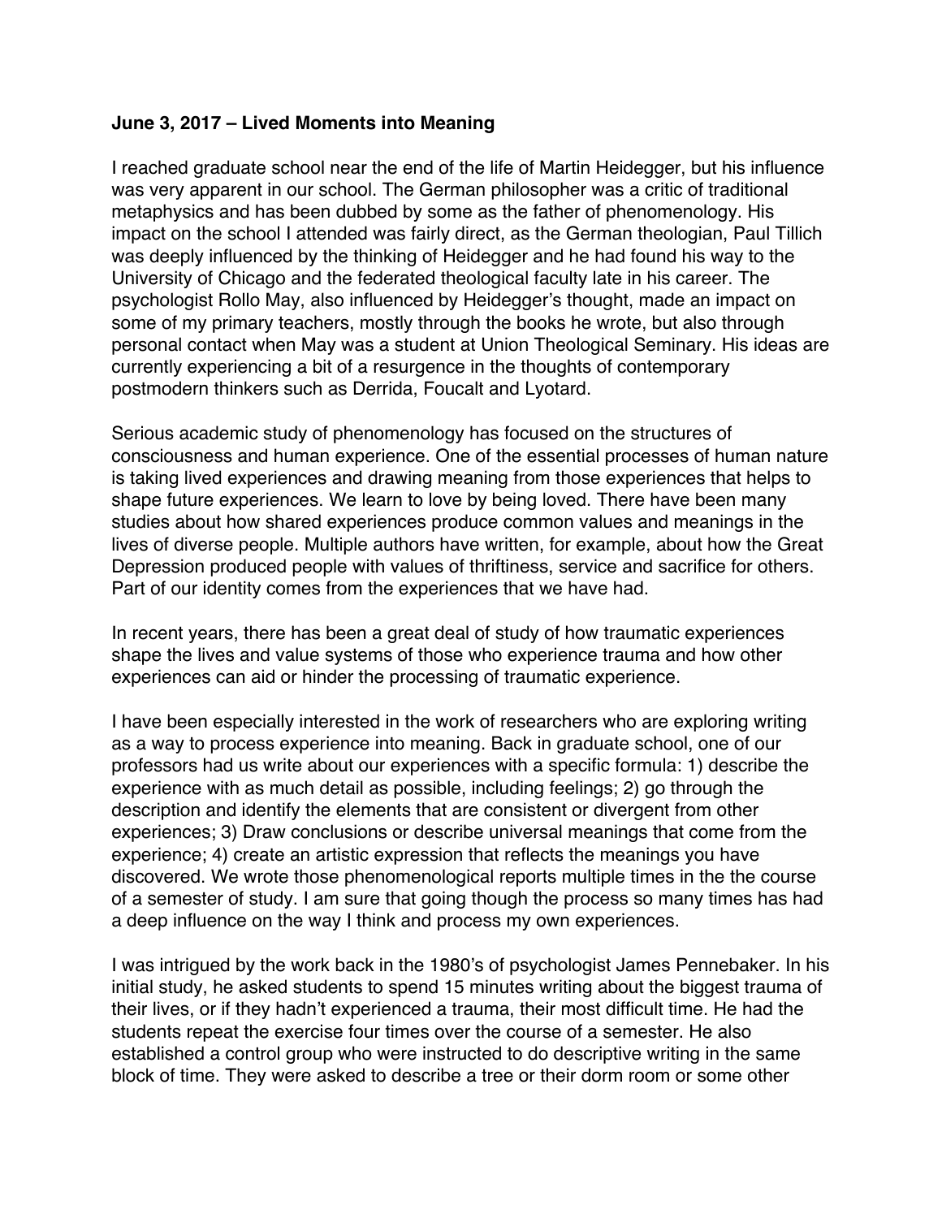**June 3, 2017 – Lived Moments into Meaning**

I reached graduate school near the end of the life of Martin Heidegger, but his influence was very apparent in our school. The German philosopher was a critic of traditional metaphysics and has been dubbed by some as the father of phenomenology. His impact on the school I attended was fairly direct, as the German theologian, Paul Tillich was deeply influenced by the thinking of Heidegger and he had found his way to the University of Chicago and the federated theological faculty late in his career. The psychologist Rollo May, also influenced by Heidegger's thought, made an impact on some of my primary teachers, mostly through the books he wrote, but also through personal contact when May was a student at Union Theological Seminary. His ideas are currently experiencing a bit of a resurgence in the thoughts of contemporary postmodern thinkers such as Derrida, Foucalt and Lyotard.

Serious academic study of phenomenology has focused on the structures of consciousness and human experience. One of the essential processes of human nature is taking lived experiences and drawing meaning from those experiences that helps to shape future experiences. We learn to love by being loved. There have been many studies about how shared experiences produce common values and meanings in the lives of diverse people. Multiple authors have written, for example, about how the Great Depression produced people with values of thriftiness, service and sacrifice for others. Part of our identity comes from the experiences that we have had.

In recent years, there has been a great deal of study of how traumatic experiences shape the lives and value systems of those who experience trauma and how other experiences can aid or hinder the processing of traumatic experience.

I have been especially interested in the work of researchers who are exploring writing as a way to process experience into meaning. Back in graduate school, one of our professors had us write about our experiences with a specific formula: 1) describe the experience with as much detail as possible, including feelings; 2) go through the description and identify the elements that are consistent or divergent from other experiences; 3) Draw conclusions or describe universal meanings that come from the experience; 4) create an artistic expression that reflects the meanings you have discovered. We wrote those phenomenological reports multiple times in the the course of a semester of study. I am sure that going though the process so many times has had a deep influence on the way I think and process my own experiences.

I was intrigued by the work back in the 1980's of psychologist James Pennebaker. In his initial study, he asked students to spend 15 minutes writing about the biggest trauma of their lives, or if they hadn't experienced a trauma, their most difficult time. He had the students repeat the exercise four times over the course of a semester. He also established a control group who were instructed to do descriptive writing in the same block of time. They were asked to describe a tree or their dorm room or some other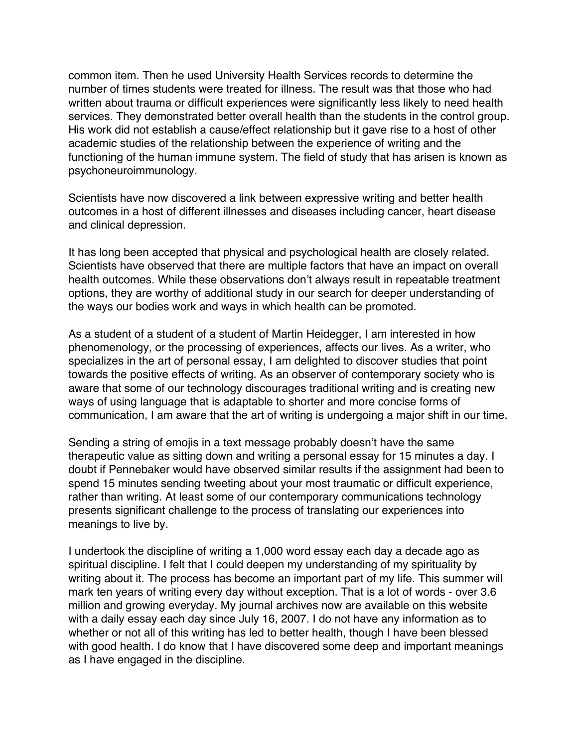common item. Then he used University Health Services records to determine the number of times students were treated for illness. The result was that those who had written about trauma or difficult experiences were significantly less likely to need health services. They demonstrated better overall health than the students in the control group. His work did not establish a cause/effect relationship but it gave rise to a host of other academic studies of the relationship between the experience of writing and the functioning of the human immune system. The field of study that has arisen is known as psychoneuroimmunology.

Scientists have now discovered a link between expressive writing and better health outcomes in a host of different illnesses and diseases including cancer, heart disease and clinical depression.

It has long been accepted that physical and psychological health are closely related. Scientists have observed that there are multiple factors that have an impact on overall health outcomes. While these observations don't always result in repeatable treatment options, they are worthy of additional study in our search for deeper understanding of the ways our bodies work and ways in which health can be promoted.

As a student of a student of a student of Martin Heidegger, I am interested in how phenomenology, or the processing of experiences, affects our lives. As a writer, who specializes in the art of personal essay, I am delighted to discover studies that point towards the positive effects of writing. As an observer of contemporary society who is aware that some of our technology discourages traditional writing and is creating new ways of using language that is adaptable to shorter and more concise forms of communication, I am aware that the art of writing is undergoing a major shift in our time.

Sending a string of emojis in a text message probably doesn't have the same therapeutic value as sitting down and writing a personal essay for 15 minutes a day. I doubt if Pennebaker would have observed similar results if the assignment had been to spend 15 minutes sending tweeting about your most traumatic or difficult experience, rather than writing. At least some of our contemporary communications technology presents significant challenge to the process of translating our experiences into meanings to live by.

I undertook the discipline of writing a 1,000 word essay each day a decade ago as spiritual discipline. I felt that I could deepen my understanding of my spirituality by writing about it. The process has become an important part of my life. This summer will mark ten years of writing every day without exception. That is a lot of words - over 3.6 million and growing everyday. My journal archives now are available on this website with a daily essay each day since July 16, 2007. I do not have any information as to whether or not all of this writing has led to better health, though I have been blessed with good health. I do know that I have discovered some deep and important meanings as I have engaged in the discipline.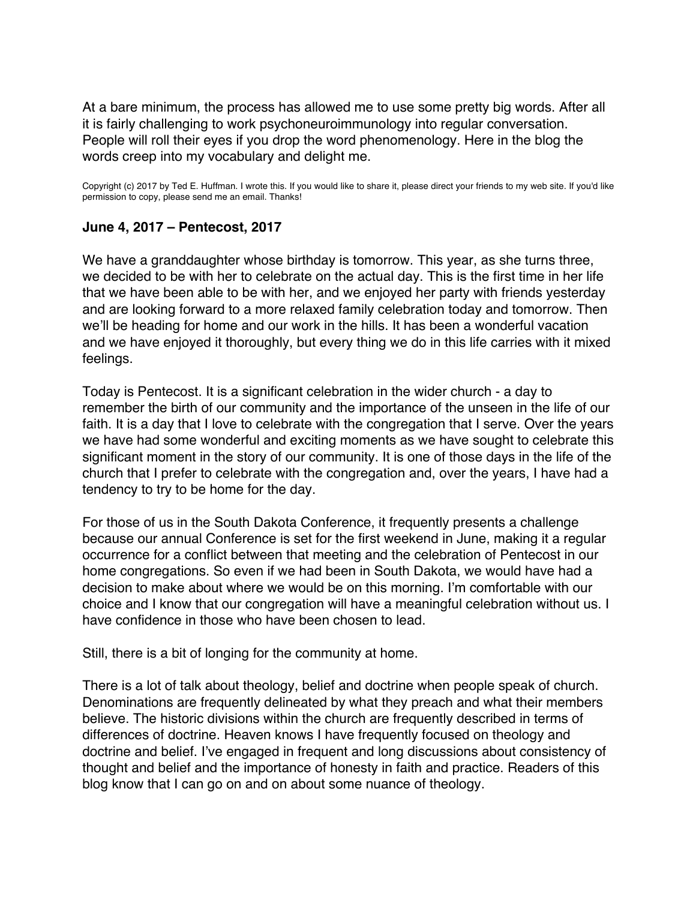At a bare minimum, the process has allowed me to use some pretty big words. After all it is fairly challenging to work psychoneuroimmunology into regular conversation. People will roll their eyes if you drop the word phenomenology. Here in the blog the words creep into my vocabulary and delight me.

Copyright (c) 2017 by Ted E. Huffman. I wrote this. If you would like to share it, please direct your friends to my web site. If you'd like permission to copy, please send me an email. Thanks!

### June 4, 2017 – Pentecost, 2017

We have a granddaughter whose birthday is tomorrow. This year, as she turns three, we decided to be with her to celebrate on the actual day. This is the first time in her life that we have been able to be with her, and we enjoyed her party with friends yesterday and are looking forward to a more relaxed family celebration today and tomorrow. Then we'll be heading for home and our work in the hills. It has been a wonderful vacation and we have enjoyed it thoroughly, but every thing we do in this life carries with it mixed feelings.

Today is Pentecost. It is a significant celebration in the wider church - a day to remember the birth of our community and the importance of the unseen in the life of our faith. It is a day that I love to celebrate with the congregation that I serve. Over the years we have had some wonderful and exciting moments as we have sought to celebrate this significant moment in the story of our community. It is one of those days in the life of the church that I prefer to celebrate with the congregation and, over the years, I have had a tendency to try to be home for the day.

For those of us in the South Dakota Conference, it frequently presents a challenge because our annual Conference is set for the first weekend in June, making it a regular occurrence for a conflict between that meeting and the celebration of Pentecost in our home congregations. So even if we had been in South Dakota, we would have had a decision to make about where we would be on this morning. I'm comfortable with our choice and I know that our congregation will have a meaningful celebration without us. I have confidence in those who have been chosen to lead.

Still, there is a bit of longing for the community at home.

There is a lot of talk about theology, belief and doctrine when people speak of church. Denominations are frequently delineated by what they preach and what their members believe. The historic divisions within the church are frequently described in terms of differences of doctrine. Heaven knows I have frequently focused on theology and doctrine and belief. I've engaged in frequent and long discussions about consistency of thought and belief and the importance of honesty in faith and practice. Readers of this blog know that I can go on and on about some nuance of theology.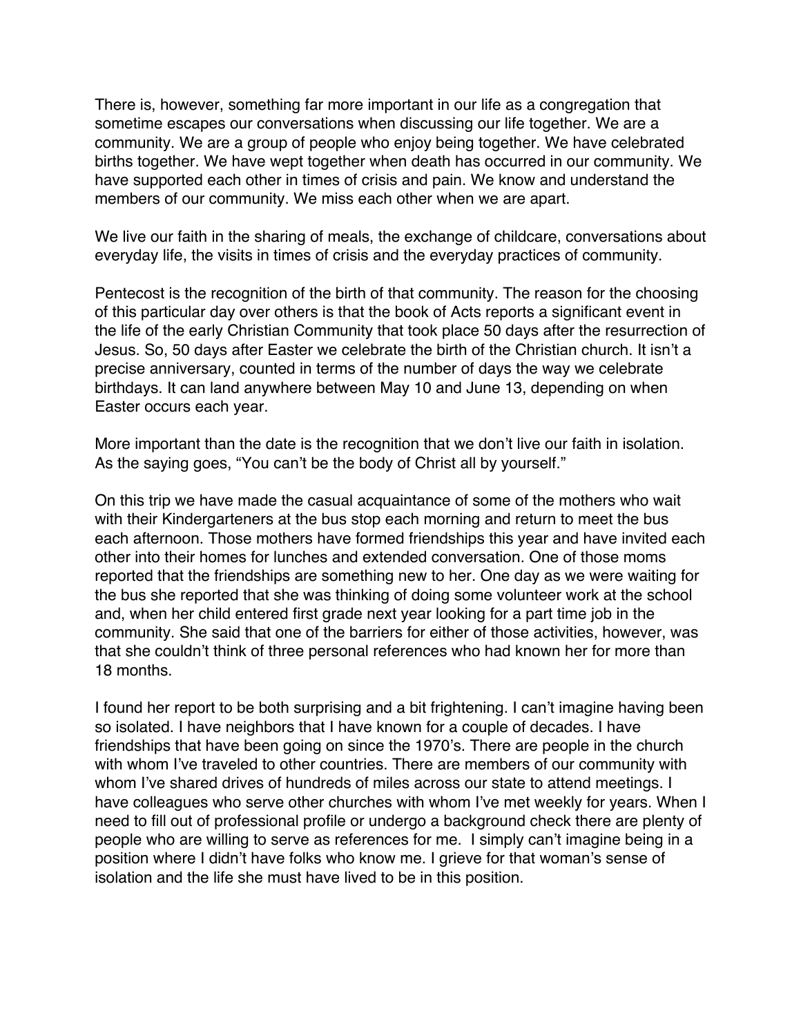There is, however, something far more important in our life as a congregation that sometime escapes our conversations when discussing our life together. We are a community. We are a group of people who enjoy being together. We have celebrated births together. We have wept together when death has occurred in our community. We have supported each other in times of crisis and pain. We know and understand the members of our community. We miss each other when we are apart.

We live our faith in the sharing of meals, the exchange of childcare, conversations about everyday life, the visits in times of crisis and the everyday practices of community.

Pentecost is the recognition of the birth of that community. The reason for the choosing of this particular day over others is that the book of Acts reports a significant event in the life of the early Christian Community that took place 50 days after the resurrection of Jesus. So, 50 days after Easter we celebrate the birth of the Christian church. It isn't a precise anniversary, counted in terms of the number of days the way we celebrate birthdays. It can land anywhere between May 10 and June 13, depending on when Easter occurs each year.

More important than the date is the recognition that we don't live our faith in isolation. As the saying goes, "You can't be the body of Christ all by yourself."

On this trip we have made the casual acquaintance of some of the mothers who wait with their Kindergarteners at the bus stop each morning and return to meet the bus each afternoon. Those mothers have formed friendships this year and have invited each other into their homes for lunches and extended conversation. One of those moms reported that the friendships are something new to her. One day as we were waiting for the bus she reported that she was thinking of doing some volunteer work at the school and, when her child entered first grade next year looking for a part time job in the community. She said that one of the barriers for either of those activities, however, was that she couldn't think of three personal references who had known her for more than 18 months.

I found her report to be both surprising and a bit frightening. I can't imagine having been so isolated. I have neighbors that I have known for a couple of decades. I have friendships that have been going on since the 1970's. There are people in the church with whom I've traveled to other countries. There are members of our community with whom I've shared drives of hundreds of miles across our state to attend meetings. I have colleagues who serve other churches with whom I've met weekly for years. When I need to fill out of professional profile or undergo a background check there are plenty of people who are willing to serve as references for me. I simply can't imagine being in a position where I didn't have folks who know me. I grieve for that woman's sense of isolation and the life she must have lived to be in this position.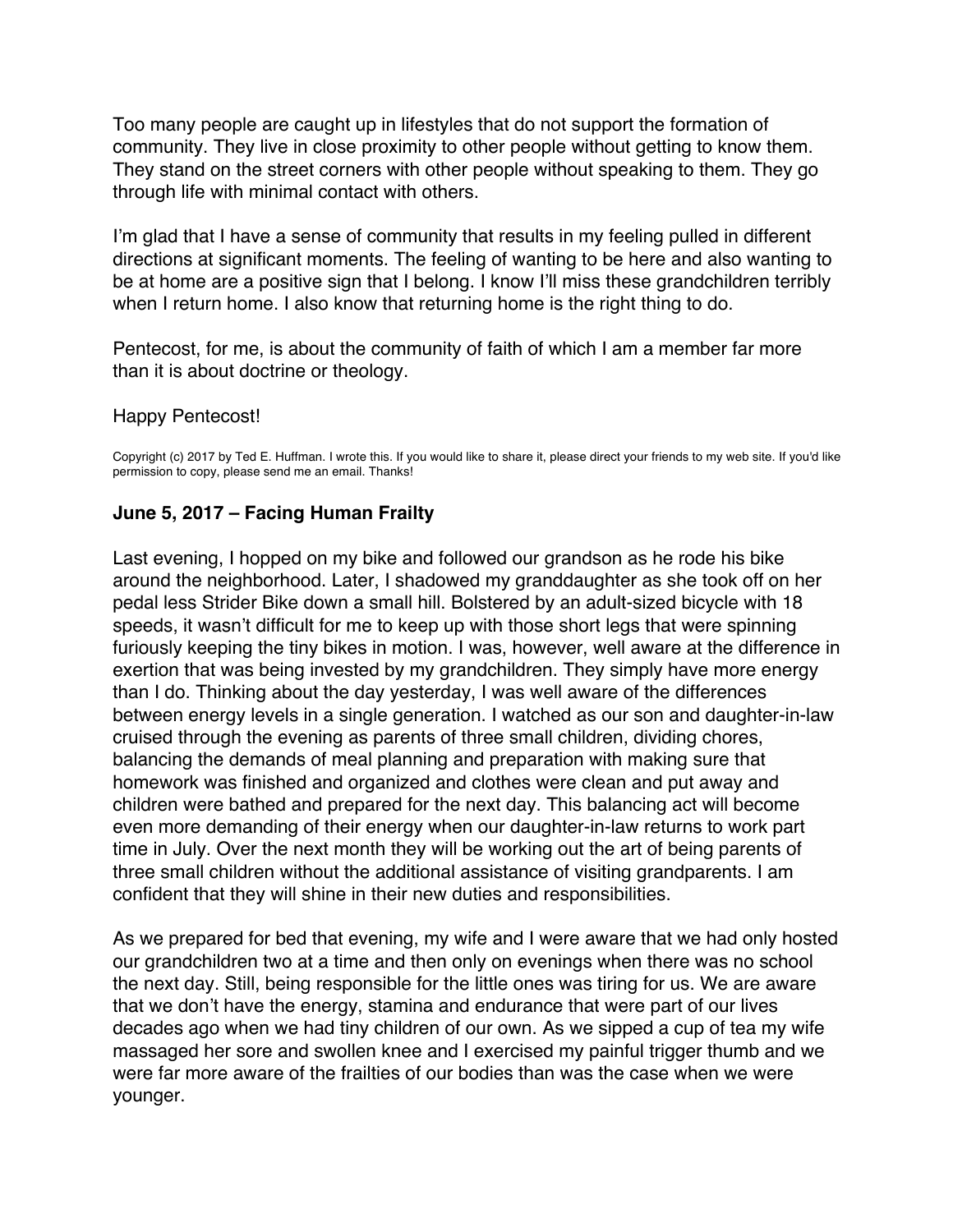Too many people are caught up in lifestyles that do not support the formation of community. They live in close proximity to other people without getting to know them. They stand on the street corners with other people without speaking to them. They go through life with minimal contact with others.

I'm glad that I have a sense of community that results in my feeling pulled in different directions at significant moments. The feeling of wanting to be here and also wanting to be at home are a positive sign that I belong. I know I'll miss these grandchildren terribly when I return home. I also know that returning home is the right thing to do.

Pentecost, for me, is about the community of faith of which I am a member far more than it is about doctrine or theology.

Happy Pentecost!

Copyright (c) 2017 by Ted E. Huffman. I wrote this. If you would like to share it, please direct your friends to my web site. If you'd like permission to copy, please send me an email. Thanks!

### June 5, 2017 – Facing Human Frailty

Last evening, I hopped on my bike and followed our grandson as he rode his bike around the neighborhood. Later, I shadowed my granddaughter as she took off on her pedal less Strider Bike down a small hill. Bolstered by an adult-sized bicycle with 18 speeds, it wasn't difficult for me to keep up with those short legs that were spinning furiously keeping the tiny bikes in motion. I was, however, well aware at the difference in exertion that was being invested by my grandchildren. They simply have more energy than I do. Thinking about the day yesterday, I was well aware of the differences between energy levels in a single generation. I watched as our son and daughter-in-law cruised through the evening as parents of three small children, dividing chores, balancing the demands of meal planning and preparation with making sure that homework was finished and organized and clothes were clean and put away and children were bathed and prepared for the next day. This balancing act will become even more demanding of their energy when our daughter-in-law returns to work part time in July. Over the next month they will be working out the art of being parents of three small children without the additional assistance of visiting grandparents. I am confident that they will shine in their new duties and responsibilities.

As we prepared for bed that evening, my wife and I were aware that we had only hosted our grandchildren two at a time and then only on evenings when there was no school the next day. Still, being responsible for the little ones was tiring for us. We are aware that we don't have the energy, stamina and endurance that were part of our lives decades ago when we had tiny children of our own. As we sipped a cup of tea my wife massaged her sore and swollen knee and I exercised my painful trigger thumb and we were far more aware of the frailties of our bodies than was the case when we were younger.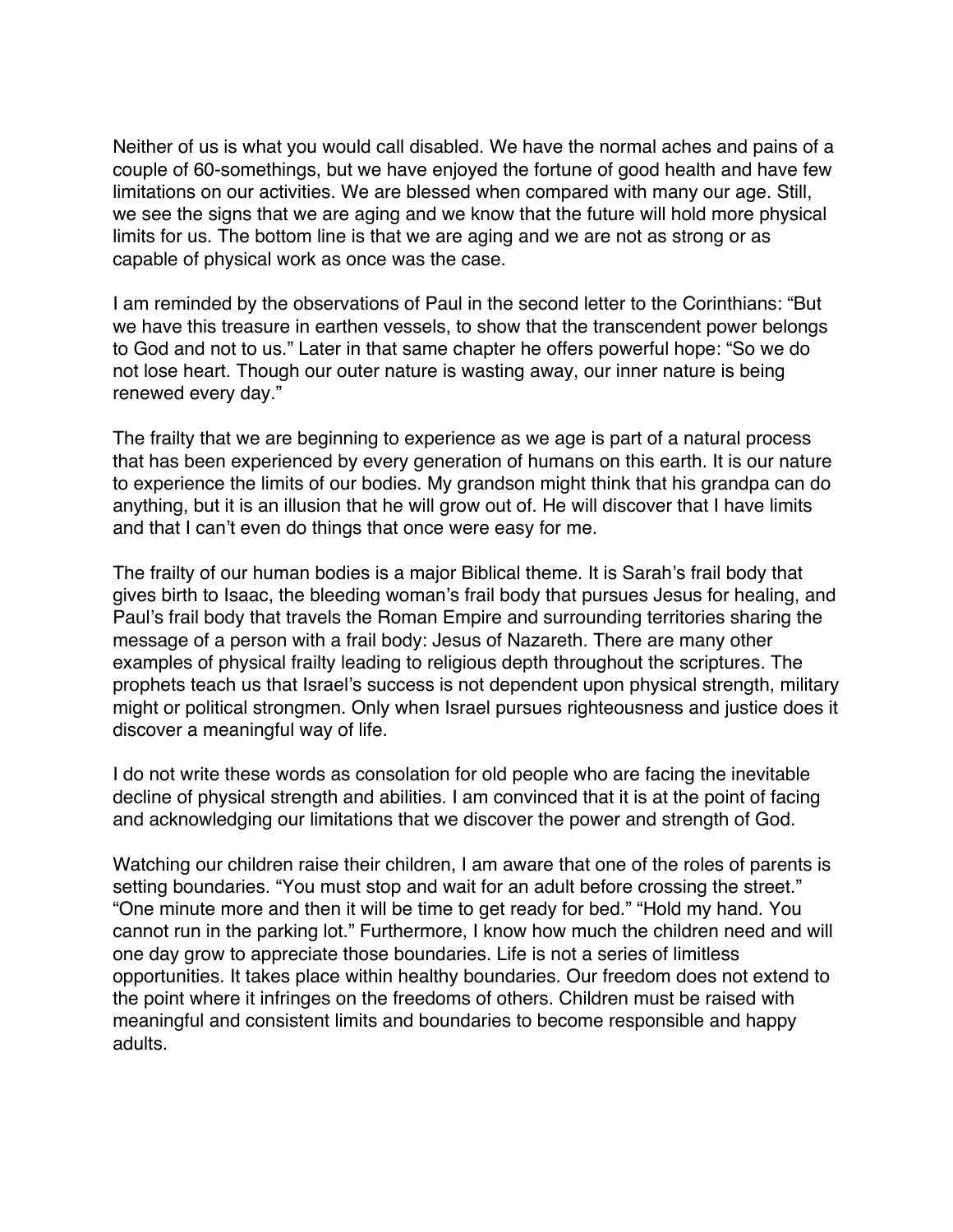Neither of us is what you would call disabled. We have the normal aches and pains of a couple of 60-somethings, but we have enjoyed the fortune of good health and have few limitations on our activities. We are blessed when compared with many our age. Still, we see the signs that we are aging and we know that the future will hold more physical limits for us. The bottom line is that we are aging and we are not as strong or as capable of physical work as once was the case.

I am reminded by the observations of Paul in the second letter to the Corinthians: “But we have this treasure in earthen vessels, to show that the transcendent power belongs to God and not to us.” Later in that same chapter he offers powerful hope: “So we do not lose heart. Though our outer nature is wasting away, our inner nature is being renewed every day.”

The frailty that we are beginning to experience as we age is part of a natural process that has been experienced by every generation of humans on this earth. It is our nature to experience the limits of our bodies. My grandson might think that his grandpa can do anything, but it is an illusion that he will grow out of. He will discover that I have limits and that I can’t even do things that once were easy for me.

The frailty of our human bodies is a major Biblical theme. It is Sarah’s frail body that gives birth to Isaac, the bleeding woman’s frail body that pursues Jesus for healing, and Paul’s frail body that travels the Roman Empire and surrounding territories sharing the message of a person with a frail body: Jesus of Nazareth. There are many other examples of physical frailty leading to religious depth throughout the scriptures. The prophets teach us that Israel’s success is not dependent upon physical strength, military might or political strongmen. Only when Israel pursues righteousness and justice does it discover a meaningful way of life.

I do not write these words as consolation for old people who are facing the inevitable decline of physical strength and abilities. I am convinced that it is at the point of facing and acknowledging our limitations that we discover the power and strength of God.

Watching our children raise their children, I am aware that one of the roles of parents is setting boundaries. “You must stop and wait for an adult before crossing the street.” “One minute more and then it will be time to get ready for bed.” “Hold my hand. You cannot run in the parking lot.” Furthermore, I know how much the children need and will one day grow to appreciate those boundaries. Life is not a series of limitless opportunities. It takes place within healthy boundaries. Our freedom does not extend to the point where it infringes on the freedoms of others. Children must be raised with meaningful and consistent limits and boundaries to become responsible and happy adults.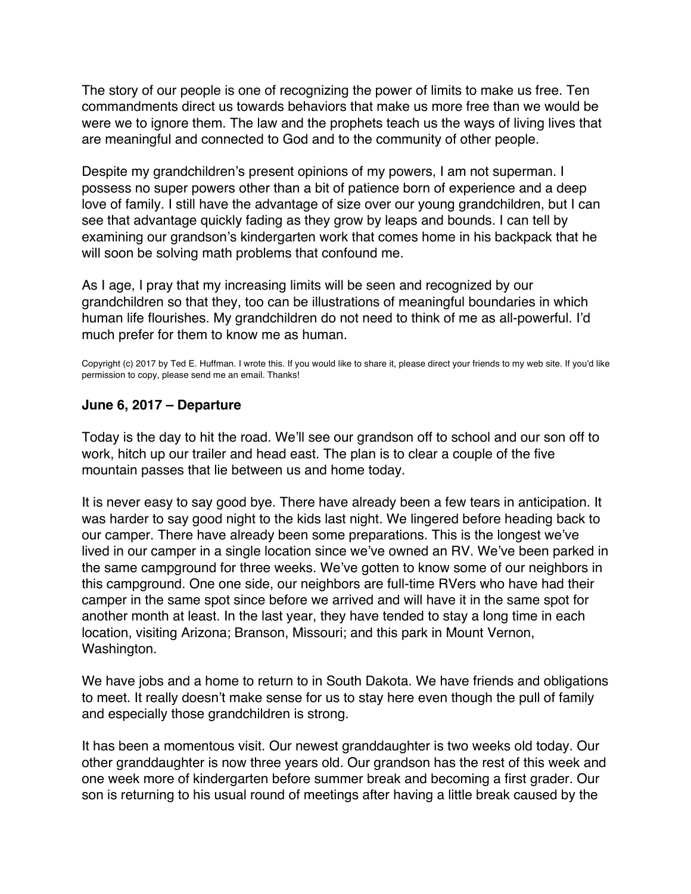The story of our people is one of recognizing the power of limits to make us free. Ten commandments direct us towards behaviors that make us more free than we would be were we to ignore them. The law and the prophets teach us the ways of living lives that are meaningful and connected to God and to the community of other people.

Despite my grandchildren's present opinions of my powers, I am not superman. I possess no super powers other than a bit of patience born of experience and a deep love of family. I still have the advantage of size over our young grandchildren, but I can see that advantage quickly fading as they grow by leaps and bounds. I can tell by examining our grandson's kindergarten work that comes home in his backpack that he will soon be solving math problems that confound me.

As I age, I pray that my increasing limits will be seen and recognized by our grandchildren so that they, too can be illustrations of meaningful boundaries in which human life flourishes. My grandchildren do not need to think of me as all-powerful. I'd much prefer for them to know me as human.

Copyright (c) 2017 by Ted E. Huffman. I wrote this. If you would like to share it, please direct your friends to my web site. If you'd like permission to copy, please send me an email. Thanks!

**June 6, 2017 – Departure**

Today is the day to hit the road. We'll see our grandson off to school and our son off to work, hitch up our trailer and head east. The plan is to clear a couple of the five mountain passes that lie between us and home today.

It is never easy to say good bye. There have already been a few tears in anticipation. It was harder to say good night to the kids last night. We lingered before heading back to our camper. There have already been some preparations. This is the longest we've lived in our camper in a single location since we've owned an RV. We've been parked in the same campground for three weeks. We've gotten to know some of our neighbors in this campground. One one side, our neighbors are full-time RVers who have had their camper in the same spot since before we arrived and will have it in the same spot for another month at least. In the last year, they have tended to stay a long time in each location, visiting Arizona; Branson, Missouri; and this park in Mount Vernon, Washington.

We have jobs and a home to return to in South Dakota. We have friends and obligations to meet. It really doesn't make sense for us to stay here even though the pull of family and especially those grandchildren is strong.

It has been a momentous visit. Our newest granddaughter is two weeks old today. Our other granddaughter is now three years old. Our grandson has the rest of this week and one week more of kindergarten before summer break and becoming a first grader. Our son is returning to his usual round of meetings after having a little break caused by the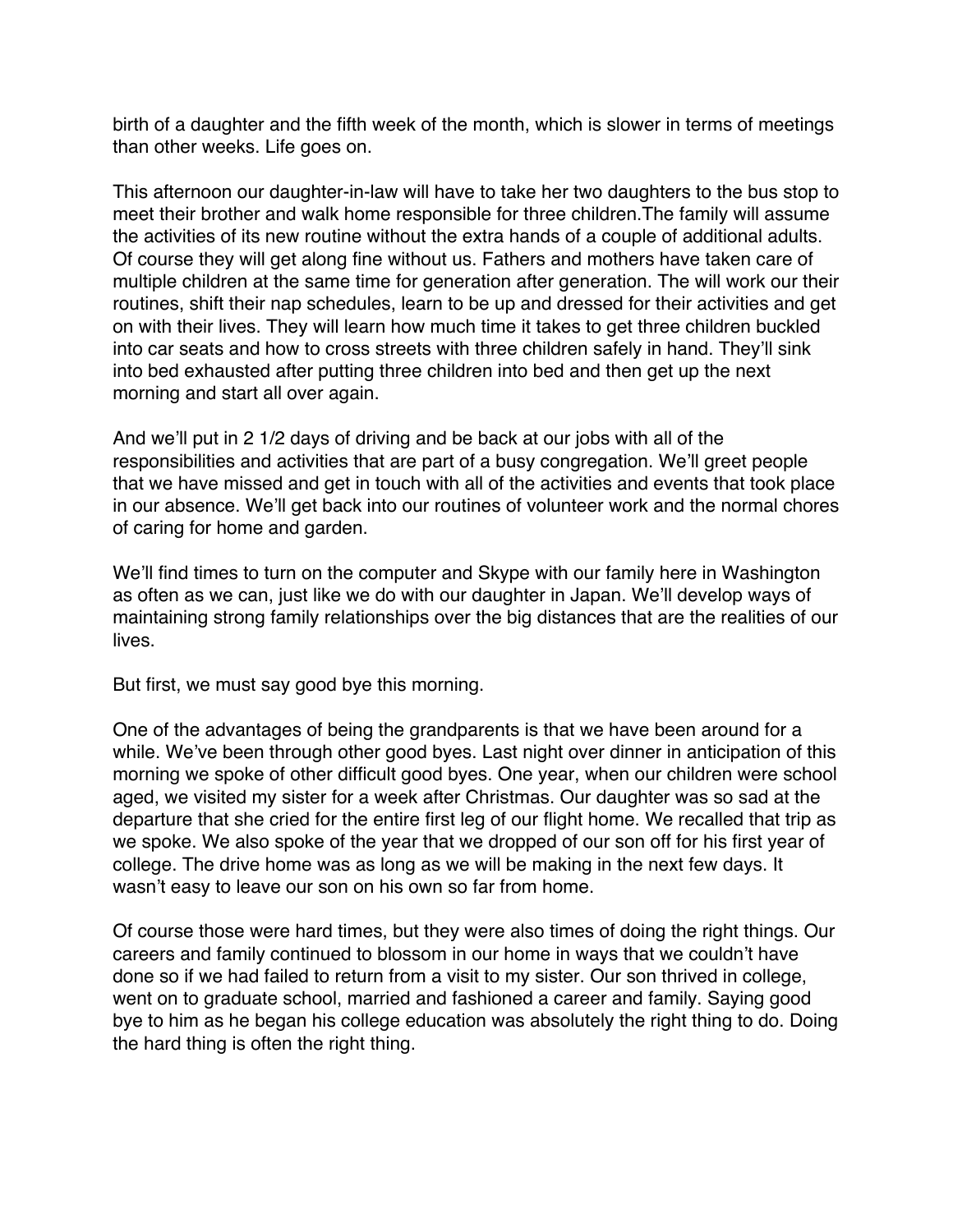birth of a daughter and the fifth week of the month, which is slower in terms of meetings than other weeks. Life goes on.

This afternoon our daughter-in-law will have to take her two daughters to the bus stop to meet their brother and walk home responsible for three children.The family will assume the activities of its new routine without the extra hands of a couple of additional adults. Of course they will get along fine without us. Fathers and mothers have taken care of multiple children at the same time for generation after generation. The will work our their routines, shift their nap schedules, learn to be up and dressed for their activities and get on with their lives. They will learn how much time it takes to get three children buckled into car seats and how to cross streets with three children safely in hand. They'll sink into bed exhausted after putting three children into bed and then get up the next morning and start all over again.

And we'll put in 2 1/2 days of driving and be back at our jobs with all of the responsibilities and activities that are part of a busy congregation. We'll greet people that we have missed and get in touch with all of the activities and events that took place in our absence. We'll get back into our routines of volunteer work and the normal chores of caring for home and garden.

We'll find times to turn on the computer and Skype with our family here in Washington as often as we can, just like we do with our daughter in Japan. We'll develop ways of maintaining strong family relationships over the big distances that are the realities of our lives.

But first, we must say good bye this morning.

One of the advantages of being the grandparents is that we have been around for a while. We've been through other good byes. Last night over dinner in anticipation of this morning we spoke of other difficult good byes. One year, when our children were school aged, we visited my sister for a week after Christmas. Our daughter was so sad at the departure that she cried for the entire first leg of our flight home. We recalled that trip as we spoke. We also spoke of the year that we dropped of our son off for his first year of college. The drive home was as long as we will be making in the next few days. It wasn't easy to leave our son on his own so far from home.

Of course those were hard times, but they were also times of doing the right things. Our careers and family continued to blossom in our home in ways that we couldn't have done so if we had failed to return from a visit to my sister. Our son thrived in college, went on to graduate school, married and fashioned a career and family. Saying good bye to him as he began his college education was absolutely the right thing to do. Doing the hard thing is often the right thing.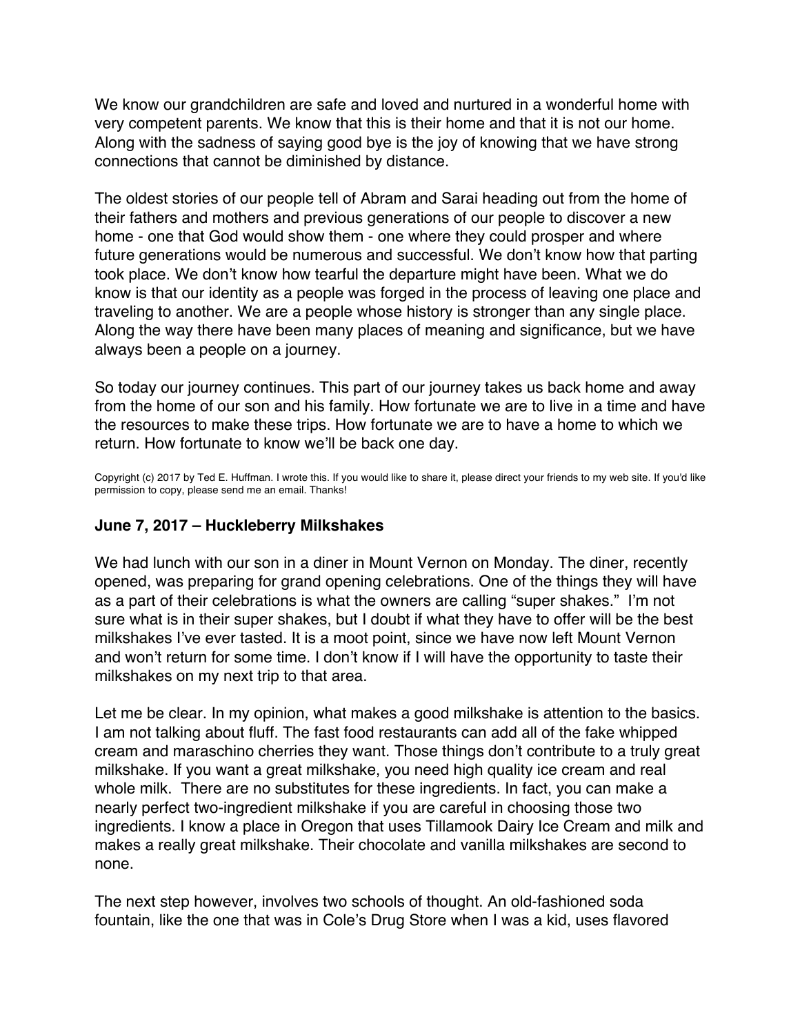We know our grandchildren are safe and loved and nurtured in a wonderful home with very competent parents. We know that this is their home and that it is not our home. Along with the sadness of saying good bye is the joy of knowing that we have strong connections that cannot be diminished by distance.

The oldest stories of our people tell of Abram and Sarai heading out from the home of their fathers and mothers and previous generations of our people to discover a new home - one that God would show them - one where they could prosper and where future generations would be numerous and successful. We don't know how that parting took place. We don't know how tearful the departure might have been. What we do know is that our identity as a people was forged in the process of leaving one place and traveling to another. We are a people whose history is stronger than any single place. Along the way there have been many places of meaning and significance, but we have always been a people on a journey.

So today our journey continues. This part of our journey takes us back home and away from the home of our son and his family. How fortunate we are to live in a time and have the resources to make these trips. How fortunate we are to have a home to which we return. How fortunate to know we'll be back one day.

Copyright (c) 2017 by Ted E. Huffman. I wrote this. If you would like to share it, please direct your friends to my web site. If you'd like permission to copy, please send me an email. Thanks!

### June 7, 2017 – Huckleberry Milkshakes

We had lunch with our son in a diner in Mount Vernon on Monday. The diner, recently opened, was preparing for grand opening celebrations. One of the things they will have as a part of their celebrations is what the owners are calling "super shakes." I'm not sure what is in their super shakes, but I doubt if what they have to offer will be the best milkshakes I've ever tasted. It is a moot point, since we have now left Mount Vernon and won't return for some time. I don't know if I will have the opportunity to taste their milkshakes on my next trip to that area.

Let me be clear. In my opinion, what makes a good milkshake is attention to the basics. I am not talking about fluff. The fast food restaurants can add all of the fake whipped cream and maraschino cherries they want. Those things don't contribute to a truly great milkshake. If you want a great milkshake, you need high quality ice cream and real whole milk. There are no substitutes for these ingredients. In fact, you can make a nearly perfect two-ingredient milkshake if you are careful in choosing those two ingredients. I know a place in Oregon that uses Tillamook Dairy Ice Cream and milk and makes a really great milkshake. Their chocolate and vanilla milkshakes are second to none.

The next step however, involves two schools of thought. An old-fashioned soda fountain, like the one that was in Cole's Drug Store when I was a kid, uses flavored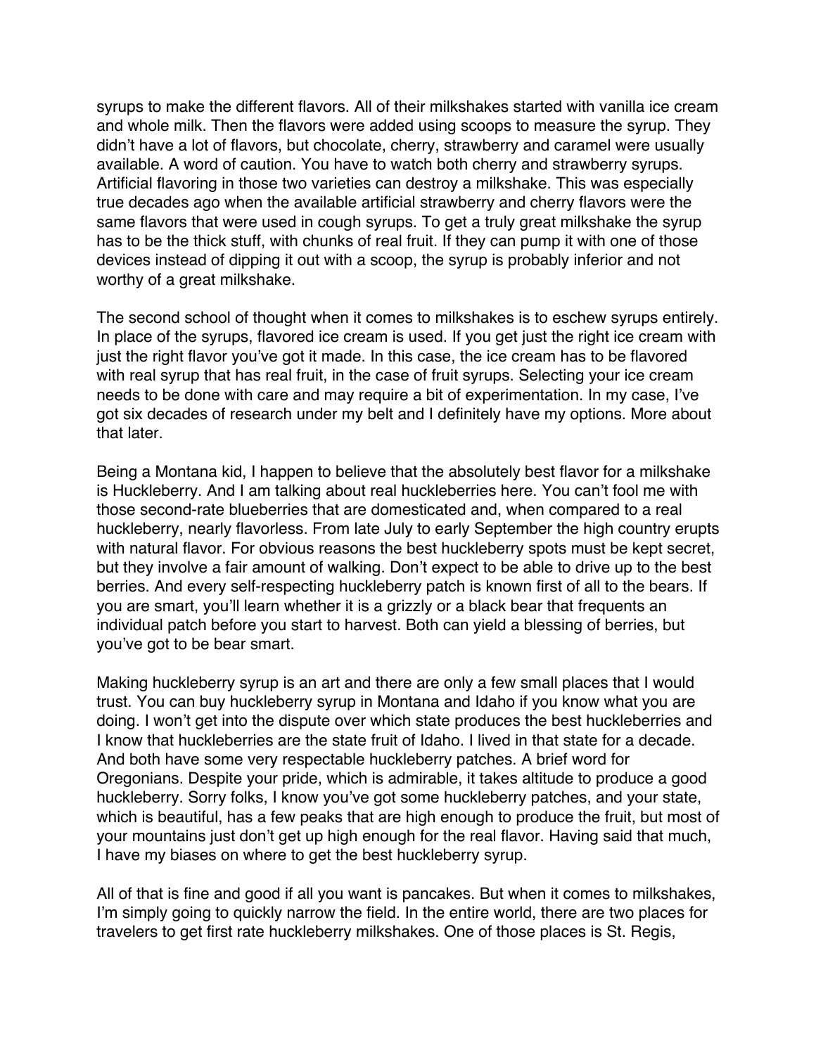syrups to make the different flavors. All of their milkshakes started with vanilla ice cream and whole milk. Then the flavors were added using scoops to measure the syrup. They didn't have a lot of flavors, but chocolate, cherry, strawberry and caramel were usually available. A word of caution. You have to watch both cherry and strawberry syrups. Artificial flavoring in those two varieties can destroy a milkshake. This was especially true decades ago when the available artificial strawberry and cherry flavors were the same flavors that were used in cough syrups. To get a truly great milkshake the syrup has to be the thick stuff, with chunks of real fruit. If they can pump it with one of those devices instead of dipping it out with a scoop, the syrup is probably inferior and not worthy of a great milkshake.

The second school of thought when it comes to milkshakes is to eschew syrups entirely. In place of the syrups, flavored ice cream is used. If you get just the right ice cream with just the right flavor you've got it made. In this case, the ice cream has to be flavored with real syrup that has real fruit, in the case of fruit syrups. Selecting your ice cream needs to be done with care and may require a bit of experimentation. In my case, I've got six decades of research under my belt and I definitely have my options. More about that later.

Being a Montana kid, I happen to believe that the absolutely best flavor for a milkshake is Huckleberry. And I am talking about real huckleberries here. You can't fool me with those second-rate blueberries that are domesticated and, when compared to a real huckleberry, nearly flavorless. From late July to early September the high country erupts with natural flavor. For obvious reasons the best huckleberry spots must be kept secret, but they involve a fair amount of walking. Don't expect to be able to drive up to the best berries. And every self-respecting huckleberry patch is known first of all to the bears. If you are smart, you'll learn whether it is a grizzly or a black bear that frequents an individual patch before you start to harvest. Both can yield a blessing of berries, but you've got to be bear smart.

Making huckleberry syrup is an art and there are only a few small places that I would trust. You can buy huckleberry syrup in Montana and Idaho if you know what you are doing. I won't get into the dispute over which state produces the best huckleberries and I know that huckleberries are the state fruit of Idaho. I lived in that state for a decade. And both have some very respectable huckleberry patches. A brief word for Oregonians. Despite your pride, which is admirable, it takes altitude to produce a good huckleberry. Sorry folks, I know you've got some huckleberry patches, and your state, which is beautiful, has a few peaks that are high enough to produce the fruit, but most of your mountains just don't get up high enough for the real flavor. Having said that much, I have my biases on where to get the best huckleberry syrup.

All of that is fine and good if all you want is pancakes. But when it comes to milkshakes, I'm simply going to quickly narrow the field. In the entire world, there are two places for travelers to get first rate huckleberry milkshakes. One of those places is St. Regis,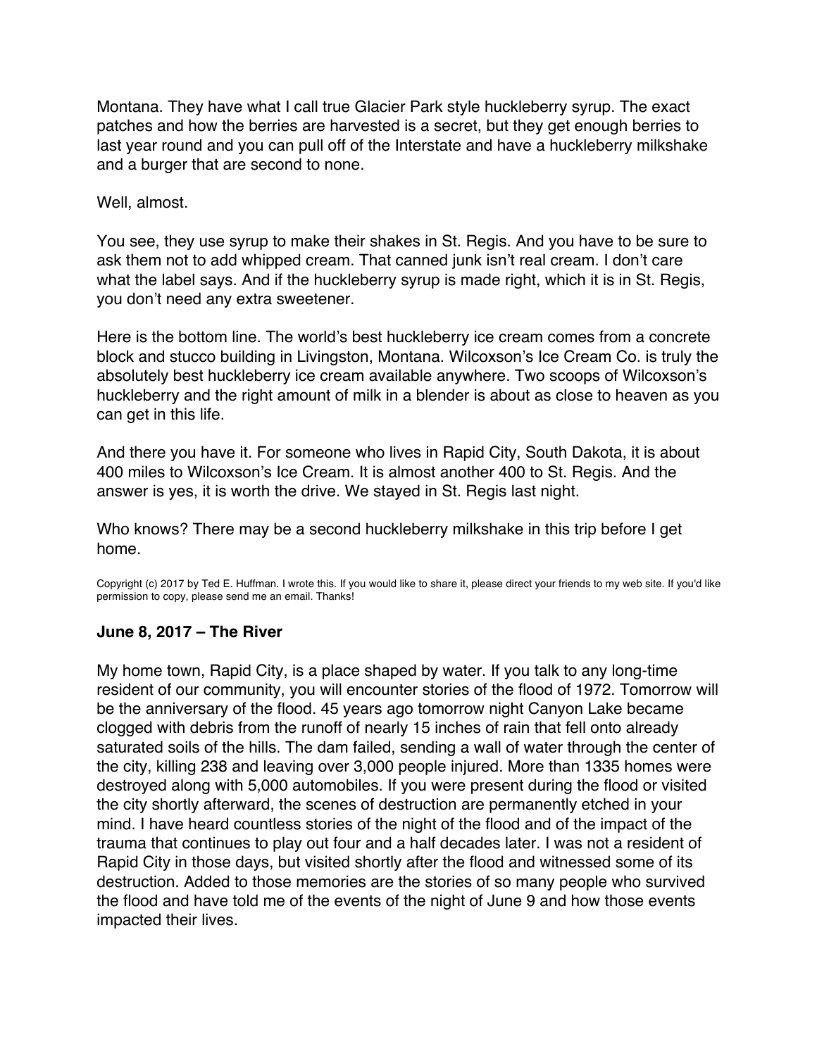Montana. They have what I call true Glacier Park style huckleberry syrup. The exact patches and how the berries are harvested is a secret, but they get enough berries to last year round and you can pull off of the Interstate and have a huckleberry milkshake and a burger that are second to none.

Well, almost.

You see, they use syrup to make their shakes in St. Regis. And you have to be sure to ask them not to add whipped cream. That canned junk isn't real cream. I don't care what the label says. And if the huckleberry syrup is made right, which it is in St. Regis, you don't need any extra sweetener.

Here is the bottom line. The world's best huckleberry ice cream comes from a concrete block and stucco building in Livingston, Montana. Wilcoxson's Ice Cream Co. is truly the absolutely best huckleberry ice cream available anywhere. Two scoops of Wilcoxson's huckleberry and the right amount of milk in a blender is about as close to heaven as you can get in this life.

And there you have it. For someone who lives in Rapid City, South Dakota, it is about 400 miles to Wilcoxson's Ice Cream. It is almost another 400 to St. Regis. And the answer is yes, it is worth the drive. We stayed in St. Regis last night.

Who knows? There may be a second huckleberry milkshake in this trip before I get home.

Copyright (c) 2017 by Ted E. Huffman. I wrote this. If you would like to share it, please direct your friends to my web site. If you'd like permission to copy, please send me an email. Thanks!

### June 8, 2017 – The River

My home town, Rapid City, is a place shaped by water. If you talk to any long-time resident of our community, you will encounter stories of the flood of 1972. Tomorrow will be the anniversary of the flood. 45 years ago tomorrow night Canyon Lake became clogged with debris from the runoff of nearly 15 inches of rain that fell onto already saturated soils of the hills. The dam failed, sending a wall of water through the center of the city, killing 238 and leaving over 3,000 people injured. More than 1335 homes were destroyed along with 5,000 automobiles. If you were present during the flood or visited the city shortly afterward, the scenes of destruction are permanently etched in your mind. I have heard countless stories of the night of the flood and of the impact of the trauma that continues to play out four and a half decades later. I was not a resident of Rapid City in those days, but visited shortly after the flood and witnessed some of its destruction. Added to those memories are the stories of so many people who survived the flood and have told me of the events of the night of June 9 and how those events impacted their lives.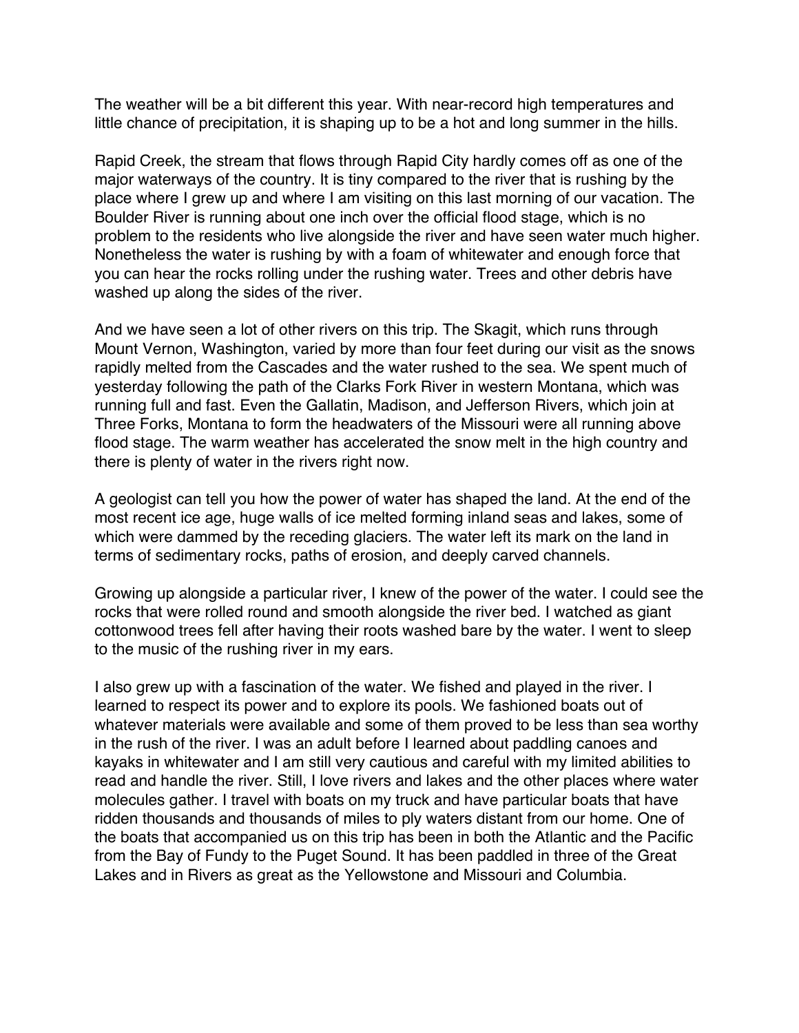The weather will be a bit different this year. With near-record high temperatures and little chance of precipitation, it is shaping up to be a hot and long summer in the hills.

Rapid Creek, the stream that flows through Rapid City hardly comes off as one of the major waterways of the country. It is tiny compared to the river that is rushing by the place where I grew up and where I am visiting on this last morning of our vacation. The Boulder River is running about one inch over the official flood stage, which is no problem to the residents who live alongside the river and have seen water much higher. Nonetheless the water is rushing by with a foam of whitewater and enough force that you can hear the rocks rolling under the rushing water. Trees and other debris have washed up along the sides of the river.

And we have seen a lot of other rivers on this trip. The Skagit, which runs through Mount Vernon, Washington, varied by more than four feet during our visit as the snows rapidly melted from the Cascades and the water rushed to the sea. We spent much of yesterday following the path of the Clarks Fork River in western Montana, which was running full and fast. Even the Gallatin, Madison, and Jefferson Rivers, which join at Three Forks, Montana to form the headwaters of the Missouri were all running above flood stage. The warm weather has accelerated the snow melt in the high country and there is plenty of water in the rivers right now.

A geologist can tell you how the power of water has shaped the land. At the end of the most recent ice age, huge walls of ice melted forming inland seas and lakes, some of which were dammed by the receding glaciers. The water left its mark on the land in terms of sedimentary rocks, paths of erosion, and deeply carved channels.

Growing up alongside a particular river, I knew of the power of the water. I could see the rocks that were rolled round and smooth alongside the river bed. I watched as giant cottonwood trees fell after having their roots washed bare by the water. I went to sleep to the music of the rushing river in my ears.

I also grew up with a fascination of the water. We fished and played in the river. I learned to respect its power and to explore its pools. We fashioned boats out of whatever materials were available and some of them proved to be less than sea worthy in the rush of the river. I was an adult before I learned about paddling canoes and kayaks in whitewater and I am still very cautious and careful with my limited abilities to read and handle the river. Still, I love rivers and lakes and the other places where water molecules gather. I travel with boats on my truck and have particular boats that have ridden thousands and thousands of miles to ply waters distant from our home. One of the boats that accompanied us on this trip has been in both the Atlantic and the Pacific from the Bay of Fundy to the Puget Sound. It has been paddled in three of the Great Lakes and in Rivers as great as the Yellowstone and Missouri and Columbia.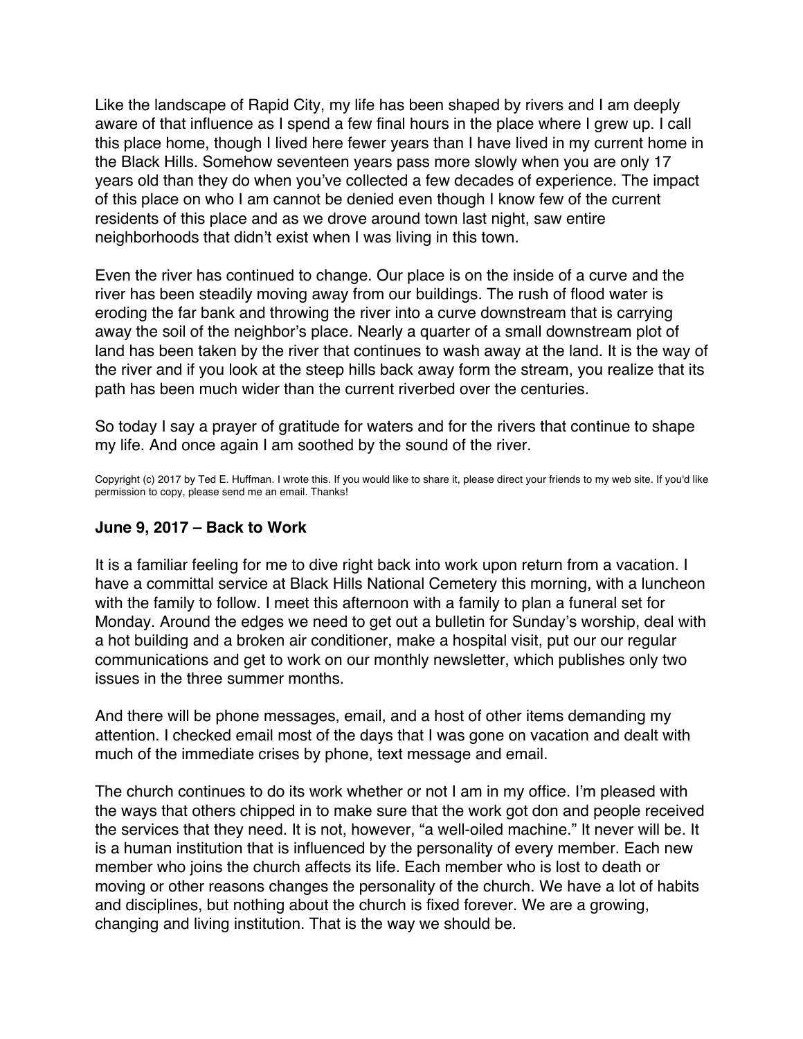Like the landscape of Rapid City, my life has been shaped by rivers and I am deeply aware of that influence as I spend a few final hours in the place where I grew up. I call this place home, though I lived here fewer years than I have lived in my current home in the Black Hills. Somehow seventeen years pass more slowly when you are only 17 years old than they do when you've collected a few decades of experience. The impact of this place on who I am cannot be denied even though I know few of the current residents of this place and as we drove around town last night, saw entire neighborhoods that didn't exist when I was living in this town.

Even the river has continued to change. Our place is on the inside of a curve and the river has been steadily moving away from our buildings. The rush of flood water is eroding the far bank and throwing the river into a curve downstream that is carrying away the soil of the neighbor's place. Nearly a quarter of a small downstream plot of land has been taken by the river that continues to wash away at the land. It is the way of the river and if you look at the steep hills back away form the stream, you realize that its path has been much wider than the current riverbed over the centuries.

So today I say a prayer of gratitude for waters and for the rivers that continue to shape my life. And once again I am soothed by the sound of the river.

Copyright (c) 2017 by Ted E. Huffman. I wrote this. If you would like to share it, please direct your friends to my web site. If you'd like permission to copy, please send me an email. Thanks!

### June 9, 2017 – Back to Work

It is a familiar feeling for me to dive right back into work upon return from a vacation. I have a committal service at Black Hills National Cemetery this morning, with a luncheon with the family to follow. I meet this afternoon with a family to plan a funeral set for Monday. Around the edges we need to get out a bulletin for Sunday's worship, deal with a hot building and a broken air conditioner, make a hospital visit, put our our regular communications and get to work on our monthly newsletter, which publishes only two issues in the three summer months.

And there will be phone messages, email, and a host of other items demanding my attention. I checked email most of the days that I was gone on vacation and dealt with much of the immediate crises by phone, text message and email.

The church continues to do its work whether or not I am in my office. I'm pleased with the ways that others chipped in to make sure that the work got don and people received the services that they need. It is not, however, "a well-oiled machine." It never will be. It is a human institution that is influenced by the personality of every member. Each new member who joins the church affects its life. Each member who is lost to death or moving or other reasons changes the personality of the church. We have a lot of habits and disciplines, but nothing about the church is fixed forever. We are a growing, changing and living institution. That is the way we should be.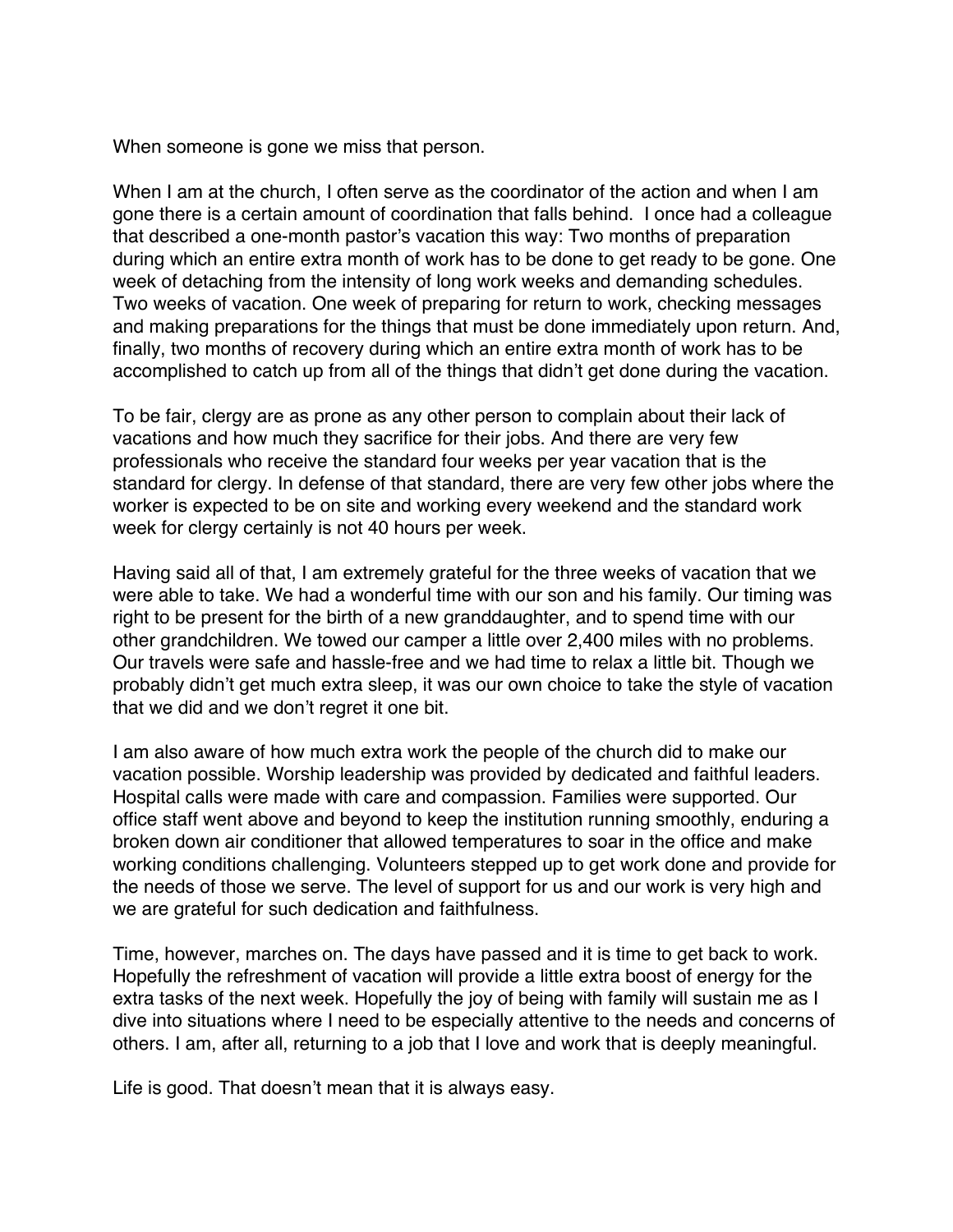When someone is gone we miss that person.

When I am at the church, I often serve as the coordinator of the action and when I am gone there is a certain amount of coordination that falls behind. I once had a colleague that described a one-month pastor's vacation this way: Two months of preparation during which an entire extra month of work has to be done to get ready to be gone. One week of detaching from the intensity of long work weeks and demanding schedules. Two weeks of vacation. One week of preparing for return to work, checking messages and making preparations for the things that must be done immediately upon return. And, finally, two months of recovery during which an entire extra month of work has to be accomplished to catch up from all of the things that didn't get done during the vacation.

To be fair, clergy are as prone as any other person to complain about their lack of vacations and how much they sacrifice for their jobs. And there are very few professionals who receive the standard four weeks per year vacation that is the standard for clergy. In defense of that standard, there are very few other jobs where the worker is expected to be on site and working every weekend and the standard work week for clergy certainly is not 40 hours per week.

Having said all of that, I am extremely grateful for the three weeks of vacation that we were able to take. We had a wonderful time with our son and his family. Our timing was right to be present for the birth of a new granddaughter, and to spend time with our other grandchildren. We towed our camper a little over 2,400 miles with no problems. Our travels were safe and hassle-free and we had time to relax a little bit. Though we probably didn't get much extra sleep, it was our own choice to take the style of vacation that we did and we don't regret it one bit.

I am also aware of how much extra work the people of the church did to make our vacation possible. Worship leadership was provided by dedicated and faithful leaders. Hospital calls were made with care and compassion. Families were supported. Our office staff went above and beyond to keep the institution running smoothly, enduring a broken down air conditioner that allowed temperatures to soar in the office and make working conditions challenging. Volunteers stepped up to get work done and provide for the needs of those we serve. The level of support for us and our work is very high and we are grateful for such dedication and faithfulness.

Time, however, marches on. The days have passed and it is time to get back to work. Hopefully the refreshment of vacation will provide a little extra boost of energy for the extra tasks of the next week. Hopefully the joy of being with family will sustain me as I dive into situations where I need to be especially attentive to the needs and concerns of others. I am, after all, returning to a job that I love and work that is deeply meaningful.

Life is good. That doesn't mean that it is always easy.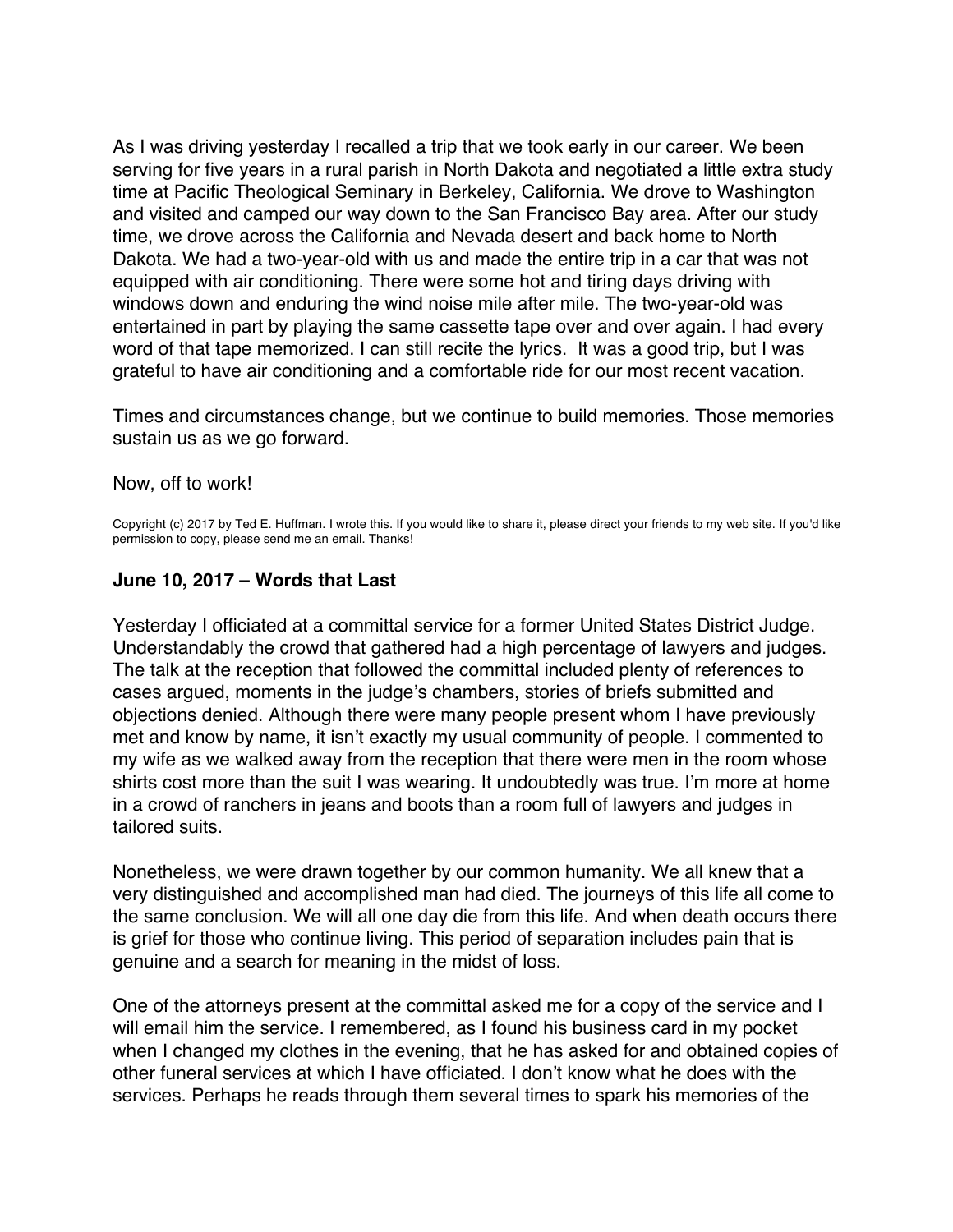As I was driving yesterday I recalled a trip that we took early in our career. We been serving for five years in a rural parish in North Dakota and negotiated a little extra study time at Pacific Theological Seminary in Berkeley, California. We drove to Washington and visited and camped our way down to the San Francisco Bay area. After our study time, we drove across the California and Nevada desert and back home to North Dakota. We had a two-year-old with us and made the entire trip in a car that was not equipped with air conditioning. There were some hot and tiring days driving with windows down and enduring the wind noise mile after mile. The two-year-old was entertained in part by playing the same cassette tape over and over again. I had every word of that tape memorized. I can still recite the lyrics. It was a good trip, but I was grateful to have air conditioning and a comfortable ride for our most recent vacation.

Times and circumstances change, but we continue to build memories. Those memories sustain us as we go forward.

Now, off to work!

Copyright (c) 2017 by Ted E. Huffman. I wrote this. If you would like to share it, please direct your friends to my web site. If you'd like permission to copy, please send me an email. Thanks!

### June 10, 2017 – Words that Last

Yesterday I officiated at a committal service for a former United States District Judge. Understandably the crowd that gathered had a high percentage of lawyers and judges. The talk at the reception that followed the committal included plenty of references to cases argued, moments in the judge's chambers, stories of briefs submitted and objections denied. Although there were many people present whom I have previously met and know by name, it isn't exactly my usual community of people. I commented to my wife as we walked away from the reception that there were men in the room whose shirts cost more than the suit I was wearing. It undoubtedly was true. I'm more at home in a crowd of ranchers in jeans and boots than a room full of lawyers and judges in tailored suits.

Nonetheless, we were drawn together by our common humanity. We all knew that a very distinguished and accomplished man had died. The journeys of this life all come to the same conclusion. We will all one day die from this life. And when death occurs there is grief for those who continue living. This period of separation includes pain that is genuine and a search for meaning in the midst of loss.

One of the attorneys present at the committal asked me for a copy of the service and I will email him the service. I remembered, as I found his business card in my pocket when I changed my clothes in the evening, that he has asked for and obtained copies of other funeral services at which I have officiated. I don't know what he does with the services. Perhaps he reads through them several times to spark his memories of the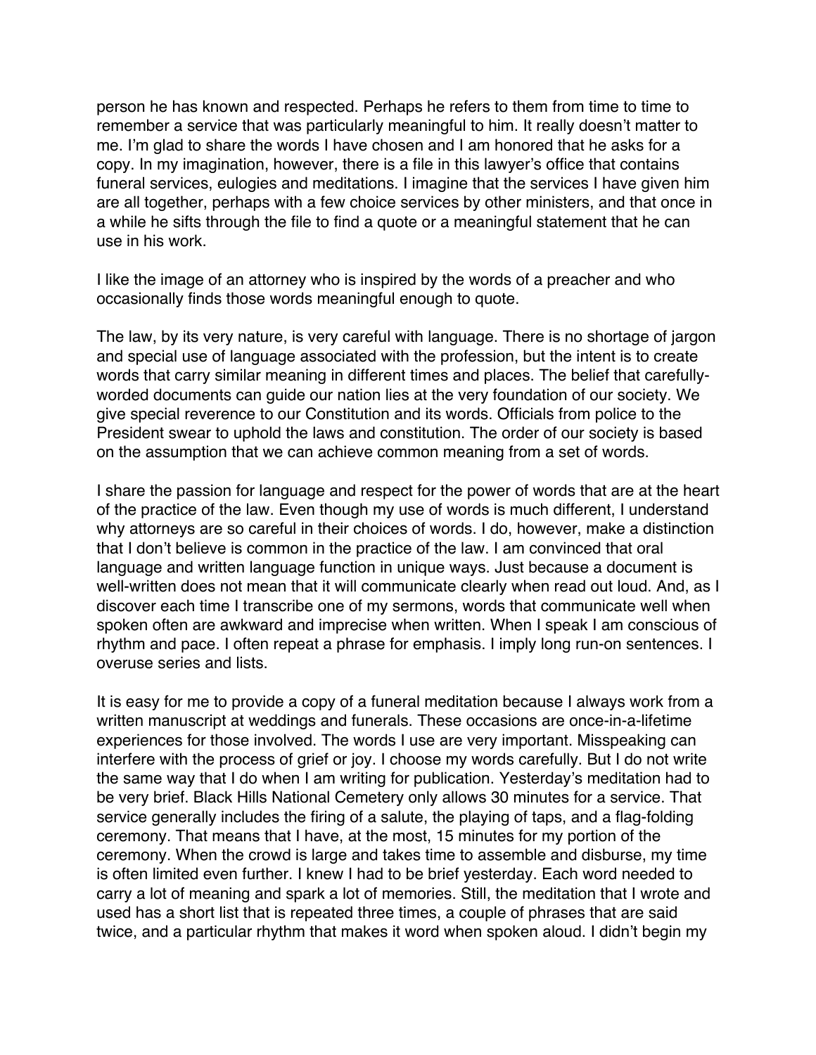person he has known and respected. Perhaps he refers to them from time to time to remember a service that was particularly meaningful to him. It really doesn't matter to me. I'm glad to share the words I have chosen and I am honored that he asks for a copy. In my imagination, however, there is a file in this lawyer's office that contains funeral services, eulogies and meditations. I imagine that the services I have given him are all together, perhaps with a few choice services by other ministers, and that once in a while he sifts through the file to find a quote or a meaningful statement that he can use in his work.

I like the image of an attorney who is inspired by the words of a preacher and who occasionally finds those words meaningful enough to quote.

The law, by its very nature, is very careful with language. There is no shortage of jargon and special use of language associated with the profession, but the intent is to create words that carry similar meaning in different times and places. The belief that carefully-worded documents can guide our nation lies at the very foundation of our society. We give special reverence to our Constitution and its words. Officials from police to the President swear to uphold the laws and constitution. The order of our society is based on the assumption that we can achieve common meaning from a set of words.

I share the passion for language and respect for the power of words that are at the heart of the practice of the law. Even though my use of words is much different, I understand why attorneys are so careful in their choices of words. I do, however, make a distinction that I don't believe is common in the practice of the law. I am convinced that oral language and written language function in unique ways. Just because a document is well-written does not mean that it will communicate clearly when read out loud. And, as I discover each time I transcribe one of my sermons, words that communicate well when spoken often are awkward and imprecise when written. When I speak I am conscious of rhythm and pace. I often repeat a phrase for emphasis. I imply long run-on sentences. I overuse series and lists.

It is easy for me to provide a copy of a funeral meditation because I always work from a written manuscript at weddings and funerals. These occasions are once-in-a-lifetime experiences for those involved. The words I use are very important. Misspeaking can interfere with the process of grief or joy. I choose my words carefully. But I do not write the same way that I do when I am writing for publication. Yesterday's meditation had to be very brief. Black Hills National Cemetery only allows 30 minutes for a service. That service generally includes the firing of a salute, the playing of taps, and a flag-folding ceremony. That means that I have, at the most, 15 minutes for my portion of the ceremony. When the crowd is large and takes time to assemble and disburse, my time is often limited even further. I knew I had to be brief yesterday. Each word needed to carry a lot of meaning and spark a lot of memories. Still, the meditation that I wrote and used has a short list that is repeated three times, a couple of phrases that are said twice, and a particular rhythm that makes it word when spoken aloud. I didn't begin my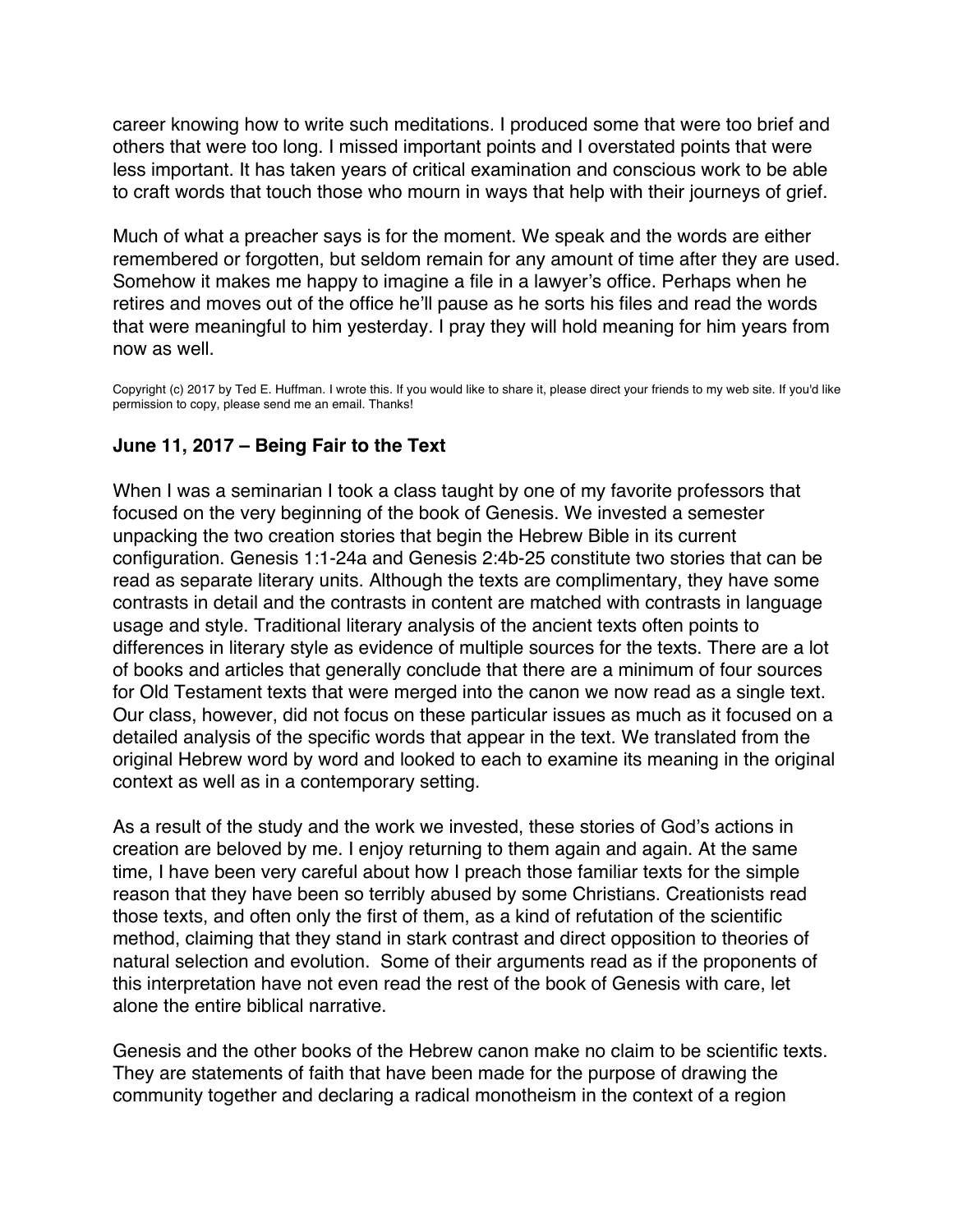career knowing how to write such meditations. I produced some that were too brief and others that were too long. I missed important points and I overstated points that were less important. It has taken years of critical examination and conscious work to be able to craft words that touch those who mourn in ways that help with their journeys of grief.

Much of what a preacher says is for the moment. We speak and the words are either remembered or forgotten, but seldom remain for any amount of time after they are used. Somehow it makes me happy to imagine a file in a lawyer's office. Perhaps when he retires and moves out of the office he'll pause as he sorts his files and read the words that were meaningful to him yesterday. I pray they will hold meaning for him years from now as well.

Copyright (c) 2017 by Ted E. Huffman. I wrote this. If you would like to share it, please direct your friends to my web site. If you'd like permission to copy, please send me an email. Thanks!

### June 11, 2017 – Being Fair to the Text

When I was a seminarian I took a class taught by one of my favorite professors that focused on the very beginning of the book of Genesis. We invested a semester unpacking the two creation stories that begin the Hebrew Bible in its current configuration. Genesis 1:1-24a and Genesis 2:4b-25 constitute two stories that can be read as separate literary units. Although the texts are complimentary, they have some contrasts in detail and the contrasts in content are matched with contrasts in language usage and style. Traditional literary analysis of the ancient texts often points to differences in literary style as evidence of multiple sources for the texts. There are a lot of books and articles that generally conclude that there are a minimum of four sources for Old Testament texts that were merged into the canon we now read as a single text. Our class, however, did not focus on these particular issues as much as it focused on a detailed analysis of the specific words that appear in the text. We translated from the original Hebrew word by word and looked to each to examine its meaning in the original context as well as in a contemporary setting.

As a result of the study and the work we invested, these stories of God's actions in creation are beloved by me. I enjoy returning to them again and again. At the same time, I have been very careful about how I preach those familiar texts for the simple reason that they have been so terribly abused by some Christians. Creationists read those texts, and often only the first of them, as a kind of refutation of the scientific method, claiming that they stand in stark contrast and direct opposition to theories of natural selection and evolution. Some of their arguments read as if the proponents of this interpretation have not even read the rest of the book of Genesis with care, let alone the entire biblical narrative.

Genesis and the other books of the Hebrew canon make no claim to be scientific texts. They are statements of faith that have been made for the purpose of drawing the community together and declaring a radical monotheism in the context of a region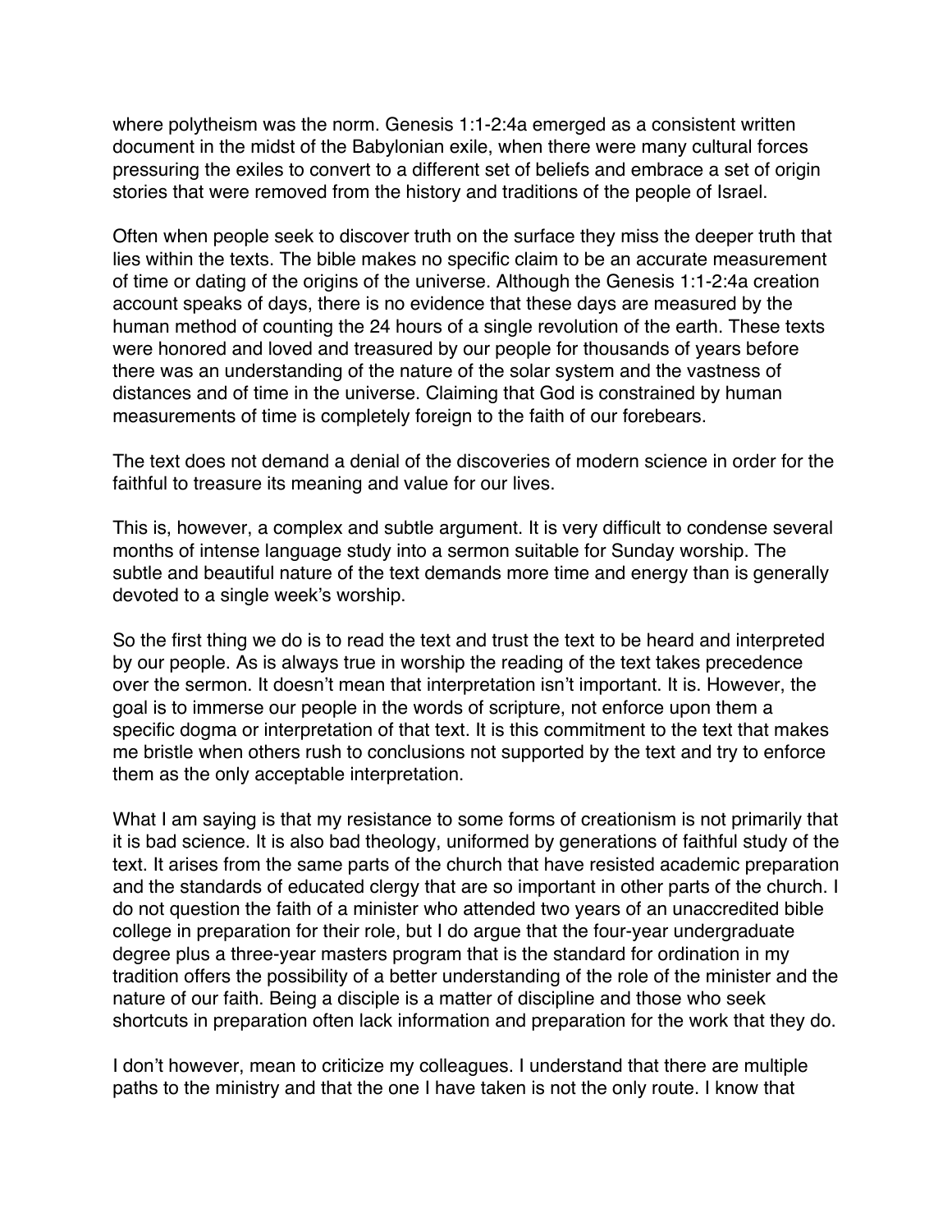where polytheism was the norm. Genesis 1:1-2:4a emerged as a consistent written document in the midst of the Babylonian exile, when there were many cultural forces pressuring the exiles to convert to a different set of beliefs and embrace a set of origin stories that were removed from the history and traditions of the people of Israel.

Often when people seek to discover truth on the surface they miss the deeper truth that lies within the texts. The bible makes no specific claim to be an accurate measurement of time or dating of the origins of the universe. Although the Genesis 1:1-2:4a creation account speaks of days, there is no evidence that these days are measured by the human method of counting the 24 hours of a single revolution of the earth. These texts were honored and loved and treasured by our people for thousands of years before there was an understanding of the nature of the solar system and the vastness of distances and of time in the universe. Claiming that God is constrained by human measurements of time is completely foreign to the faith of our forebears.

The text does not demand a denial of the discoveries of modern science in order for the faithful to treasure its meaning and value for our lives.

This is, however, a complex and subtle argument. It is very difficult to condense several months of intense language study into a sermon suitable for Sunday worship. The subtle and beautiful nature of the text demands more time and energy than is generally devoted to a single week's worship.

So the first thing we do is to read the text and trust the text to be heard and interpreted by our people. As is always true in worship the reading of the text takes precedence over the sermon. It doesn't mean that interpretation isn't important. It is. However, the goal is to immerse our people in the words of scripture, not enforce upon them a specific dogma or interpretation of that text. It is this commitment to the text that makes me bristle when others rush to conclusions not supported by the text and try to enforce them as the only acceptable interpretation.

What I am saying is that my resistance to some forms of creationism is not primarily that it is bad science. It is also bad theology, uniformed by generations of faithful study of the text. It arises from the same parts of the church that have resisted academic preparation and the standards of educated clergy that are so important in other parts of the church. I do not question the faith of a minister who attended two years of an unaccredited bible college in preparation for their role, but I do argue that the four-year undergraduate degree plus a three-year masters program that is the standard for ordination in my tradition offers the possibility of a better understanding of the role of the minister and the nature of our faith. Being a disciple is a matter of discipline and those who seek shortcuts in preparation often lack information and preparation for the work that they do.

I don't however, mean to criticize my colleagues. I understand that there are multiple paths to the ministry and that the one I have taken is not the only route. I know that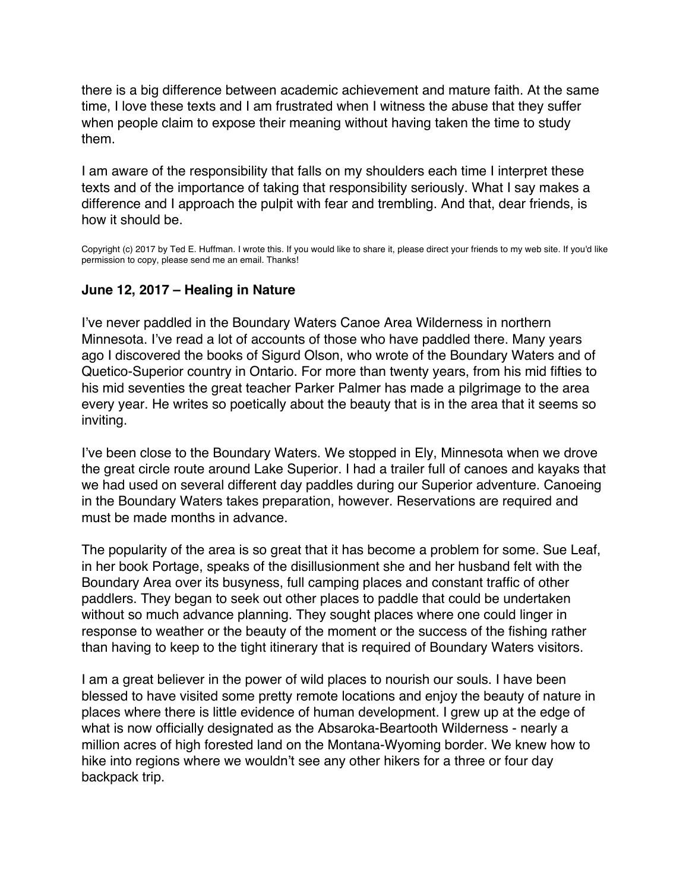there is a big difference between academic achievement and mature faith. At the same time, I love these texts and I am frustrated when I witness the abuse that they suffer when people claim to expose their meaning without having taken the time to study them.

I am aware of the responsibility that falls on my shoulders each time I interpret these texts and of the importance of taking that responsibility seriously. What I say makes a difference and I approach the pulpit with fear and trembling. And that, dear friends, is how it should be.

Copyright (c) 2017 by Ted E. Huffman. I wrote this. If you would like to share it, please direct your friends to my web site. If you'd like permission to copy, please send me an email. Thanks!

### June 12, 2017 – Healing in Nature

I've never paddled in the Boundary Waters Canoe Area Wilderness in northern Minnesota. I've read a lot of accounts of those who have paddled there. Many years ago I discovered the books of Sigurd Olson, who wrote of the Boundary Waters and of Quetico-Superior country in Ontario. For more than twenty years, from his mid fifties to his mid seventies the great teacher Parker Palmer has made a pilgrimage to the area every year. He writes so poetically about the beauty that is in the area that it seems so inviting.

I've been close to the Boundary Waters. We stopped in Ely, Minnesota when we drove the great circle route around Lake Superior. I had a trailer full of canoes and kayaks that we had used on several different day paddles during our Superior adventure. Canoeing in the Boundary Waters takes preparation, however. Reservations are required and must be made months in advance.

The popularity of the area is so great that it has become a problem for some. Sue Leaf, in her book Portage, speaks of the disillusionment she and her husband felt with the Boundary Area over its busyness, full camping places and constant traffic of other paddlers. They began to seek out other places to paddle that could be undertaken without so much advance planning. They sought places where one could linger in response to weather or the beauty of the moment or the success of the fishing rather than having to keep to the tight itinerary that is required of Boundary Waters visitors.

I am a great believer in the power of wild places to nourish our souls. I have been blessed to have visited some pretty remote locations and enjoy the beauty of nature in places where there is little evidence of human development. I grew up at the edge of what is now officially designated as the Absaroka-Beartooth Wilderness - nearly a million acres of high forested land on the Montana-Wyoming border. We knew how to hike into regions where we wouldn't see any other hikers for a three or four day backpack trip.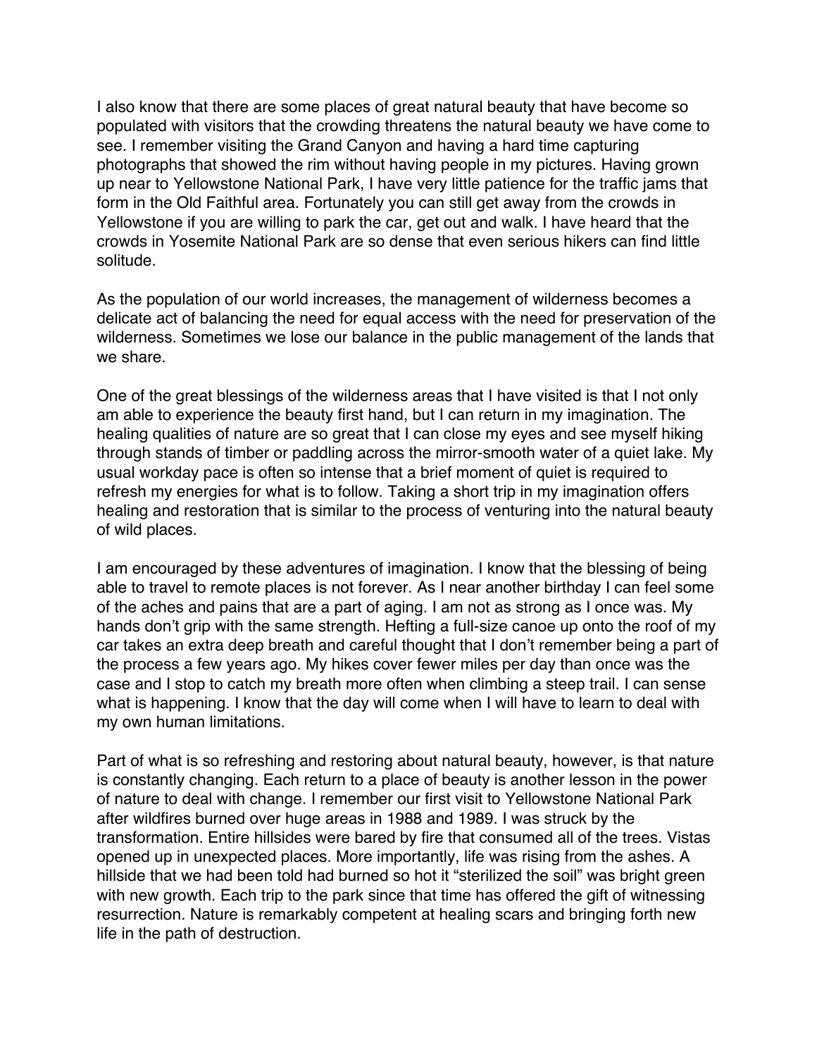I also know that there are some places of great natural beauty that have become so populated with visitors that the crowding threatens the natural beauty we have come to see. I remember visiting the Grand Canyon and having a hard time capturing photographs that showed the rim without having people in my pictures. Having grown up near to Yellowstone National Park, I have very little patience for the traffic jams that form in the Old Faithful area. Fortunately you can still get away from the crowds in Yellowstone if you are willing to park the car, get out and walk. I have heard that the crowds in Yosemite National Park are so dense that even serious hikers can find little solitude.

As the population of our world increases, the management of wilderness becomes a delicate act of balancing the need for equal access with the need for preservation of the wilderness. Sometimes we lose our balance in the public management of the lands that we share.

One of the great blessings of the wilderness areas that I have visited is that I not only am able to experience the beauty first hand, but I can return in my imagination. The healing qualities of nature are so great that I can close my eyes and see myself hiking through stands of timber or paddling across the mirror-smooth water of a quiet lake. My usual workday pace is often so intense that a brief moment of quiet is required to refresh my energies for what is to follow. Taking a short trip in my imagination offers healing and restoration that is similar to the process of venturing into the natural beauty of wild places.

I am encouraged by these adventures of imagination. I know that the blessing of being able to travel to remote places is not forever. As I near another birthday I can feel some of the aches and pains that are a part of aging. I am not as strong as I once was. My hands don't grip with the same strength. Hefting a full-size canoe up onto the roof of my car takes an extra deep breath and careful thought that I don't remember being a part of the process a few years ago. My hikes cover fewer miles per day than once was the case and I stop to catch my breath more often when climbing a steep trail. I can sense what is happening. I know that the day will come when I will have to learn to deal with my own human limitations.

Part of what is so refreshing and restoring about natural beauty, however, is that nature is constantly changing. Each return to a place of beauty is another lesson in the power of nature to deal with change. I remember our first visit to Yellowstone National Park after wildfires burned over huge areas in 1988 and 1989. I was struck by the transformation. Entire hillsides were bared by fire that consumed all of the trees. Vistas opened up in unexpected places. More importantly, life was rising from the ashes. A hillside that we had been told had burned so hot it "sterilized the soil" was bright green with new growth. Each trip to the park since that time has offered the gift of witnessing resurrection. Nature is remarkably competent at healing scars and bringing forth new life in the path of destruction.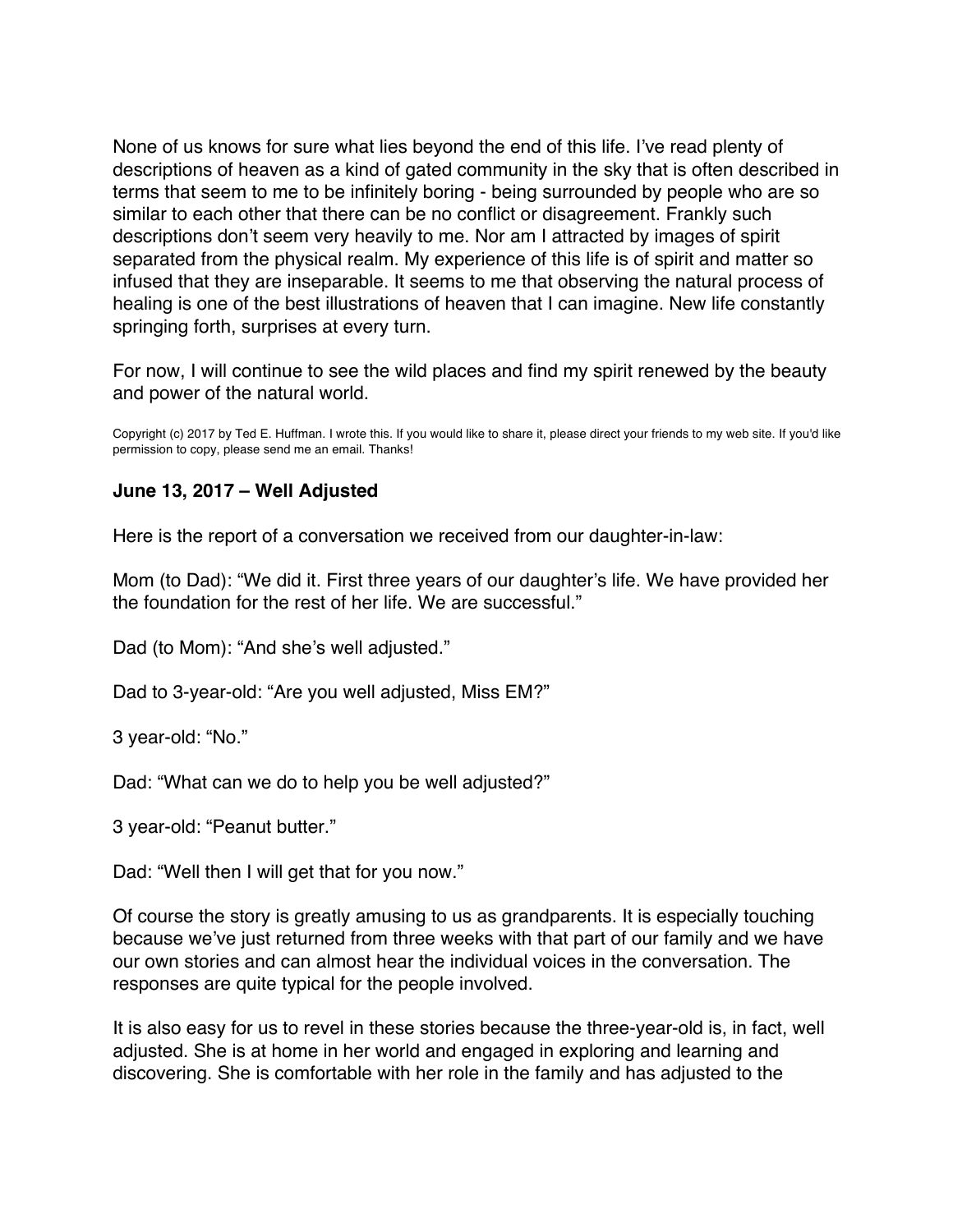None of us knows for sure what lies beyond the end of this life. I've read plenty of descriptions of heaven as a kind of gated community in the sky that is often described in terms that seem to me to be infinitely boring - being surrounded by people who are so similar to each other that there can be no conflict or disagreement. Frankly such descriptions don't seem very heavily to me. Nor am I attracted by images of spirit separated from the physical realm. My experience of this life is of spirit and matter so infused that they are inseparable. It seems to me that observing the natural process of healing is one of the best illustrations of heaven that I can imagine. New life constantly springing forth, surprises at every turn.

For now, I will continue to see the wild places and find my spirit renewed by the beauty and power of the natural world.

Copyright (c) 2017 by Ted E. Huffman. I wrote this. If you would like to share it, please direct your friends to my web site. If you'd like permission to copy, please send me an email. Thanks!

### June 13, 2017 – Well Adjusted

Here is the report of a conversation we received from our daughter-in-law:

Mom (to Dad): "We did it. First three years of our daughter's life. We have provided her the foundation for the rest of her life. We are successful."

Dad (to Mom): "And she's well adjusted."

Dad to 3-year-old: "Are you well adjusted, Miss EM?"

3 year-old: "No."

Dad: "What can we do to help you be well adjusted?"

3 year-old: "Peanut butter."

Dad: "Well then I will get that for you now."

Of course the story is greatly amusing to us as grandparents. It is especially touching because we've just returned from three weeks with that part of our family and we have our own stories and can almost hear the individual voices in the conversation. The responses are quite typical for the people involved.

It is also easy for us to revel in these stories because the three-year-old is, in fact, well adjusted. She is at home in her world and engaged in exploring and learning and discovering. She is comfortable with her role in the family and has adjusted to the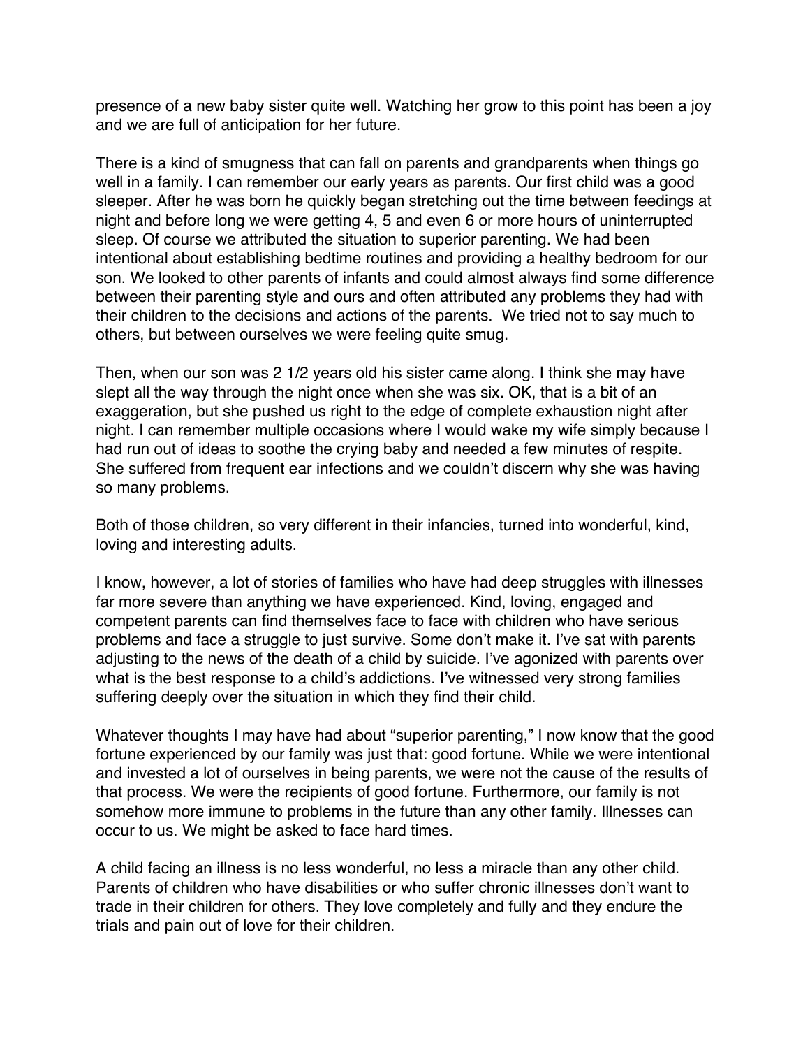presence of a new baby sister quite well. Watching her grow to this point has been a joy and we are full of anticipation for her future.

There is a kind of smugness that can fall on parents and grandparents when things go well in a family. I can remember our early years as parents. Our first child was a good sleeper. After he was born he quickly began stretching out the time between feedings at night and before long we were getting 4, 5 and even 6 or more hours of uninterrupted sleep. Of course we attributed the situation to superior parenting. We had been intentional about establishing bedtime routines and providing a healthy bedroom for our son. We looked to other parents of infants and could almost always find some difference between their parenting style and ours and often attributed any problems they had with their children to the decisions and actions of the parents. We tried not to say much to others, but between ourselves we were feeling quite smug.

Then, when our son was 2 1/2 years old his sister came along. I think she may have slept all the way through the night once when she was six. OK, that is a bit of an exaggeration, but she pushed us right to the edge of complete exhaustion night after night. I can remember multiple occasions where I would wake my wife simply because I had run out of ideas to soothe the crying baby and needed a few minutes of respite. She suffered from frequent ear infections and we couldn't discern why she was having so many problems.

Both of those children, so very different in their infancies, turned into wonderful, kind, loving and interesting adults.

I know, however, a lot of stories of families who have had deep struggles with illnesses far more severe than anything we have experienced. Kind, loving, engaged and competent parents can find themselves face to face with children who have serious problems and face a struggle to just survive. Some don't make it. I've sat with parents adjusting to the news of the death of a child by suicide. I've agonized with parents over what is the best response to a child's addictions. I've witnessed very strong families suffering deeply over the situation in which they find their child.

Whatever thoughts I may have had about "superior parenting," I now know that the good fortune experienced by our family was just that: good fortune. While we were intentional and invested a lot of ourselves in being parents, we were not the cause of the results of that process. We were the recipients of good fortune. Furthermore, our family is not somehow more immune to problems in the future than any other family. Illnesses can occur to us. We might be asked to face hard times.

A child facing an illness is no less wonderful, no less a miracle than any other child. Parents of children who have disabilities or who suffer chronic illnesses don't want to trade in their children for others. They love completely and fully and they endure the trials and pain out of love for their children.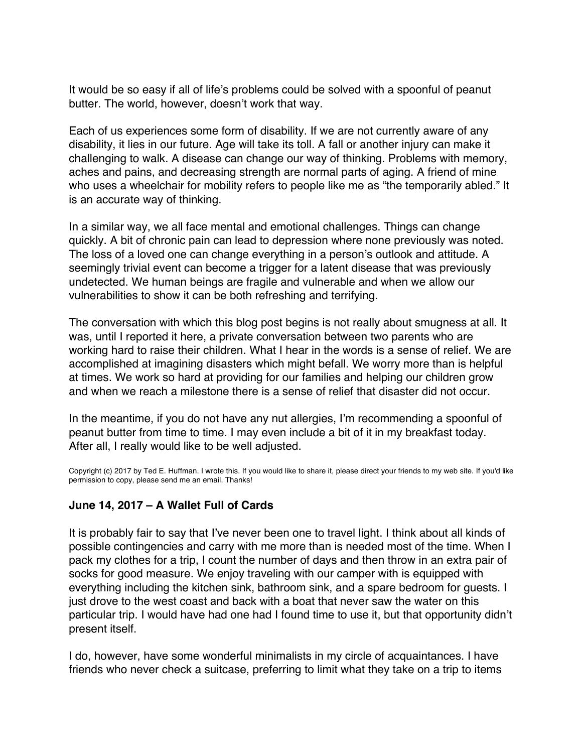It would be so easy if all of life's problems could be solved with a spoonful of peanut butter. The world, however, doesn't work that way.

Each of us experiences some form of disability. If we are not currently aware of any disability, it lies in our future. Age will take its toll. A fall or another injury can make it challenging to walk. A disease can change our way of thinking. Problems with memory, aches and pains, and decreasing strength are normal parts of aging. A friend of mine who uses a wheelchair for mobility refers to people like me as "the temporarily abled." It is an accurate way of thinking.

In a similar way, we all face mental and emotional challenges. Things can change quickly. A bit of chronic pain can lead to depression where none previously was noted. The loss of a loved one can change everything in a person's outlook and attitude. A seemingly trivial event can become a trigger for a latent disease that was previously undetected. We human beings are fragile and vulnerable and when we allow our vulnerabilities to show it can be both refreshing and terrifying.

The conversation with which this blog post begins is not really about smugness at all. It was, until I reported it here, a private conversation between two parents who are working hard to raise their children. What I hear in the words is a sense of relief. We are accomplished at imagining disasters which might befall. We worry more than is helpful at times. We work so hard at providing for our families and helping our children grow and when we reach a milestone there is a sense of relief that disaster did not occur.

In the meantime, if you do not have any nut allergies, I'm recommending a spoonful of peanut butter from time to time. I may even include a bit of it in my breakfast today. After all, I really would like to be well adjusted.

Copyright (c) 2017 by Ted E. Huffman. I wrote this. If you would like to share it, please direct your friends to my web site. If you'd like permission to copy, please send me an email. Thanks!

### June 14, 2017 – A Wallet Full of Cards

It is probably fair to say that I've never been one to travel light. I think about all kinds of possible contingencies and carry with me more than is needed most of the time. When I pack my clothes for a trip, I count the number of days and then throw in an extra pair of socks for good measure. We enjoy traveling with our camper with is equipped with everything including the kitchen sink, bathroom sink, and a spare bedroom for guests. I just drove to the west coast and back with a boat that never saw the water on this particular trip. I would have had one had I found time to use it, but that opportunity didn't present itself.

I do, however, have some wonderful minimalists in my circle of acquaintances. I have friends who never check a suitcase, preferring to limit what they take on a trip to items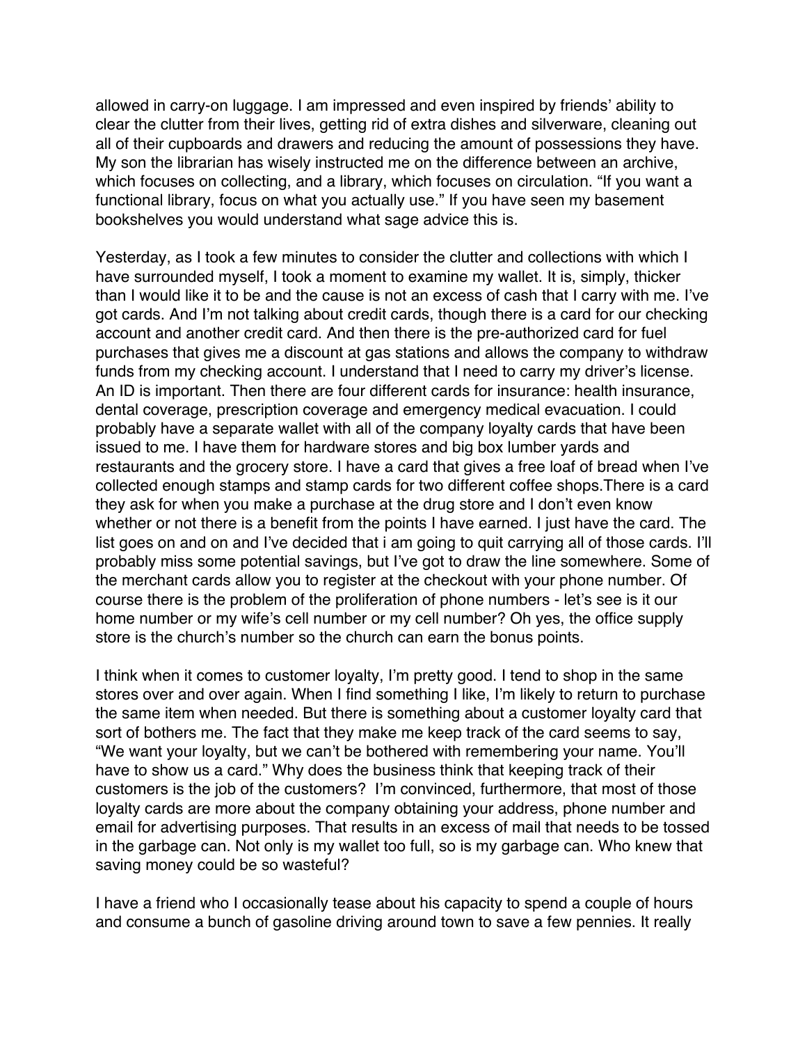allowed in carry-on luggage. I am impressed and even inspired by friends' ability to clear the clutter from their lives, getting rid of extra dishes and silverware, cleaning out all of their cupboards and drawers and reducing the amount of possessions they have. My son the librarian has wisely instructed me on the difference between an archive, which focuses on collecting, and a library, which focuses on circulation. "If you want a functional library, focus on what you actually use." If you have seen my basement bookshelves you would understand what sage advice this is.

Yesterday, as I took a few minutes to consider the clutter and collections with which I have surrounded myself, I took a moment to examine my wallet. It is, simply, thicker than I would like it to be and the cause is not an excess of cash that I carry with me. I've got cards. And I'm not talking about credit cards, though there is a card for our checking account and another credit card. And then there is the pre-authorized card for fuel purchases that gives me a discount at gas stations and allows the company to withdraw funds from my checking account. I understand that I need to carry my driver's license. An ID is important. Then there are four different cards for insurance: health insurance, dental coverage, prescription coverage and emergency medical evacuation. I could probably have a separate wallet with all of the company loyalty cards that have been issued to me. I have them for hardware stores and big box lumber yards and restaurants and the grocery store. I have a card that gives a free loaf of bread when I've collected enough stamps and stamp cards for two different coffee shops.There is a card they ask for when you make a purchase at the drug store and I don't even know whether or not there is a benefit from the points I have earned. I just have the card. The list goes on and on and I've decided that i am going to quit carrying all of those cards. I'll probably miss some potential savings, but I've got to draw the line somewhere. Some of the merchant cards allow you to register at the checkout with your phone number. Of course there is the problem of the proliferation of phone numbers - let's see is it our home number or my wife's cell number or my cell number? Oh yes, the office supply store is the church's number so the church can earn the bonus points.

I think when it comes to customer loyalty, I'm pretty good. I tend to shop in the same stores over and over again. When I find something I like, I'm likely to return to purchase the same item when needed. But there is something about a customer loyalty card that sort of bothers me. The fact that they make me keep track of the card seems to say, "We want your loyalty, but we can't be bothered with remembering your name. You'll have to show us a card." Why does the business think that keeping track of their customers is the job of the customers? I'm convinced, furthermore, that most of those loyalty cards are more about the company obtaining your address, phone number and email for advertising purposes. That results in an excess of mail that needs to be tossed in the garbage can. Not only is my wallet too full, so is my garbage can. Who knew that saving money could be so wasteful?

I have a friend who I occasionally tease about his capacity to spend a couple of hours and consume a bunch of gasoline driving around town to save a few pennies. It really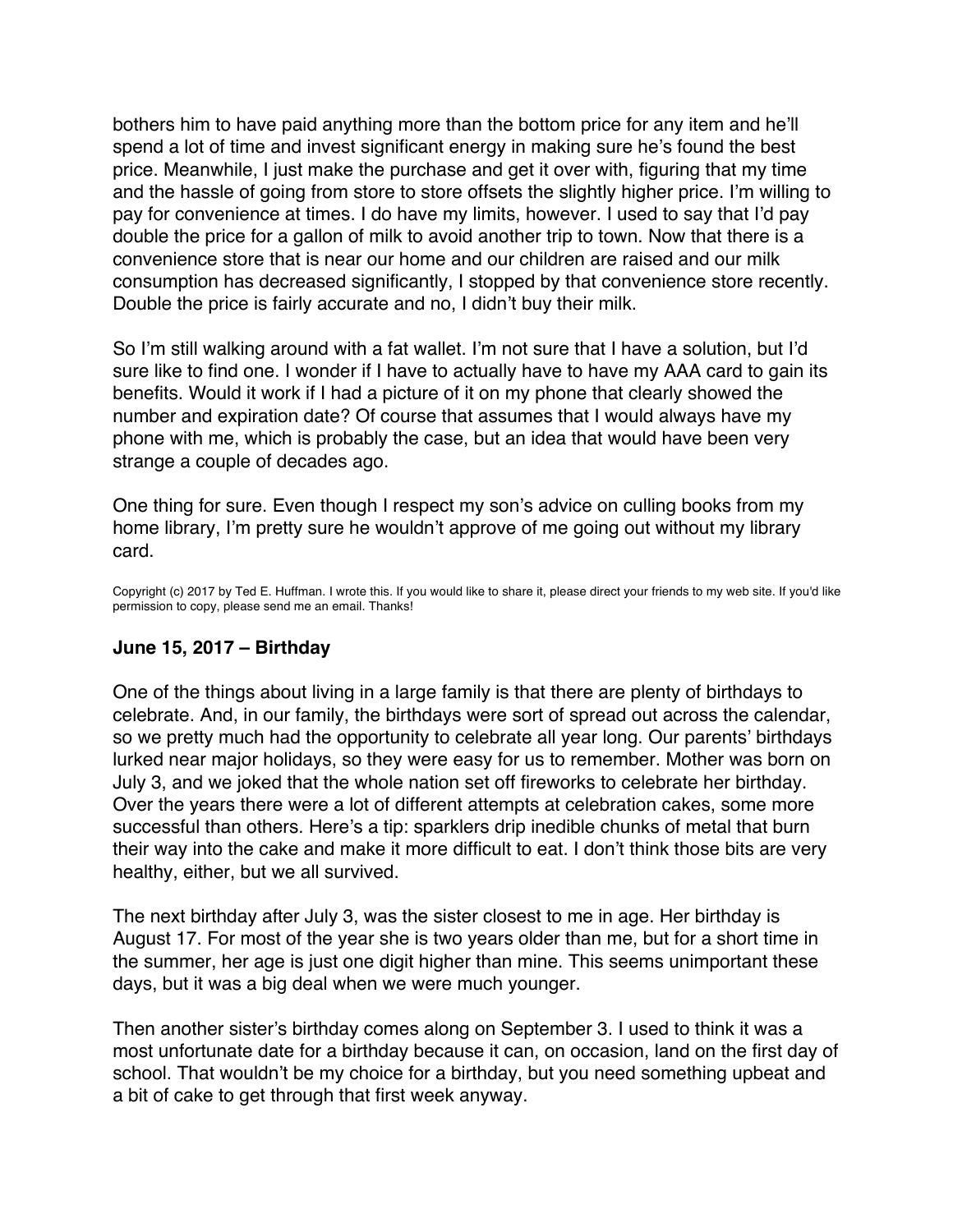bothers him to have paid anything more than the bottom price for any item and he'll spend a lot of time and invest significant energy in making sure he's found the best price. Meanwhile, I just make the purchase and get it over with, figuring that my time and the hassle of going from store to store offsets the slightly higher price. I'm willing to pay for convenience at times. I do have my limits, however. I used to say that I'd pay double the price for a gallon of milk to avoid another trip to town. Now that there is a convenience store that is near our home and our children are raised and our milk consumption has decreased significantly, I stopped by that convenience store recently. Double the price is fairly accurate and no, I didn't buy their milk.

So I'm still walking around with a fat wallet. I'm not sure that I have a solution, but I'd sure like to find one. I wonder if I have to actually have to have my AAA card to gain its benefits. Would it work if I had a picture of it on my phone that clearly showed the number and expiration date? Of course that assumes that I would always have my phone with me, which is probably the case, but an idea that would have been very strange a couple of decades ago.

One thing for sure. Even though I respect my son's advice on culling books from my home library, I'm pretty sure he wouldn't approve of me going out without my library card.

Copyright (c) 2017 by Ted E. Huffman. I wrote this. If you would like to share it, please direct your friends to my web site. If you'd like permission to copy, please send me an email. Thanks!

### June 15, 2017 – Birthday

One of the things about living in a large family is that there are plenty of birthdays to celebrate. And, in our family, the birthdays were sort of spread out across the calendar, so we pretty much had the opportunity to celebrate all year long. Our parents' birthdays lurked near major holidays, so they were easy for us to remember. Mother was born on July 3, and we joked that the whole nation set off fireworks to celebrate her birthday. Over the years there were a lot of different attempts at celebration cakes, some more successful than others. Here's a tip: sparklers drip inedible chunks of metal that burn their way into the cake and make it more difficult to eat. I don't think those bits are very healthy, either, but we all survived.

The next birthday after July 3, was the sister closest to me in age. Her birthday is August 17. For most of the year she is two years older than me, but for a short time in the summer, her age is just one digit higher than mine. This seems unimportant these days, but it was a big deal when we were much younger.

Then another sister's birthday comes along on September 3. I used to think it was a most unfortunate date for a birthday because it can, on occasion, land on the first day of school. That wouldn't be my choice for a birthday, but you need something upbeat and a bit of cake to get through that first week anyway.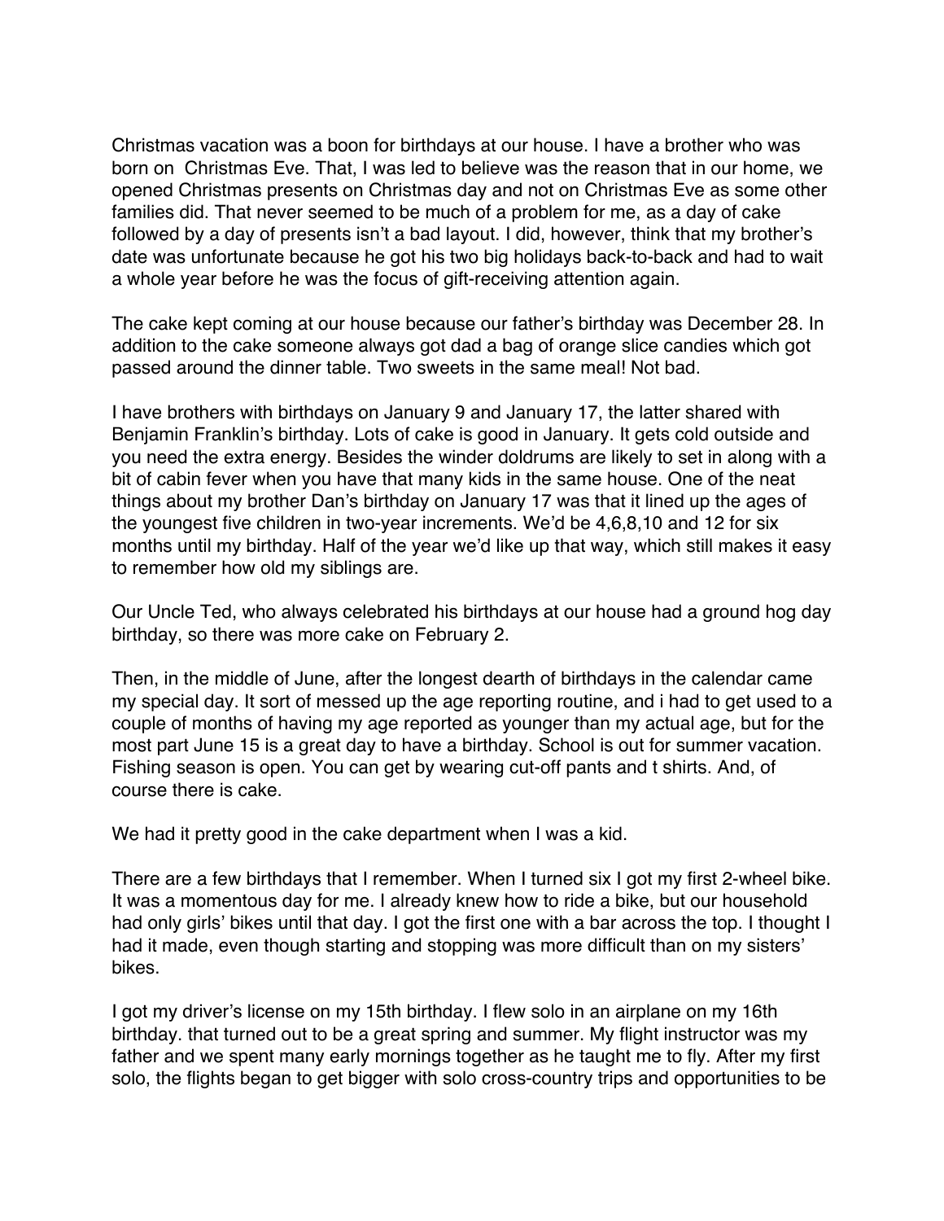Christmas vacation was a boon for birthdays at our house. I have a brother who was born on  Christmas Eve. That, I was led to believe was the reason that in our home, we opened Christmas presents on Christmas day and not on Christmas Eve as some other families did. That never seemed to be much of a problem for me, as a day of cake followed by a day of presents isn't a bad layout. I did, however, think that my brother's date was unfortunate because he got his two big holidays back-to-back and had to wait a whole year before he was the focus of gift-receiving attention again.

The cake kept coming at our house because our father's birthday was December 28. In addition to the cake someone always got dad a bag of orange slice candies which got passed around the dinner table. Two sweets in the same meal! Not bad.

I have brothers with birthdays on January 9 and January 17, the latter shared with Benjamin Franklin's birthday. Lots of cake is good in January. It gets cold outside and you need the extra energy. Besides the winder doldrums are likely to set in along with a bit of cabin fever when you have that many kids in the same house. One of the neat things about my brother Dan's birthday on January 17 was that it lined up the ages of the youngest five children in two-year increments. We'd be 4,6,8,10 and 12 for six months until my birthday. Half of the year we'd like up that way, which still makes it easy to remember how old my siblings are.

Our Uncle Ted, who always celebrated his birthdays at our house had a ground hog day birthday, so there was more cake on February 2.

Then, in the middle of June, after the longest dearth of birthdays in the calendar came my special day. It sort of messed up the age reporting routine, and i had to get used to a couple of months of having my age reported as younger than my actual age, but for the most part June 15 is a great day to have a birthday. School is out for summer vacation. Fishing season is open. You can get by wearing cut-off pants and t shirts. And, of course there is cake.

We had it pretty good in the cake department when I was a kid.

There are a few birthdays that I remember. When I turned six I got my first 2-wheel bike. It was a momentous day for me. I already knew how to ride a bike, but our household had only girls' bikes until that day. I got the first one with a bar across the top. I thought I had it made, even though starting and stopping was more difficult than on my sisters' bikes.

I got my driver's license on my 15th birthday. I flew solo in an airplane on my 16th birthday. that turned out to be a great spring and summer. My flight instructor was my father and we spent many early mornings together as he taught me to fly. After my first solo, the flights began to get bigger with solo cross-country trips and opportunities to be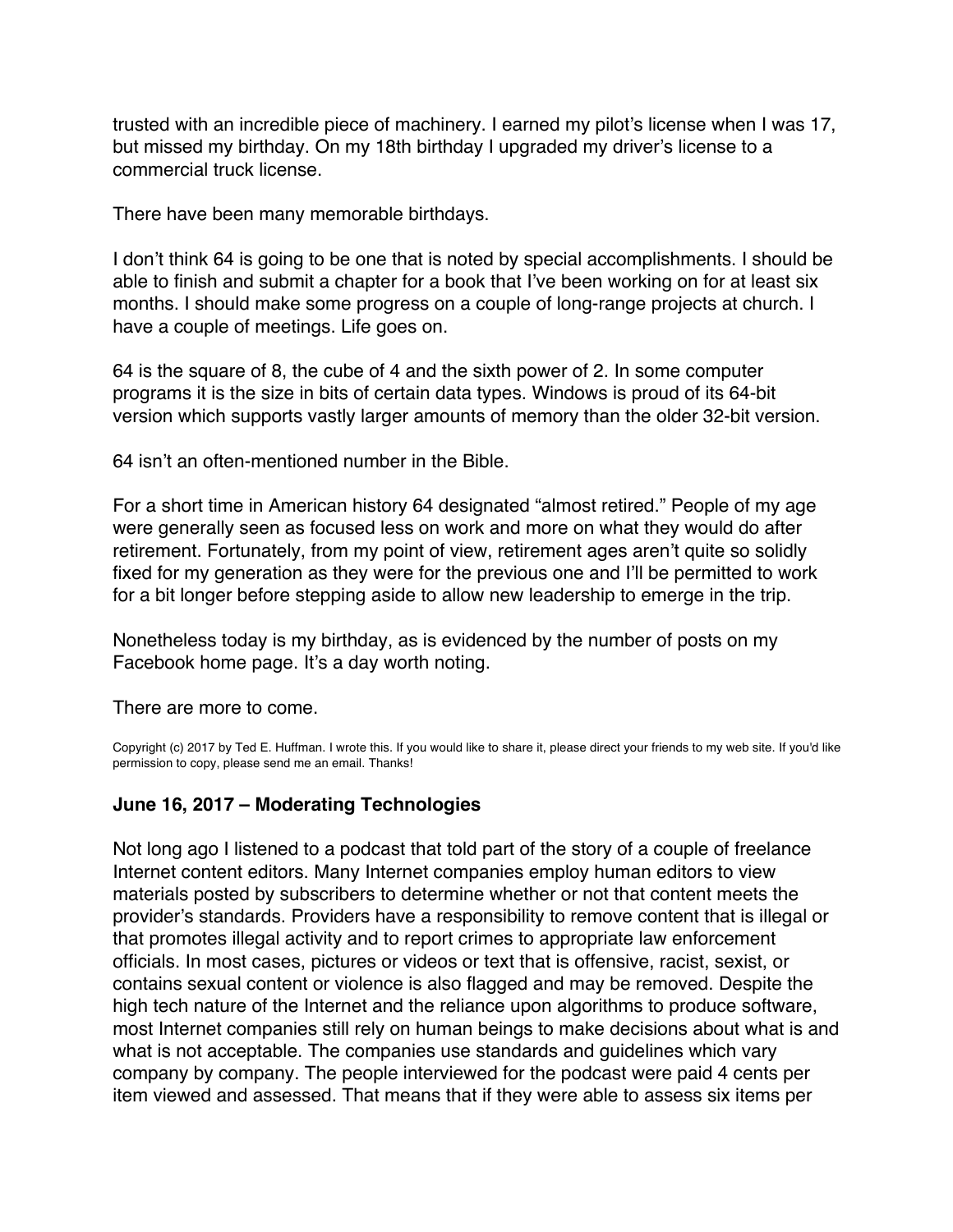trusted with an incredible piece of machinery. I earned my pilot's license when I was 17, but missed my birthday. On my 18th birthday I upgraded my driver's license to a commercial truck license.

There have been many memorable birthdays.

I don't think 64 is going to be one that is noted by special accomplishments. I should be able to finish and submit a chapter for a book that I've been working on for at least six months. I should make some progress on a couple of long-range projects at church. I have a couple of meetings. Life goes on.

64 is the square of 8, the cube of 4 and the sixth power of 2. In some computer programs it is the size in bits of certain data types. Windows is proud of its 64-bit version which supports vastly larger amounts of memory than the older 32-bit version.

64 isn't an often-mentioned number in the Bible.

For a short time in American history 64 designated "almost retired." People of my age were generally seen as focused less on work and more on what they would do after retirement. Fortunately, from my point of view, retirement ages aren't quite so solidly fixed for my generation as they were for the previous one and I'll be permitted to work for a bit longer before stepping aside to allow new leadership to emerge in the trip.

Nonetheless today is my birthday, as is evidenced by the number of posts on my Facebook home page. It's a day worth noting.

There are more to come.

Copyright (c) 2017 by Ted E. Huffman. I wrote this. If you would like to share it, please direct your friends to my web site. If you'd like permission to copy, please send me an email. Thanks!

### June 16, 2017 – Moderating Technologies

Not long ago I listened to a podcast that told part of the story of a couple of freelance Internet content editors. Many Internet companies employ human editors to view materials posted by subscribers to determine whether or not that content meets the provider's standards. Providers have a responsibility to remove content that is illegal or that promotes illegal activity and to report crimes to appropriate law enforcement officials. In most cases, pictures or videos or text that is offensive, racist, sexist, or contains sexual content or violence is also flagged and may be removed. Despite the high tech nature of the Internet and the reliance upon algorithms to produce software, most Internet companies still rely on human beings to make decisions about what is and what is not acceptable. The companies use standards and guidelines which vary company by company. The people interviewed for the podcast were paid 4 cents per item viewed and assessed. That means that if they were able to assess six items per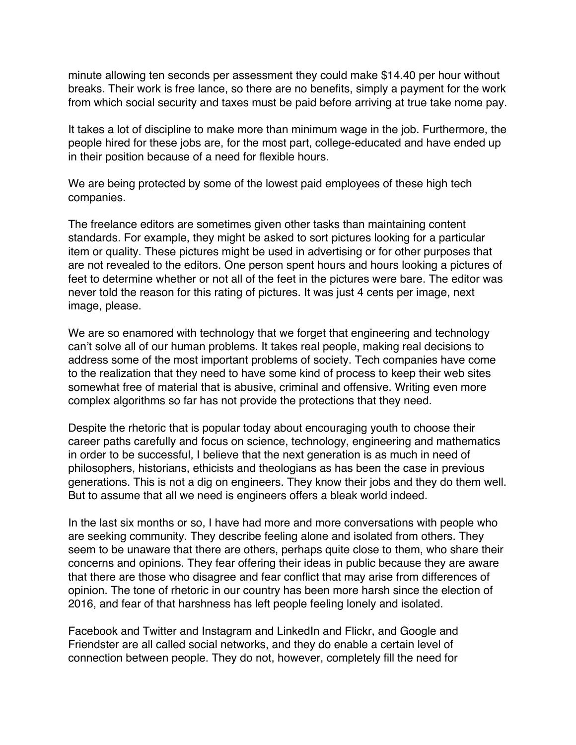minute allowing ten seconds per assessment they could make $14.40 per hour without breaks. Their work is free lance, so there are no benefits, simply a payment for the work from which social security and taxes must be paid before arriving at true take nome pay.

It takes a lot of discipline to make more than minimum wage in the job. Furthermore, the people hired for these jobs are, for the most part, college-educated and have ended up in their position because of a need for flexible hours.

We are being protected by some of the lowest paid employees of these high tech companies.

The freelance editors are sometimes given other tasks than maintaining content standards. For example, they might be asked to sort pictures looking for a particular item or quality. These pictures might be used in advertising or for other purposes that are not revealed to the editors. One person spent hours and hours looking a pictures of feet to determine whether or not all of the feet in the pictures were bare. The editor was never told the reason for this rating of pictures. It was just 4 cents per image, next image, please.

We are so enamored with technology that we forget that engineering and technology can't solve all of our human problems. It takes real people, making real decisions to address some of the most important problems of society. Tech companies have come to the realization that they need to have some kind of process to keep their web sites somewhat free of material that is abusive, criminal and offensive. Writing even more complex algorithms so far has not provide the protections that they need.

Despite the rhetoric that is popular today about encouraging youth to choose their career paths carefully and focus on science, technology, engineering and mathematics in order to be successful, I believe that the next generation is as much in need of philosophers, historians, ethicists and theologians as has been the case in previous generations. This is not a dig on engineers. They know their jobs and they do them well. But to assume that all we need is engineers offers a bleak world indeed.

In the last six months or so, I have had more and more conversations with people who are seeking community. They describe feeling alone and isolated from others. They seem to be unaware that there are others, perhaps quite close to them, who share their concerns and opinions. They fear offering their ideas in public because they are aware that there are those who disagree and fear conflict that may arise from differences of opinion. The tone of rhetoric in our country has been more harsh since the election of 2016, and fear of that harshness has left people feeling lonely and isolated.

Facebook and Twitter and Instagram and LinkedIn and Flickr, and Google and Friendster are all called social networks, and they do enable a certain level of connection between people. They do not, however, completely fill the need for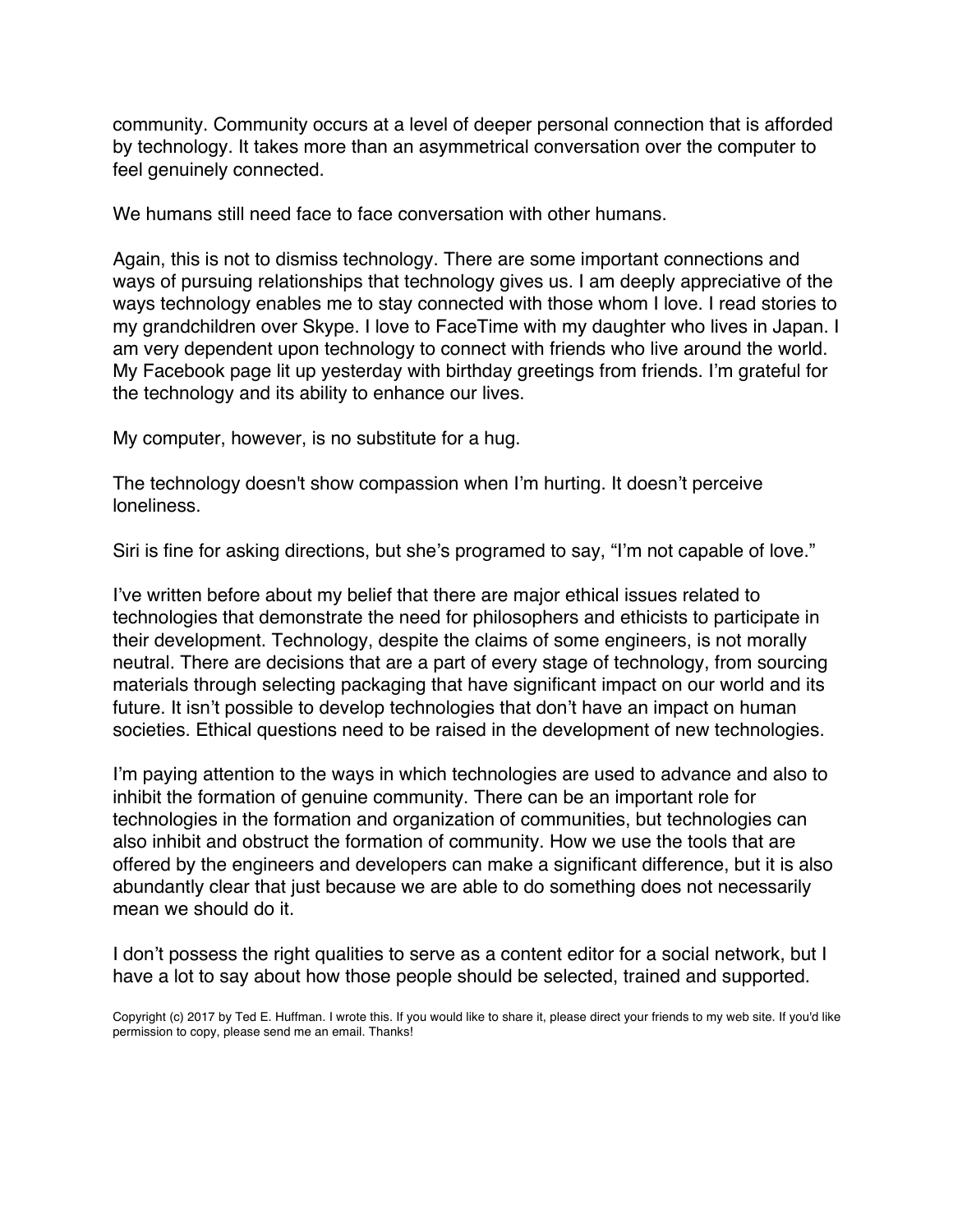community. Community occurs at a level of deeper personal connection that is afforded by technology. It takes more than an asymmetrical conversation over the computer to feel genuinely connected.

We humans still need face to face conversation with other humans.

Again, this is not to dismiss technology. There are some important connections and ways of pursuing relationships that technology gives us. I am deeply appreciative of the ways technology enables me to stay connected with those whom I love. I read stories to my grandchildren over Skype. I love to FaceTime with my daughter who lives in Japan. I am very dependent upon technology to connect with friends who live around the world. My Facebook page lit up yesterday with birthday greetings from friends. I'm grateful for the technology and its ability to enhance our lives.

My computer, however, is no substitute for a hug.

The technology doesn't show compassion when I'm hurting. It doesn't perceive loneliness.

Siri is fine for asking directions, but she's programed to say, "I'm not capable of love."

I've written before about my belief that there are major ethical issues related to technologies that demonstrate the need for philosophers and ethicists to participate in their development. Technology, despite the claims of some engineers, is not morally neutral. There are decisions that are a part of every stage of technology, from sourcing materials through selecting packaging that have significant impact on our world and its future. It isn't possible to develop technologies that don't have an impact on human societies. Ethical questions need to be raised in the development of new technologies.

I'm paying attention to the ways in which technologies are used to advance and also to inhibit the formation of genuine community. There can be an important role for technologies in the formation and organization of communities, but technologies can also inhibit and obstruct the formation of community. How we use the tools that are offered by the engineers and developers can make a significant difference, but it is also abundantly clear that just because we are able to do something does not necessarily mean we should do it.

I don't possess the right qualities to serve as a content editor for a social network, but I have a lot to say about how those people should be selected, trained and supported.

Copyright (c) 2017 by Ted E. Huffman. I wrote this. If you would like to share it, please direct your friends to my web site. If you'd like permission to copy, please send me an email. Thanks!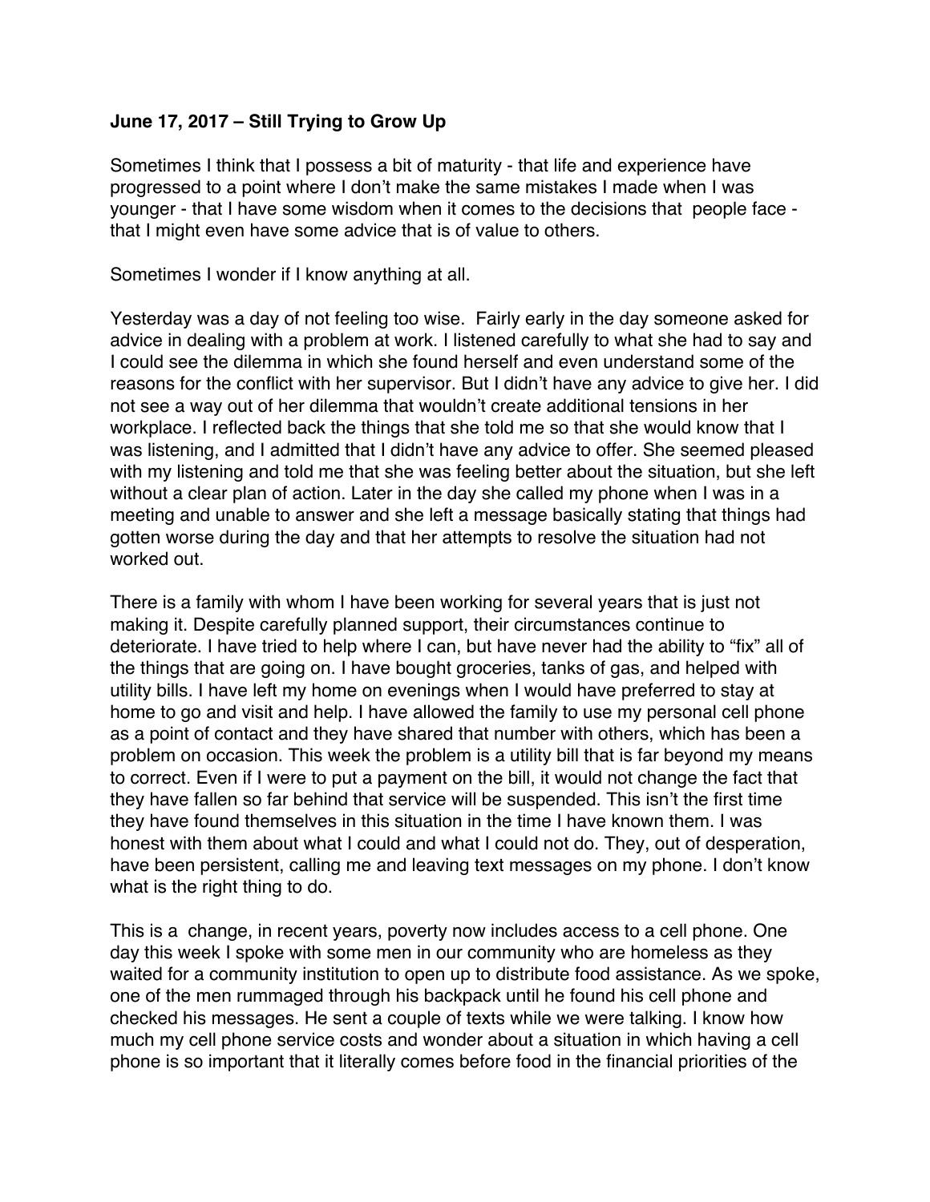**June 17, 2017 – Still Trying to Grow Up**

Sometimes I think that I possess a bit of maturity - that life and experience have progressed to a point where I don't make the same mistakes I made when I was younger - that I have some wisdom when it comes to the decisions that people face - that I might even have some advice that is of value to others.

Sometimes I wonder if I know anything at all.

Yesterday was a day of not feeling too wise. Fairly early in the day someone asked for advice in dealing with a problem at work. I listened carefully to what she had to say and I could see the dilemma in which she found herself and even understand some of the reasons for the conflict with her supervisor. But I didn't have any advice to give her. I did not see a way out of her dilemma that wouldn't create additional tensions in her workplace. I reflected back the things that she told me so that she would know that I was listening, and I admitted that I didn't have any advice to offer. She seemed pleased with my listening and told me that she was feeling better about the situation, but she left without a clear plan of action. Later in the day she called my phone when I was in a meeting and unable to answer and she left a message basically stating that things had gotten worse during the day and that her attempts to resolve the situation had not worked out.

There is a family with whom I have been working for several years that is just not making it. Despite carefully planned support, their circumstances continue to deteriorate. I have tried to help where I can, but have never had the ability to "fix" all of the things that are going on. I have bought groceries, tanks of gas, and helped with utility bills. I have left my home on evenings when I would have preferred to stay at home to go and visit and help. I have allowed the family to use my personal cell phone as a point of contact and they have shared that number with others, which has been a problem on occasion. This week the problem is a utility bill that is far beyond my means to correct. Even if I were to put a payment on the bill, it would not change the fact that they have fallen so far behind that service will be suspended. This isn't the first time they have found themselves in this situation in the time I have known them. I was honest with them about what I could and what I could not do. They, out of desperation, have been persistent, calling me and leaving text messages on my phone. I don't know what is the right thing to do.

This is a change, in recent years, poverty now includes access to a cell phone. One day this week I spoke with some men in our community who are homeless as they waited for a community institution to open up to distribute food assistance. As we spoke, one of the men rummaged through his backpack until he found his cell phone and checked his messages. He sent a couple of texts while we were talking. I know how much my cell phone service costs and wonder about a situation in which having a cell phone is so important that it literally comes before food in the financial priorities of the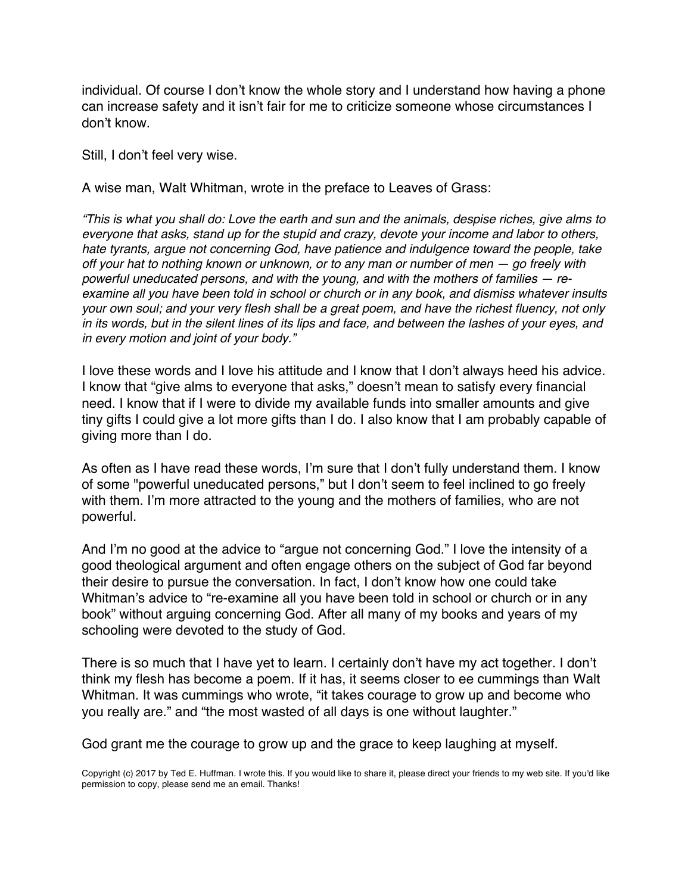individual. Of course I don't know the whole story and I understand how having a phone can increase safety and it isn't fair for me to criticize someone whose circumstances I don't know.

Still, I don't feel very wise.

A wise man, Walt Whitman, wrote in the preface to Leaves of Grass:

*"This is what you shall do: Love the earth and sun and the animals, despise riches, give alms to everyone that asks, stand up for the stupid and crazy, devote your income and labor to others, hate tyrants, argue not concerning God, have patience and indulgence toward the people, take off your hat to nothing known or unknown, or to any man or number of men — go freely with powerful uneducated persons, and with the young, and with the mothers of families — re-examine all you have been told in school or church or in any book, and dismiss whatever insults your own soul; and your very flesh shall be a great poem, and have the richest fluency, not only in its words, but in the silent lines of its lips and face, and between the lashes of your eyes, and in every motion and joint of your body."*

I love these words and I love his attitude and I know that I don't always heed his advice. I know that "give alms to everyone that asks," doesn't mean to satisfy every financial need. I know that if I were to divide my available funds into smaller amounts and give tiny gifts I could give a lot more gifts than I do. I also know that I am probably capable of giving more than I do.

As often as I have read these words, I'm sure that I don't fully understand them. I know of some "powerful uneducated persons," but I don't seem to feel inclined to go freely with them. I'm more attracted to the young and the mothers of families, who are not powerful.

And I'm no good at the advice to "argue not concerning God." I love the intensity of a good theological argument and often engage others on the subject of God far beyond their desire to pursue the conversation. In fact, I don't know how one could take Whitman's advice to "re-examine all you have been told in school or church or in any book" without arguing concerning God. After all many of my books and years of my schooling were devoted to the study of God.

There is so much that I have yet to learn. I certainly don't have my act together. I don't think my flesh has become a poem. If it has, it seems closer to ee cummings than Walt Whitman. It was cummings who wrote, "it takes courage to grow up and become who you really are." and "the most wasted of all days is one without laughter."

God grant me the courage to grow up and the grace to keep laughing at myself.

Copyright (c) 2017 by Ted E. Huffman. I wrote this. If you would like to share it, please direct your friends to my web site. If you'd like permission to copy, please send me an email. Thanks!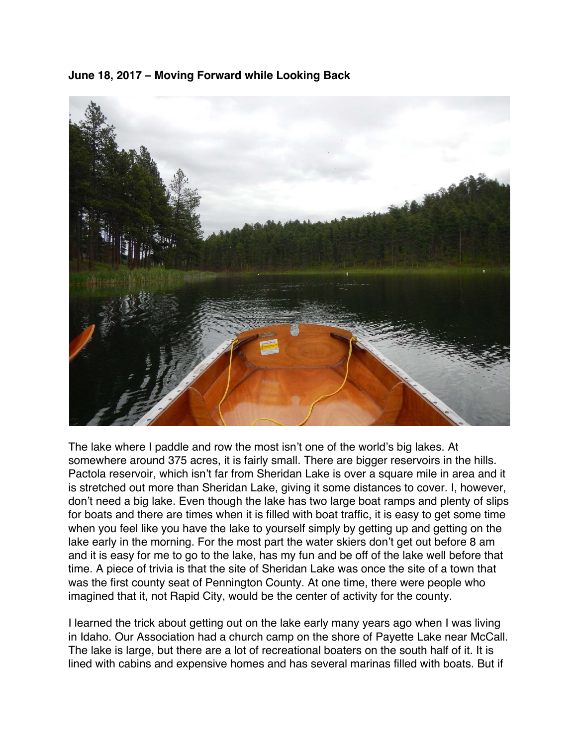**June 18, 2017 – Moving Forward while Looking Back**

The lake where I paddle and row the most isn't one of the world's big lakes. At somewhere around 375 acres, it is fairly small. There are bigger reservoirs in the hills. Pactola reservoir, which isn't far from Sheridan Lake is over a square mile in area and it is stretched out more than Sheridan Lake, giving it some distances to cover. I, however, don't need a big lake. Even though the lake has two large boat ramps and plenty of slips for boats and there are times when it is filled with boat traffic, it is easy to get some time when you feel like you have the lake to yourself simply by getting up and getting on the lake early in the morning. For the most part the water skiers don't get out before 8 am and it is easy for me to go to the lake, has my fun and be off of the lake well before that time. A piece of trivia is that the site of Sheridan Lake was once the site of a town that was the first county seat of Pennington County. At one time, there were people who imagined that it, not Rapid City, would be the center of activity for the county.

I learned the trick about getting out on the lake early many years ago when I was living in Idaho. Our Association had a church camp on the shore of Payette Lake near McCall. The lake is large, but there are a lot of recreational boaters on the south half of it. It is lined with cabins and expensive homes and has several marinas filled with boats. But if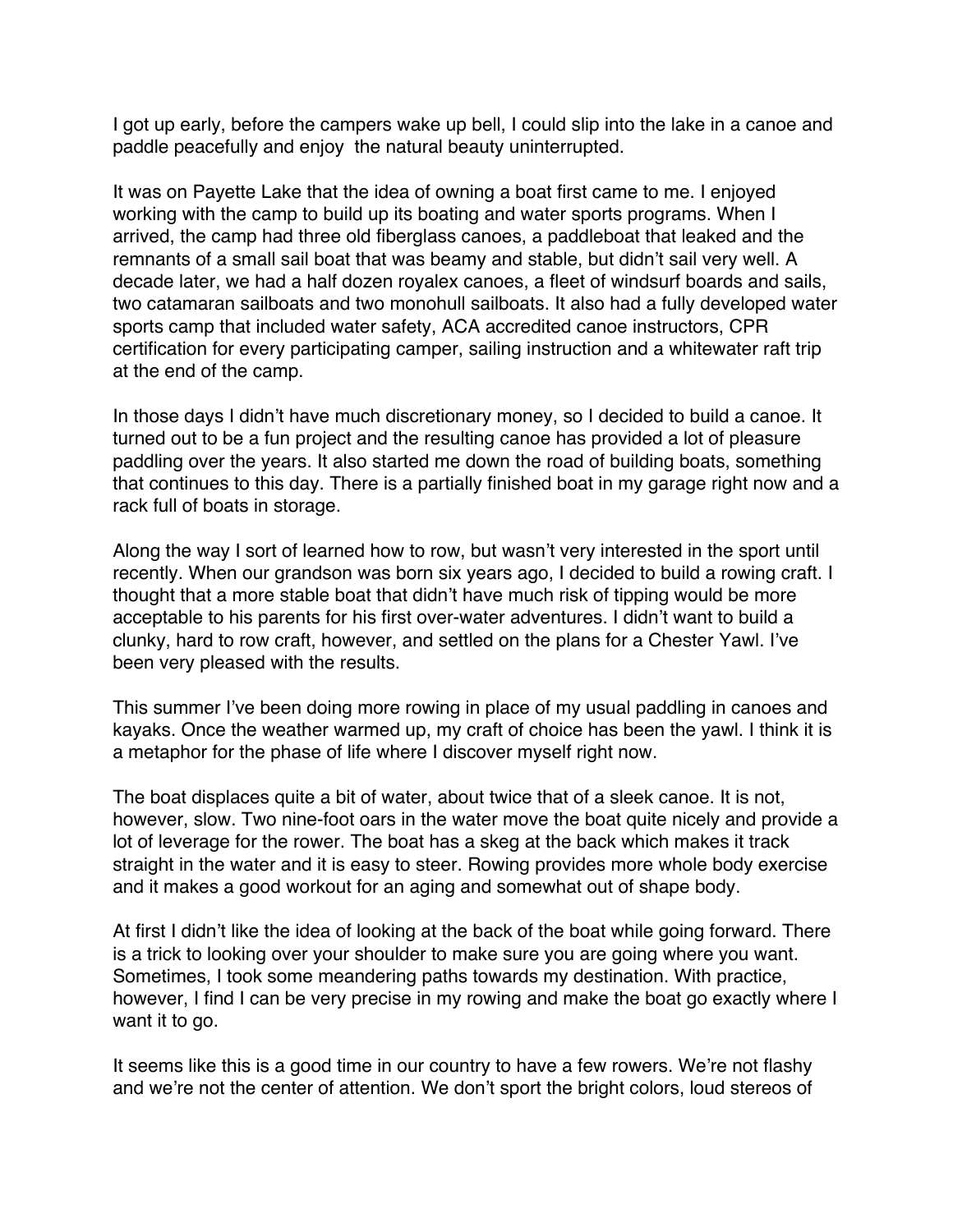I got up early, before the campers wake up bell, I could slip into the lake in a canoe and paddle peacefully and enjoy  the natural beauty uninterrupted.

It was on Payette Lake that the idea of owning a boat first came to me. I enjoyed working with the camp to build up its boating and water sports programs. When I arrived, the camp had three old fiberglass canoes, a paddleboat that leaked and the remnants of a small sail boat that was beamy and stable, but didn't sail very well. A decade later, we had a half dozen royalex canoes, a fleet of windsurf boards and sails, two catamaran sailboats and two monohull sailboats. It also had a fully developed water sports camp that included water safety, ACA accredited canoe instructors, CPR certification for every participating camper, sailing instruction and a whitewater raft trip at the end of the camp.

In those days I didn't have much discretionary money, so I decided to build a canoe. It turned out to be a fun project and the resulting canoe has provided a lot of pleasure paddling over the years. It also started me down the road of building boats, something that continues to this day. There is a partially finished boat in my garage right now and a rack full of boats in storage.

Along the way I sort of learned how to row, but wasn't very interested in the sport until recently. When our grandson was born six years ago, I decided to build a rowing craft. I thought that a more stable boat that didn't have much risk of tipping would be more acceptable to his parents for his first over-water adventures. I didn't want to build a clunky, hard to row craft, however, and settled on the plans for a Chester Yawl. I've been very pleased with the results.

This summer I've been doing more rowing in place of my usual paddling in canoes and kayaks. Once the weather warmed up, my craft of choice has been the yawl. I think it is a metaphor for the phase of life where I discover myself right now.

The boat displaces quite a bit of water, about twice that of a sleek canoe. It is not, however, slow. Two nine-foot oars in the water move the boat quite nicely and provide a lot of leverage for the rower. The boat has a skeg at the back which makes it track straight in the water and it is easy to steer. Rowing provides more whole body exercise and it makes a good workout for an aging and somewhat out of shape body.

At first I didn't like the idea of looking at the back of the boat while going forward. There is a trick to looking over your shoulder to make sure you are going where you want. Sometimes, I took some meandering paths towards my destination. With practice, however, I find I can be very precise in my rowing and make the boat go exactly where I want it to go.

It seems like this is a good time in our country to have a few rowers. We're not flashy and we're not the center of attention. We don't sport the bright colors, loud stereos of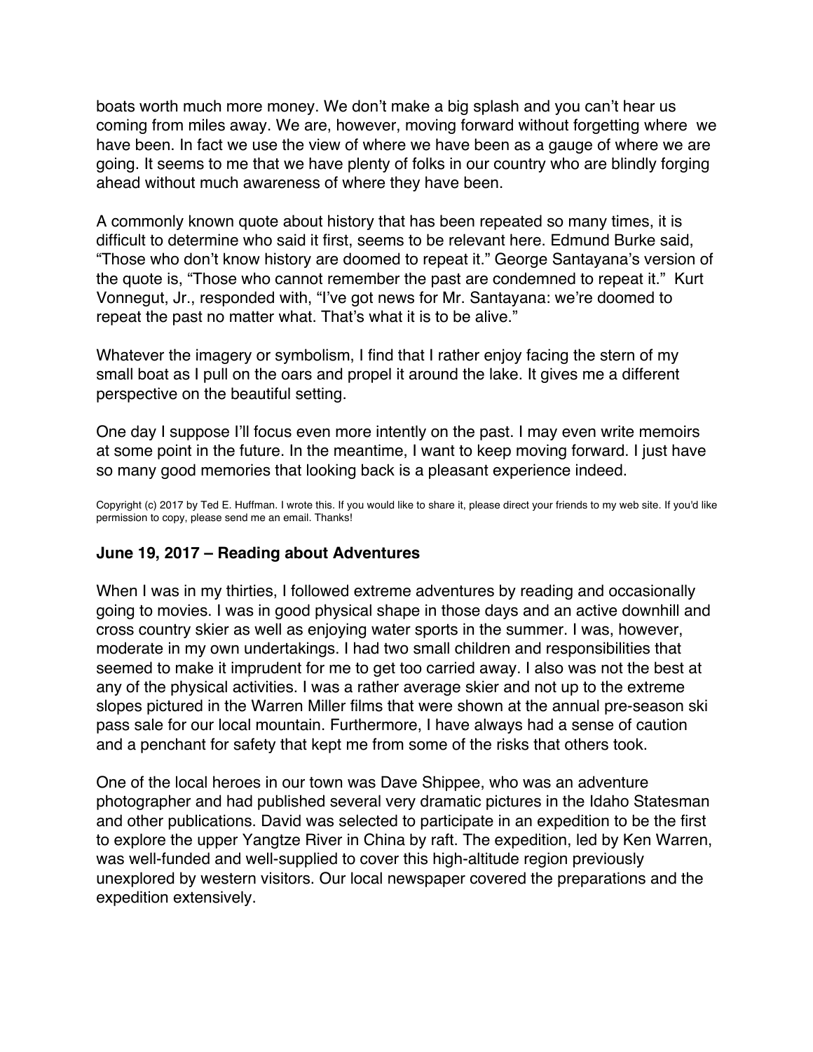boats worth much more money. We don't make a big splash and you can't hear us coming from miles away. We are, however, moving forward without forgetting where we have been. In fact we use the view of where we have been as a gauge of where we are going. It seems to me that we have plenty of folks in our country who are blindly forging ahead without much awareness of where they have been.

A commonly known quote about history that has been repeated so many times, it is difficult to determine who said it first, seems to be relevant here. Edmund Burke said, "Those who don't know history are doomed to repeat it." George Santayana's version of the quote is, "Those who cannot remember the past are condemned to repeat it." Kurt Vonnegut, Jr., responded with, "I've got news for Mr. Santayana: we're doomed to repeat the past no matter what. That's what it is to be alive."

Whatever the imagery or symbolism, I find that I rather enjoy facing the stern of my small boat as I pull on the oars and propel it around the lake. It gives me a different perspective on the beautiful setting.

One day I suppose I'll focus even more intently on the past. I may even write memoirs at some point in the future. In the meantime, I want to keep moving forward. I just have so many good memories that looking back is a pleasant experience indeed.

Copyright (c) 2017 by Ted E. Huffman. I wrote this. If you would like to share it, please direct your friends to my web site. If you'd like permission to copy, please send me an email. Thanks!

### June 19, 2017 – Reading about Adventures

When I was in my thirties, I followed extreme adventures by reading and occasionally going to movies. I was in good physical shape in those days and an active downhill and cross country skier as well as enjoying water sports in the summer. I was, however, moderate in my own undertakings. I had two small children and responsibilities that seemed to make it imprudent for me to get too carried away. I also was not the best at any of the physical activities. I was a rather average skier and not up to the extreme slopes pictured in the Warren Miller films that were shown at the annual pre-season ski pass sale for our local mountain. Furthermore, I have always had a sense of caution and a penchant for safety that kept me from some of the risks that others took.

One of the local heroes in our town was Dave Shippee, who was an adventure photographer and had published several very dramatic pictures in the Idaho Statesman and other publications. David was selected to participate in an expedition to be the first to explore the upper Yangtze River in China by raft. The expedition, led by Ken Warren, was well-funded and well-supplied to cover this high-altitude region previously unexplored by western visitors. Our local newspaper covered the preparations and the expedition extensively.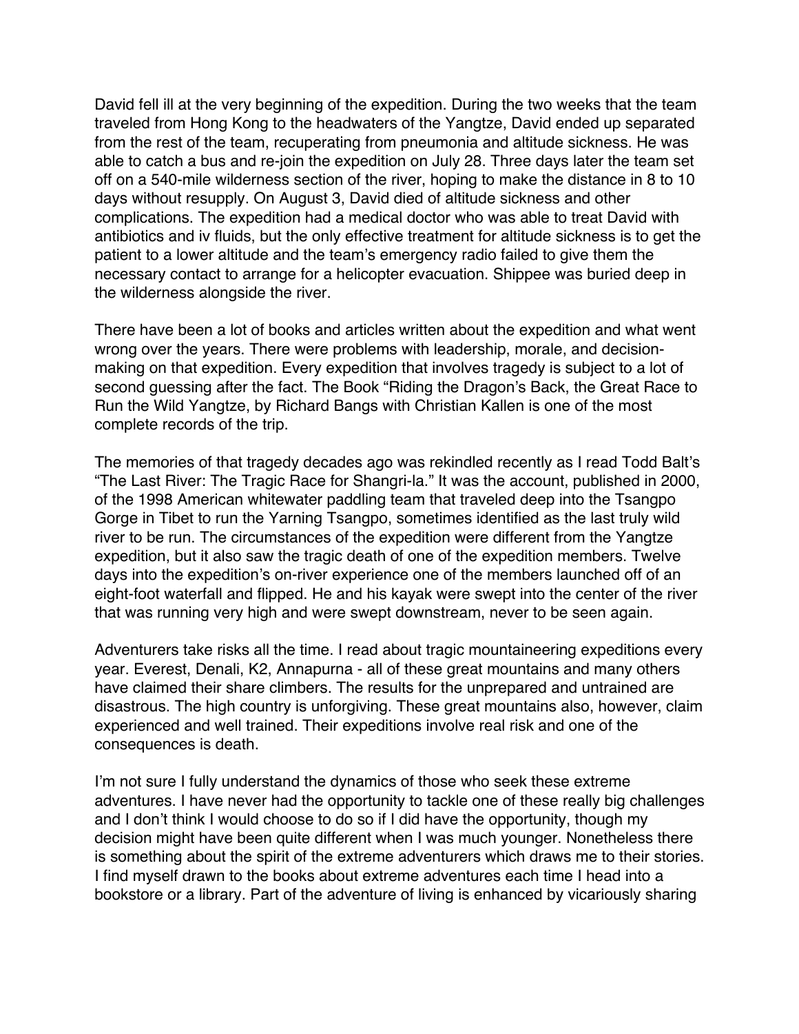David fell ill at the very beginning of the expedition. During the two weeks that the team traveled from Hong Kong to the headwaters of the Yangtze, David ended up separated from the rest of the team, recuperating from pneumonia and altitude sickness. He was able to catch a bus and re-join the expedition on July 28. Three days later the team set off on a 540-mile wilderness section of the river, hoping to make the distance in 8 to 10 days without resupply. On August 3, David died of altitude sickness and other complications. The expedition had a medical doctor who was able to treat David with antibiotics and iv fluids, but the only effective treatment for altitude sickness is to get the patient to a lower altitude and the team's emergency radio failed to give them the necessary contact to arrange for a helicopter evacuation. Shippee was buried deep in the wilderness alongside the river.

There have been a lot of books and articles written about the expedition and what went wrong over the years. There were problems with leadership, morale, and decision-making on that expedition. Every expedition that involves tragedy is subject to a lot of second guessing after the fact. The Book "Riding the Dragon's Back, the Great Race to Run the Wild Yangtze, by Richard Bangs with Christian Kallen is one of the most complete records of the trip.

The memories of that tragedy decades ago was rekindled recently as I read Todd Balt's "The Last River: The Tragic Race for Shangri-la." It was the account, published in 2000, of the 1998 American whitewater paddling team that traveled deep into the Tsangpo Gorge in Tibet to run the Yarning Tsangpo, sometimes identified as the last truly wild river to be run. The circumstances of the expedition were different from the Yangtze expedition, but it also saw the tragic death of one of the expedition members. Twelve days into the expedition's on-river experience one of the members launched off of an eight-foot waterfall and flipped. He and his kayak were swept into the center of the river that was running very high and were swept downstream, never to be seen again.

Adventurers take risks all the time. I read about tragic mountaineering expeditions every year. Everest, Denali, K2, Annapurna - all of these great mountains and many others have claimed their share climbers. The results for the unprepared and untrained are disastrous. The high country is unforgiving. These great mountains also, however, claim experienced and well trained. Their expeditions involve real risk and one of the consequences is death.

I'm not sure I fully understand the dynamics of those who seek these extreme adventures. I have never had the opportunity to tackle one of these really big challenges and I don't think I would choose to do so if I did have the opportunity, though my decision might have been quite different when I was much younger. Nonetheless there is something about the spirit of the extreme adventurers which draws me to their stories. I find myself drawn to the books about extreme adventures each time I head into a bookstore or a library. Part of the adventure of living is enhanced by vicariously sharing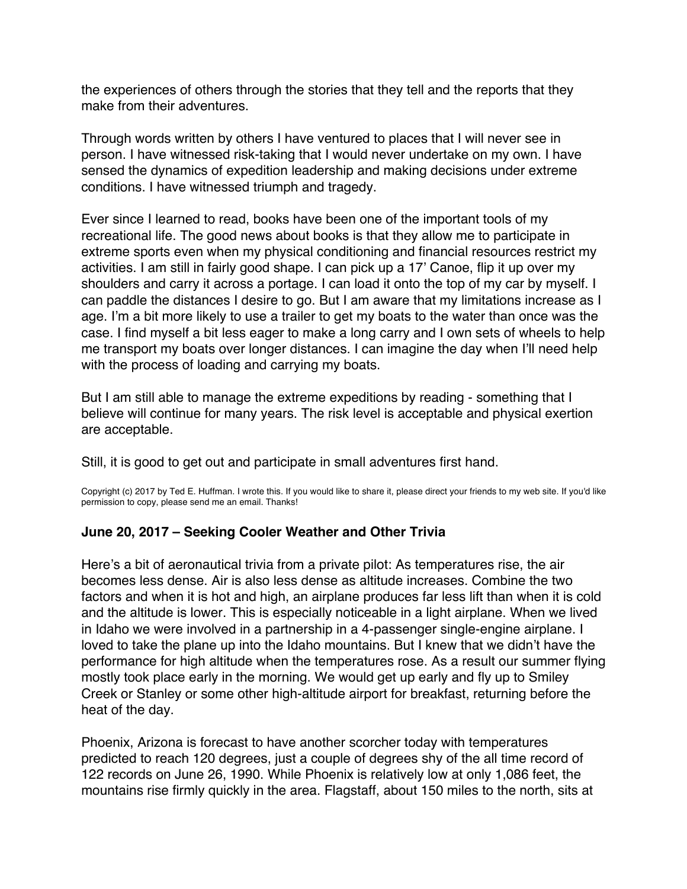the experiences of others through the stories that they tell and the reports that they make from their adventures.

Through words written by others I have ventured to places that I will never see in person. I have witnessed risk-taking that I would never undertake on my own. I have sensed the dynamics of expedition leadership and making decisions under extreme conditions. I have witnessed triumph and tragedy.

Ever since I learned to read, books have been one of the important tools of my recreational life. The good news about books is that they allow me to participate in extreme sports even when my physical conditioning and financial resources restrict my activities. I am still in fairly good shape. I can pick up a 17' Canoe, flip it up over my shoulders and carry it across a portage. I can load it onto the top of my car by myself. I can paddle the distances I desire to go. But I am aware that my limitations increase as I age. I'm a bit more likely to use a trailer to get my boats to the water than once was the case. I find myself a bit less eager to make a long carry and I own sets of wheels to help me transport my boats over longer distances. I can imagine the day when I'll need help with the process of loading and carrying my boats.

But I am still able to manage the extreme expeditions by reading - something that I believe will continue for many years. The risk level is acceptable and physical exertion are acceptable.

Still, it is good to get out and participate in small adventures first hand.

Copyright (c) 2017 by Ted E. Huffman. I wrote this. If you would like to share it, please direct your friends to my web site. If you'd like permission to copy, please send me an email. Thanks!

### June 20, 2017 – Seeking Cooler Weather and Other Trivia

Here's a bit of aeronautical trivia from a private pilot: As temperatures rise, the air becomes less dense. Air is also less dense as altitude increases. Combine the two factors and when it is hot and high, an airplane produces far less lift than when it is cold and the altitude is lower. This is especially noticeable in a light airplane. When we lived in Idaho we were involved in a partnership in a 4-passenger single-engine airplane. I loved to take the plane up into the Idaho mountains. But I knew that we didn't have the performance for high altitude when the temperatures rose. As a result our summer flying mostly took place early in the morning. We would get up early and fly up to Smiley Creek or Stanley or some other high-altitude airport for breakfast, returning before the heat of the day.

Phoenix, Arizona is forecast to have another scorcher today with temperatures predicted to reach 120 degrees, just a couple of degrees shy of the all time record of 122 records on June 26, 1990. While Phoenix is relatively low at only 1,086 feet, the mountains rise firmly quickly in the area. Flagstaff, about 150 miles to the north, sits at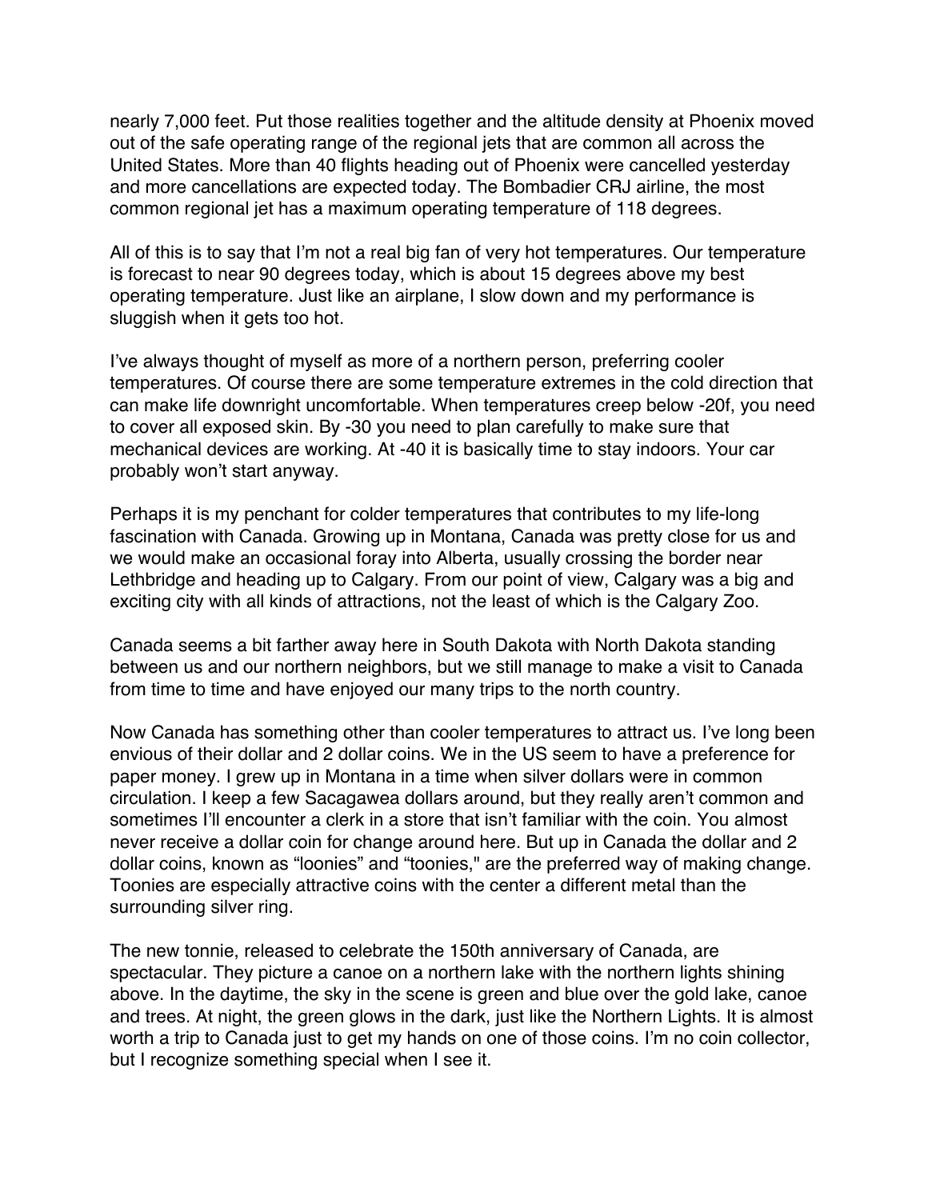nearly 7,000 feet. Put those realities together and the altitude density at Phoenix moved out of the safe operating range of the regional jets that are common all across the United States. More than 40 flights heading out of Phoenix were cancelled yesterday and more cancellations are expected today. The Bombadier CRJ airline, the most common regional jet has a maximum operating temperature of 118 degrees.

All of this is to say that I'm not a real big fan of very hot temperatures. Our temperature is forecast to near 90 degrees today, which is about 15 degrees above my best operating temperature. Just like an airplane, I slow down and my performance is sluggish when it gets too hot.

I've always thought of myself as more of a northern person, preferring cooler temperatures. Of course there are some temperature extremes in the cold direction that can make life downright uncomfortable. When temperatures creep below -20f, you need to cover all exposed skin. By -30 you need to plan carefully to make sure that mechanical devices are working. At -40 it is basically time to stay indoors. Your car probably won't start anyway.

Perhaps it is my penchant for colder temperatures that contributes to my life-long fascination with Canada. Growing up in Montana, Canada was pretty close for us and we would make an occasional foray into Alberta, usually crossing the border near Lethbridge and heading up to Calgary. From our point of view, Calgary was a big and exciting city with all kinds of attractions, not the least of which is the Calgary Zoo.

Canada seems a bit farther away here in South Dakota with North Dakota standing between us and our northern neighbors, but we still manage to make a visit to Canada from time to time and have enjoyed our many trips to the north country.

Now Canada has something other than cooler temperatures to attract us. I've long been envious of their dollar and 2 dollar coins. We in the US seem to have a preference for paper money. I grew up in Montana in a time when silver dollars were in common circulation. I keep a few Sacagawea dollars around, but they really aren't common and sometimes I'll encounter a clerk in a store that isn't familiar with the coin. You almost never receive a dollar coin for change around here. But up in Canada the dollar and 2 dollar coins, known as "loonies" and "toonies," are the preferred way of making change. Toonies are especially attractive coins with the center a different metal than the surrounding silver ring.

The new tonnie, released to celebrate the 150th anniversary of Canada, are spectacular. They picture a canoe on a northern lake with the northern lights shining above. In the daytime, the sky in the scene is green and blue over the gold lake, canoe and trees. At night, the green glows in the dark, just like the Northern Lights. It is almost worth a trip to Canada just to get my hands on one of those coins. I'm no coin collector, but I recognize something special when I see it.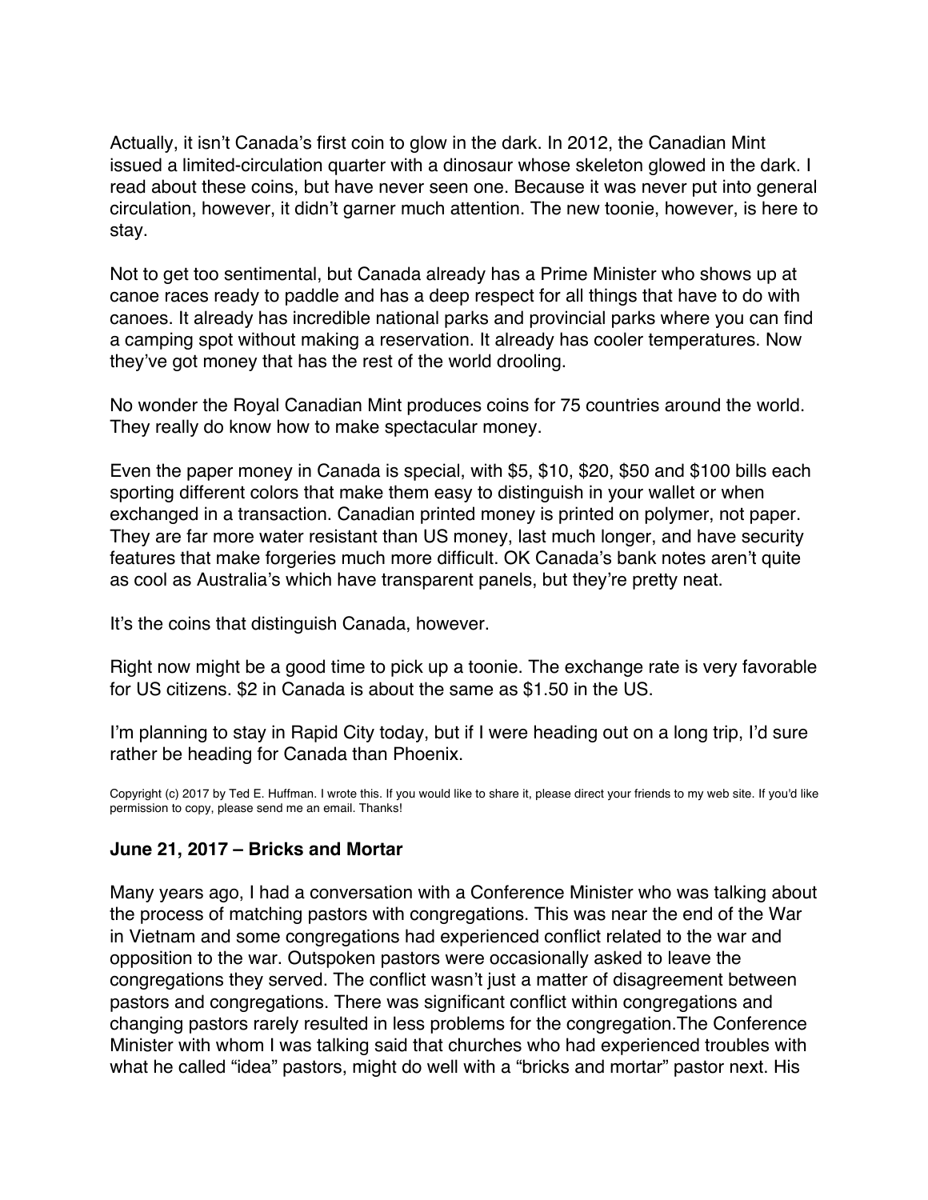Actually, it isn't Canada's first coin to glow in the dark. In 2012, the Canadian Mint issued a limited-circulation quarter with a dinosaur whose skeleton glowed in the dark. I read about these coins, but have never seen one. Because it was never put into general circulation, however, it didn't garner much attention. The new toonie, however, is here to stay.

Not to get too sentimental, but Canada already has a Prime Minister who shows up at canoe races ready to paddle and has a deep respect for all things that have to do with canoes. It already has incredible national parks and provincial parks where you can find a camping spot without making a reservation. It already has cooler temperatures. Now they've got money that has the rest of the world drooling.

No wonder the Royal Canadian Mint produces coins for 75 countries around the world. They really do know how to make spectacular money.

Even the paper money in Canada is special, with $5, $10, $20, $50 and $100 bills each sporting different colors that make them easy to distinguish in your wallet or when exchanged in a transaction. Canadian printed money is printed on polymer, not paper. They are far more water resistant than US money, last much longer, and have security features that make forgeries much more difficult. OK Canada's bank notes aren't quite as cool as Australia's which have transparent panels, but they're pretty neat.

It's the coins that distinguish Canada, however.

Right now might be a good time to pick up a toonie. The exchange rate is very favorable for US citizens. $2 in Canada is about the same as $1.50 in the US.

I'm planning to stay in Rapid City today, but if I were heading out on a long trip, I'd sure rather be heading for Canada than Phoenix.

Copyright (c) 2017 by Ted E. Huffman. I wrote this. If you would like to share it, please direct your friends to my web site. If you'd like permission to copy, please send me an email. Thanks!

### June 21, 2017 – Bricks and Mortar

Many years ago, I had a conversation with a Conference Minister who was talking about the process of matching pastors with congregations. This was near the end of the War in Vietnam and some congregations had experienced conflict related to the war and opposition to the war. Outspoken pastors were occasionally asked to leave the congregations they served. The conflict wasn't just a matter of disagreement between pastors and congregations. There was significant conflict within congregations and changing pastors rarely resulted in less problems for the congregation.The Conference Minister with whom I was talking said that churches who had experienced troubles with what he called "idea" pastors, might do well with a "bricks and mortar" pastor next. His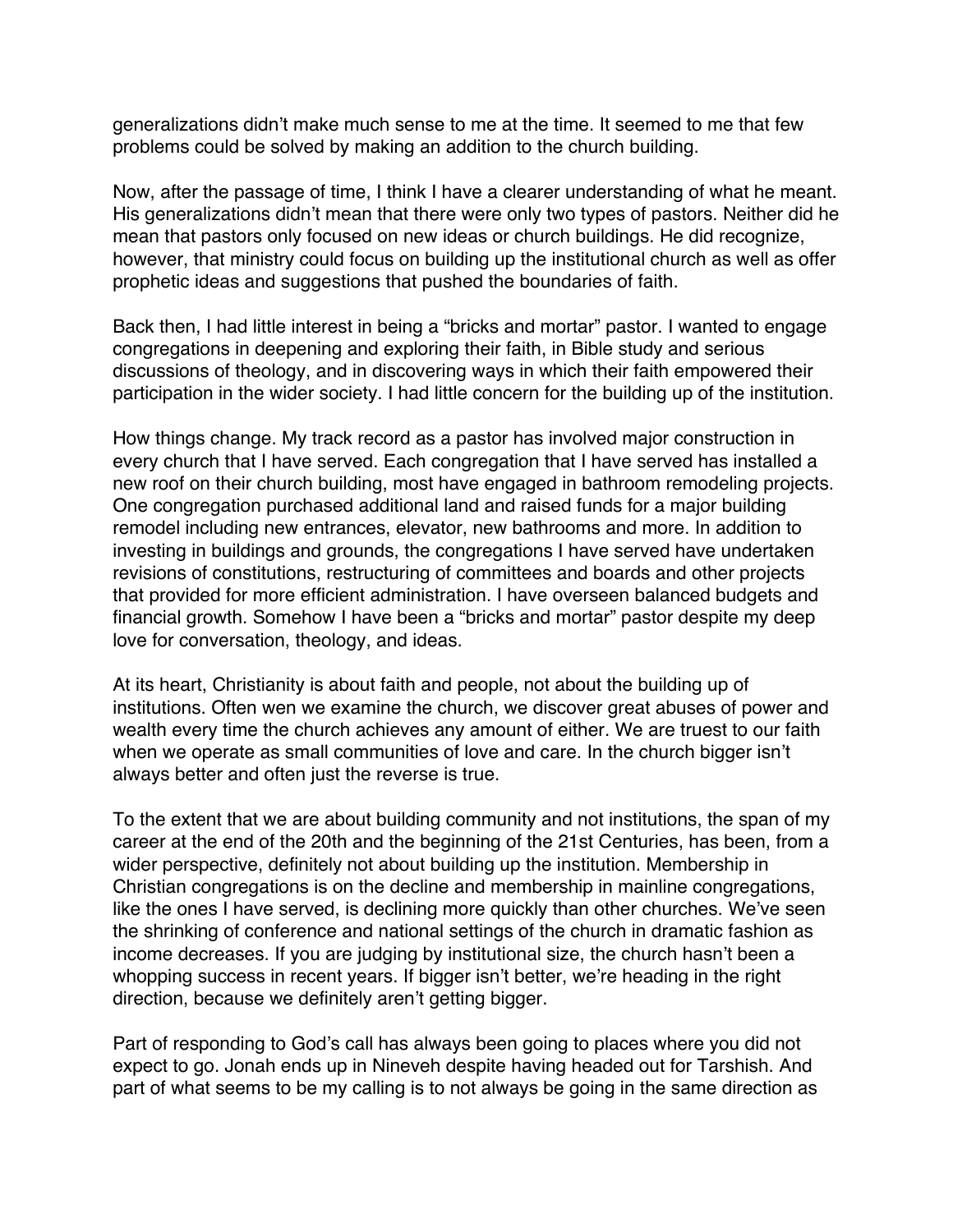generalizations didn't make much sense to me at the time. It seemed to me that few problems could be solved by making an addition to the church building.

Now, after the passage of time, I think I have a clearer understanding of what he meant. His generalizations didn't mean that there were only two types of pastors. Neither did he mean that pastors only focused on new ideas or church buildings. He did recognize, however, that ministry could focus on building up the institutional church as well as offer prophetic ideas and suggestions that pushed the boundaries of faith.

Back then, I had little interest in being a "bricks and mortar" pastor. I wanted to engage congregations in deepening and exploring their faith, in Bible study and serious discussions of theology, and in discovering ways in which their faith empowered their participation in the wider society. I had little concern for the building up of the institution.

How things change. My track record as a pastor has involved major construction in every church that I have served. Each congregation that I have served has installed a new roof on their church building, most have engaged in bathroom remodeling projects. One congregation purchased additional land and raised funds for a major building remodel including new entrances, elevator, new bathrooms and more. In addition to investing in buildings and grounds, the congregations I have served have undertaken revisions of constitutions, restructuring of committees and boards and other projects that provided for more efficient administration. I have overseen balanced budgets and financial growth. Somehow I have been a "bricks and mortar" pastor despite my deep love for conversation, theology, and ideas.

At its heart, Christianity is about faith and people, not about the building up of institutions. Often wen we examine the church, we discover great abuses of power and wealth every time the church achieves any amount of either. We are truest to our faith when we operate as small communities of love and care. In the church bigger isn't always better and often just the reverse is true.

To the extent that we are about building community and not institutions, the span of my career at the end of the 20th and the beginning of the 21st Centuries, has been, from a wider perspective, definitely not about building up the institution. Membership in Christian congregations is on the decline and membership in mainline congregations, like the ones I have served, is declining more quickly than other churches. We've seen the shrinking of conference and national settings of the church in dramatic fashion as income decreases. If you are judging by institutional size, the church hasn't been a whopping success in recent years. If bigger isn't better, we're heading in the right direction, because we definitely aren't getting bigger.

Part of responding to God's call has always been going to places where you did not expect to go. Jonah ends up in Nineveh despite having headed out for Tarshish. And part of what seems to be my calling is to not always be going in the same direction as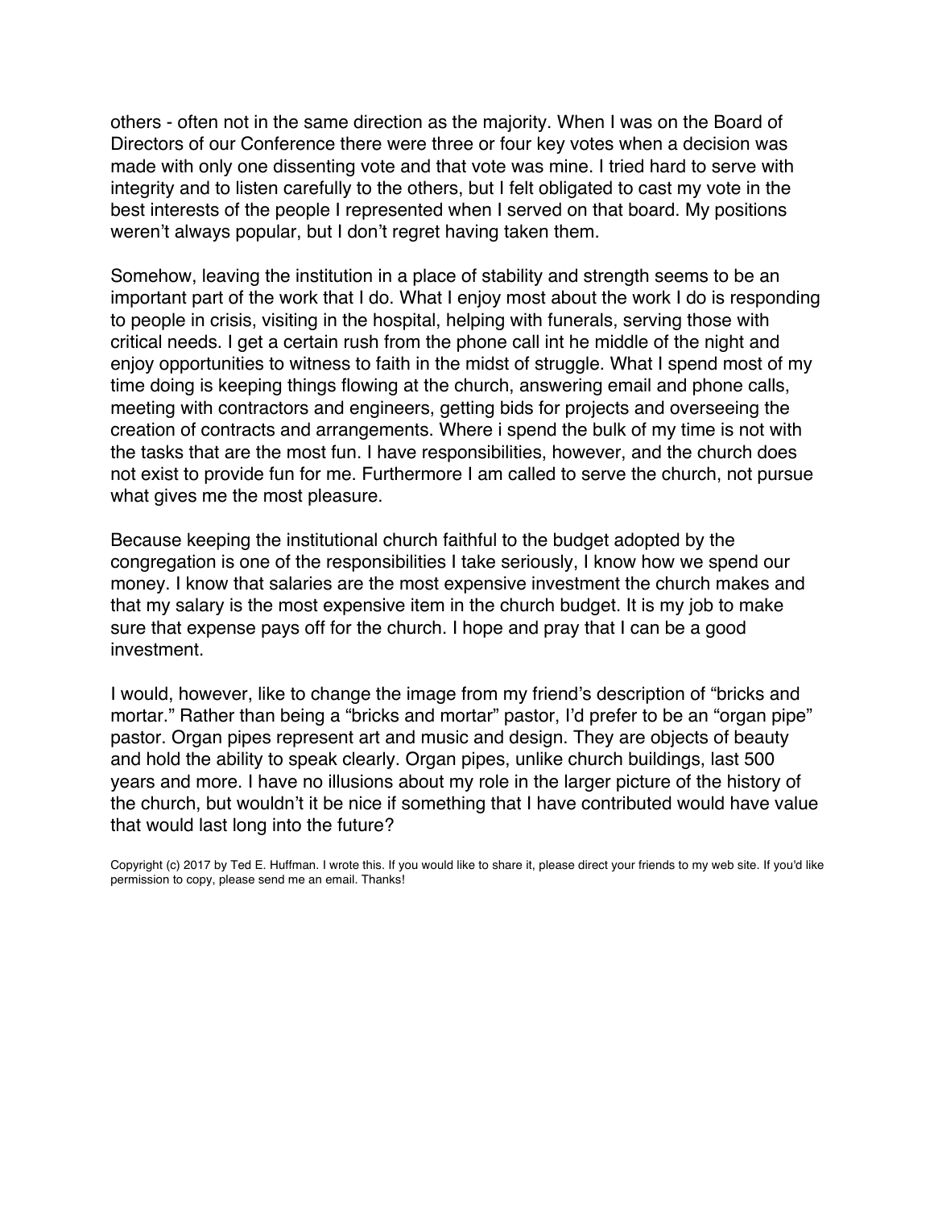others - often not in the same direction as the majority. When I was on the Board of Directors of our Conference there were three or four key votes when a decision was made with only one dissenting vote and that vote was mine. I tried hard to serve with integrity and to listen carefully to the others, but I felt obligated to cast my vote in the best interests of the people I represented when I served on that board. My positions weren't always popular, but I don't regret having taken them.

Somehow, leaving the institution in a place of stability and strength seems to be an important part of the work that I do. What I enjoy most about the work I do is responding to people in crisis, visiting in the hospital, helping with funerals, serving those with critical needs. I get a certain rush from the phone call int he middle of the night and enjoy opportunities to witness to faith in the midst of struggle. What I spend most of my time doing is keeping things flowing at the church, answering email and phone calls, meeting with contractors and engineers, getting bids for projects and overseeing the creation of contracts and arrangements. Where i spend the bulk of my time is not with the tasks that are the most fun. I have responsibilities, however, and the church does not exist to provide fun for me. Furthermore I am called to serve the church, not pursue what gives me the most pleasure.

Because keeping the institutional church faithful to the budget adopted by the congregation is one of the responsibilities I take seriously, I know how we spend our money. I know that salaries are the most expensive investment the church makes and that my salary is the most expensive item in the church budget. It is my job to make sure that expense pays off for the church. I hope and pray that I can be a good investment.

I would, however, like to change the image from my friend's description of "bricks and mortar." Rather than being a "bricks and mortar" pastor, I'd prefer to be an "organ pipe" pastor. Organ pipes represent art and music and design. They are objects of beauty and hold the ability to speak clearly. Organ pipes, unlike church buildings, last 500 years and more. I have no illusions about my role in the larger picture of the history of the church, but wouldn't it be nice if something that I have contributed would have value that would last long into the future?

Copyright (c) 2017 by Ted E. Huffman. I wrote this. If you would like to share it, please direct your friends to my web site. If you'd like permission to copy, please send me an email. Thanks!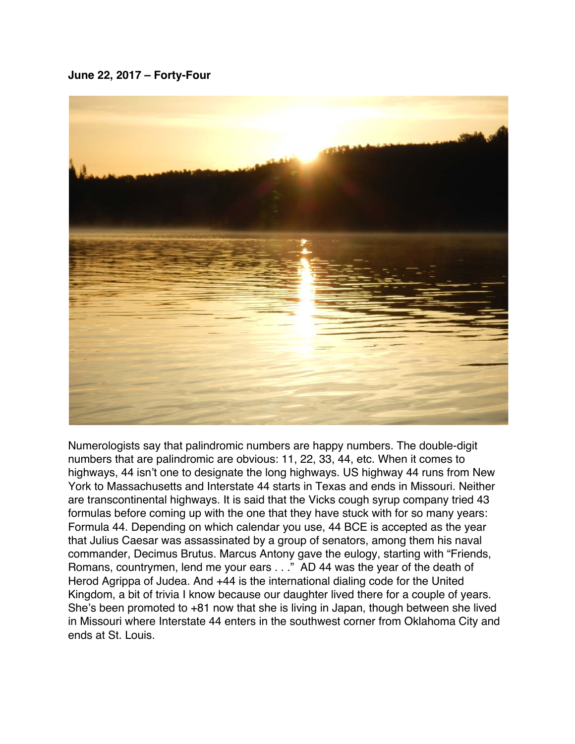**June 22, 2017 – Forty-Four**

Numerologists say that palindromic numbers are happy numbers. The double-digit numbers that are palindromic are obvious: 11, 22, 33, 44, etc. When it comes to highways, 44 isn't one to designate the long highways. US highway 44 runs from New York to Massachusetts and Interstate 44 starts in Texas and ends in Missouri. Neither are transcontinental highways. It is said that the Vicks cough syrup company tried 43 formulas before coming up with the one that they have stuck with for so many years: Formula 44. Depending on which calendar you use, 44 BCE is accepted as the year that Julius Caesar was assassinated by a group of senators, among them his naval commander, Decimus Brutus. Marcus Antony gave the eulogy, starting with "Friends, Romans, countrymen, lend me your ears . . ." AD 44 was the year of the death of Herod Agrippa of Judea. And +44 is the international dialing code for the United Kingdom, a bit of trivia I know because our daughter lived there for a couple of years. She's been promoted to +81 now that she is living in Japan, though between she lived in Missouri where Interstate 44 enters in the southwest corner from Oklahoma City and ends at St. Louis.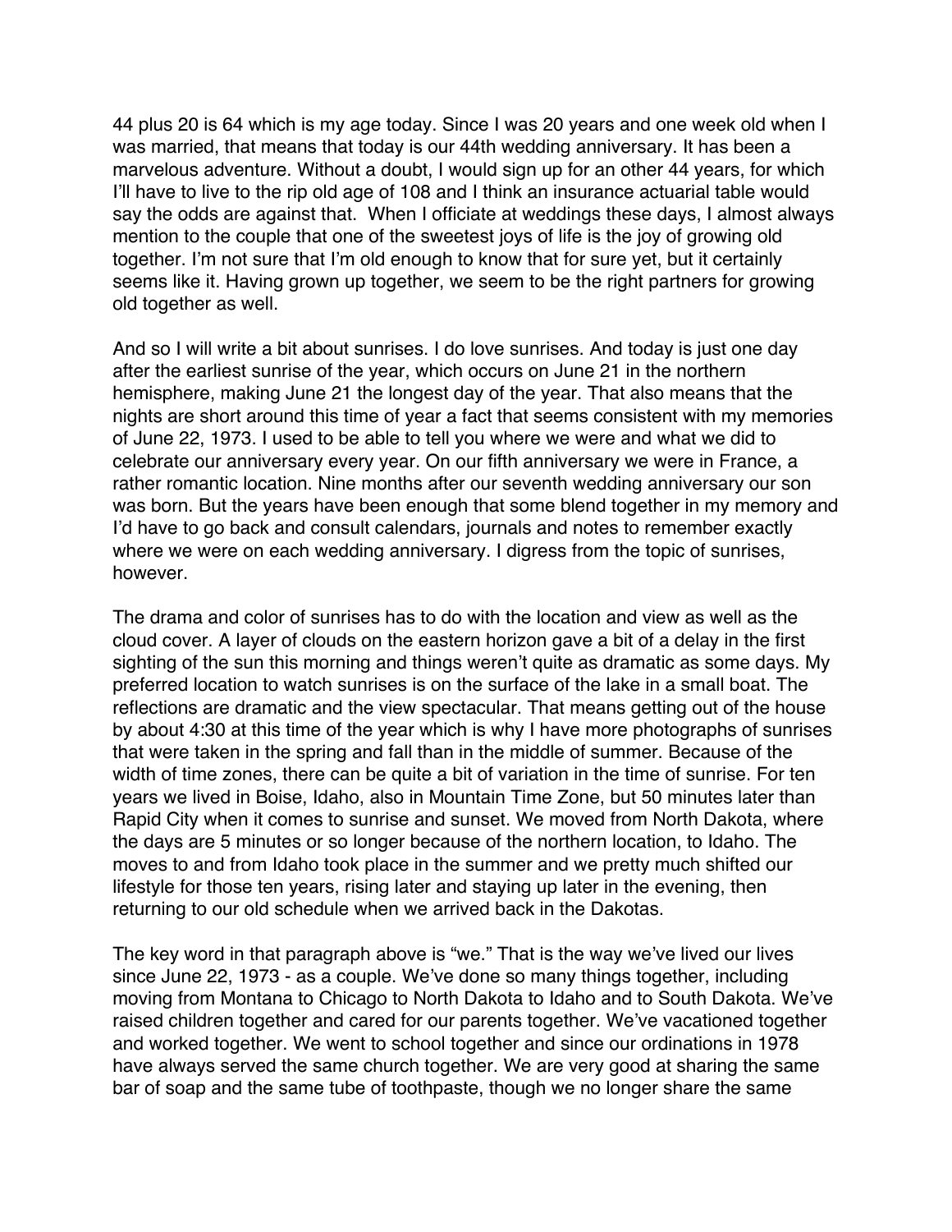44 plus 20 is 64 which is my age today. Since I was 20 years and one week old when I was married, that means that today is our 44th wedding anniversary. It has been a marvelous adventure. Without a doubt, I would sign up for an other 44 years, for which I'll have to live to the rip old age of 108 and I think an insurance actuarial table would say the odds are against that.  When I officiate at weddings these days, I almost always mention to the couple that one of the sweetest joys of life is the joy of growing old together. I'm not sure that I'm old enough to know that for sure yet, but it certainly seems like it. Having grown up together, we seem to be the right partners for growing old together as well.

And so I will write a bit about sunrises. I do love sunrises. And today is just one day after the earliest sunrise of the year, which occurs on June 21 in the northern hemisphere, making June 21 the longest day of the year. That also means that the nights are short around this time of year a fact that seems consistent with my memories of June 22, 1973. I used to be able to tell you where we were and what we did to celebrate our anniversary every year. On our fifth anniversary we were in France, a rather romantic location. Nine months after our seventh wedding anniversary our son was born. But the years have been enough that some blend together in my memory and I'd have to go back and consult calendars, journals and notes to remember exactly where we were on each wedding anniversary. I digress from the topic of sunrises, however.

The drama and color of sunrises has to do with the location and view as well as the cloud cover. A layer of clouds on the eastern horizon gave a bit of a delay in the first sighting of the sun this morning and things weren't quite as dramatic as some days. My preferred location to watch sunrises is on the surface of the lake in a small boat. The reflections are dramatic and the view spectacular. That means getting out of the house by about 4:30 at this time of the year which is why I have more photographs of sunrises that were taken in the spring and fall than in the middle of summer. Because of the width of time zones, there can be quite a bit of variation in the time of sunrise. For ten years we lived in Boise, Idaho, also in Mountain Time Zone, but 50 minutes later than Rapid City when it comes to sunrise and sunset. We moved from North Dakota, where the days are 5 minutes or so longer because of the northern location, to Idaho. The moves to and from Idaho took place in the summer and we pretty much shifted our lifestyle for those ten years, rising later and staying up later in the evening, then returning to our old schedule when we arrived back in the Dakotas.

The key word in that paragraph above is "we." That is the way we've lived our lives since June 22, 1973 - as a couple. We've done so many things together, including moving from Montana to Chicago to North Dakota to Idaho and to South Dakota. We've raised children together and cared for our parents together. We've vacationed together and worked together. We went to school together and since our ordinations in 1978 have always served the same church together. We are very good at sharing the same bar of soap and the same tube of toothpaste, though we no longer share the same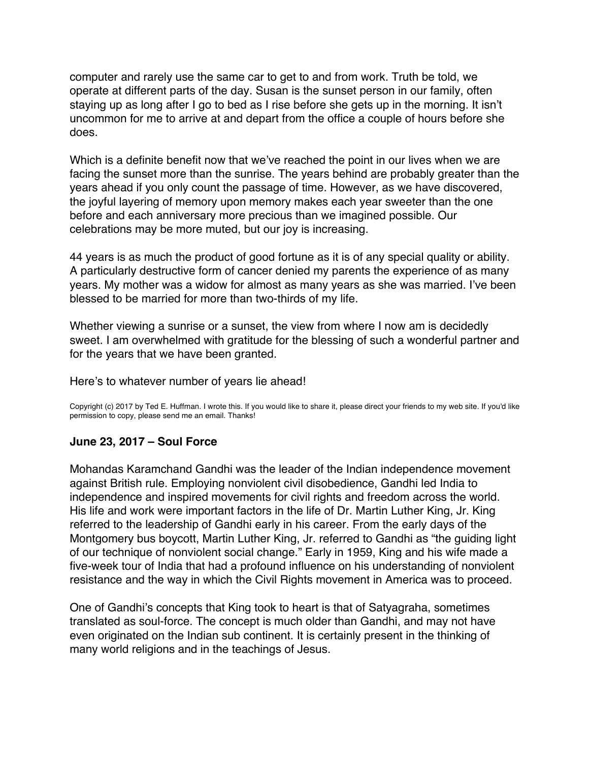computer and rarely use the same car to get to and from work. Truth be told, we operate at different parts of the day. Susan is the sunset person in our family, often staying up as long after I go to bed as I rise before she gets up in the morning. It isn't uncommon for me to arrive at and depart from the office a couple of hours before she does.

Which is a definite benefit now that we've reached the point in our lives when we are facing the sunset more than the sunrise. The years behind are probably greater than the years ahead if you only count the passage of time. However, as we have discovered, the joyful layering of memory upon memory makes each year sweeter than the one before and each anniversary more precious than we imagined possible. Our celebrations may be more muted, but our joy is increasing.

44 years is as much the product of good fortune as it is of any special quality or ability. A particularly destructive form of cancer denied my parents the experience of as many years. My mother was a widow for almost as many years as she was married. I've been blessed to be married for more than two-thirds of my life.

Whether viewing a sunrise or a sunset, the view from where I now am is decidedly sweet. I am overwhelmed with gratitude for the blessing of such a wonderful partner and for the years that we have been granted.

Here's to whatever number of years lie ahead!

Copyright (c) 2017 by Ted E. Huffman. I wrote this. If you would like to share it, please direct your friends to my web site. If you'd like permission to copy, please send me an email. Thanks!

### June 23, 2017 – Soul Force

Mohandas Karamchand Gandhi was the leader of the Indian independence movement against British rule. Employing nonviolent civil disobedience, Gandhi led India to independence and inspired movements for civil rights and freedom across the world. His life and work were important factors in the life of Dr. Martin Luther King, Jr. King referred to the leadership of Gandhi early in his career. From the early days of the Montgomery bus boycott, Martin Luther King, Jr. referred to Gandhi as "the guiding light of our technique of nonviolent social change." Early in 1959, King and his wife made a five-week tour of India that had a profound influence on his understanding of nonviolent resistance and the way in which the Civil Rights movement in America was to proceed.

One of Gandhi's concepts that King took to heart is that of Satyagraha, sometimes translated as soul-force. The concept is much older than Gandhi, and may not have even originated on the Indian sub continent. It is certainly present in the thinking of many world religions and in the teachings of Jesus.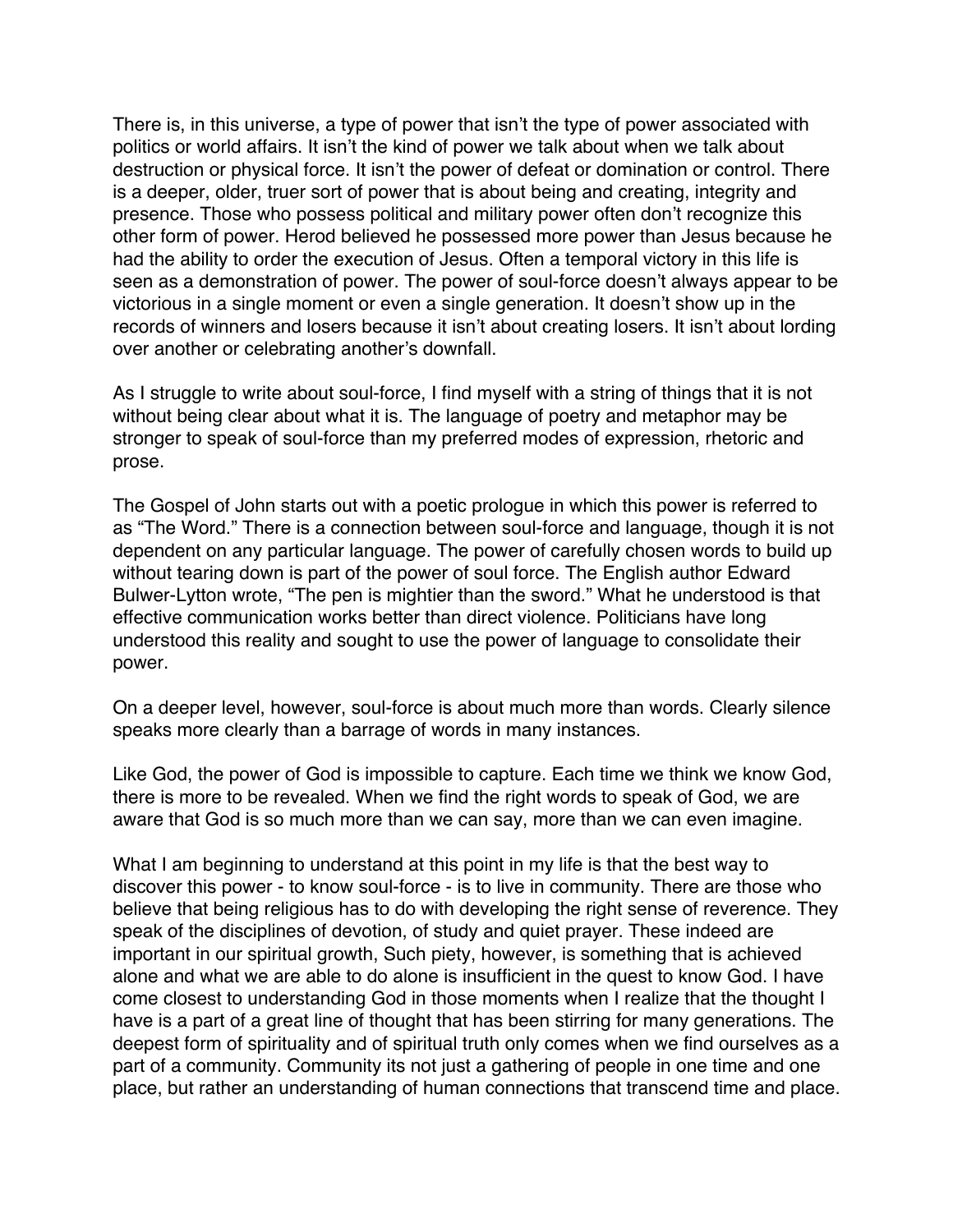There is, in this universe, a type of power that isn't the type of power associated with politics or world affairs. It isn't the kind of power we talk about when we talk about destruction or physical force. It isn't the power of defeat or domination or control. There is a deeper, older, truer sort of power that is about being and creating, integrity and presence. Those who possess political and military power often don't recognize this other form of power. Herod believed he possessed more power than Jesus because he had the ability to order the execution of Jesus. Often a temporal victory in this life is seen as a demonstration of power. The power of soul-force doesn't always appear to be victorious in a single moment or even a single generation. It doesn't show up in the records of winners and losers because it isn't about creating losers. It isn't about lording over another or celebrating another's downfall.

As I struggle to write about soul-force, I find myself with a string of things that it is not without being clear about what it is. The language of poetry and metaphor may be stronger to speak of soul-force than my preferred modes of expression, rhetoric and prose.

The Gospel of John starts out with a poetic prologue in which this power is referred to as "The Word." There is a connection between soul-force and language, though it is not dependent on any particular language. The power of carefully chosen words to build up without tearing down is part of the power of soul force. The English author Edward Bulwer-Lytton wrote, "The pen is mightier than the sword." What he understood is that effective communication works better than direct violence. Politicians have long understood this reality and sought to use the power of language to consolidate their power.

On a deeper level, however, soul-force is about much more than words. Clearly silence speaks more clearly than a barrage of words in many instances.

Like God, the power of God is impossible to capture. Each time we think we know God, there is more to be revealed. When we find the right words to speak of God, we are aware that God is so much more than we can say, more than we can even imagine.

What I am beginning to understand at this point in my life is that the best way to discover this power - to know soul-force - is to live in community. There are those who believe that being religious has to do with developing the right sense of reverence. They speak of the disciplines of devotion, of study and quiet prayer. These indeed are important in our spiritual growth, Such piety, however, is something that is achieved alone and what we are able to do alone is insufficient in the quest to know God. I have come closest to understanding God in those moments when I realize that the thought I have is a part of a great line of thought that has been stirring for many generations. The deepest form of spirituality and of spiritual truth only comes when we find ourselves as a part of a community. Community its not just a gathering of people in one time and one place, but rather an understanding of human connections that transcend time and place.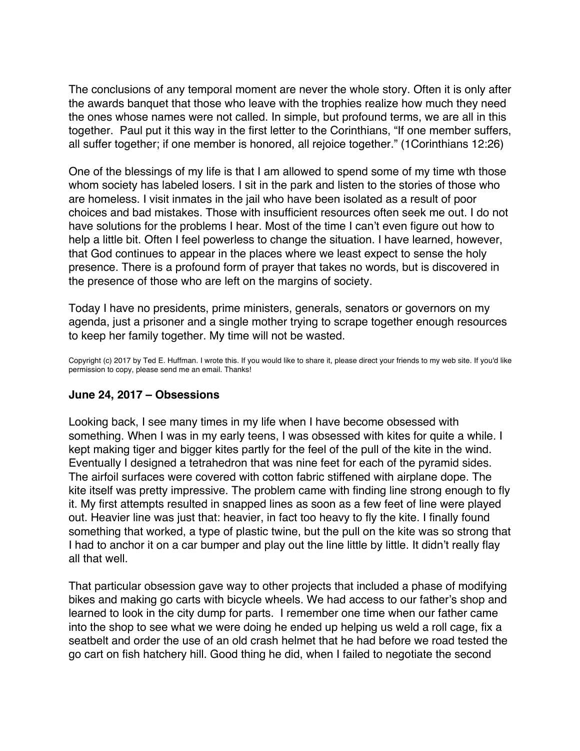The conclusions of any temporal moment are never the whole story. Often it is only after the awards banquet that those who leave with the trophies realize how much they need the ones whose names were not called. In simple, but profound terms, we are all in this together. Paul put it this way in the first letter to the Corinthians, "If one member suffers, all suffer together; if one member is honored, all rejoice together." (1Corinthians 12:26)

One of the blessings of my life is that I am allowed to spend some of my time wth those whom society has labeled losers. I sit in the park and listen to the stories of those who are homeless. I visit inmates in the jail who have been isolated as a result of poor choices and bad mistakes. Those with insufficient resources often seek me out. I do not have solutions for the problems I hear. Most of the time I can't even figure out how to help a little bit. Often I feel powerless to change the situation. I have learned, however, that God continues to appear in the places where we least expect to sense the holy presence. There is a profound form of prayer that takes no words, but is discovered in the presence of those who are left on the margins of society.

Today I have no presidents, prime ministers, generals, senators or governors on my agenda, just a prisoner and a single mother trying to scrape together enough resources to keep her family together. My time will not be wasted.

Copyright (c) 2017 by Ted E. Huffman. I wrote this. If you would like to share it, please direct your friends to my web site. If you'd like permission to copy, please send me an email. Thanks!

### June 24, 2017 – Obsessions

Looking back, I see many times in my life when I have become obsessed with something. When I was in my early teens, I was obsessed with kites for quite a while. I kept making tiger and bigger kites partly for the feel of the pull of the kite in the wind. Eventually I designed a tetrahedron that was nine feet for each of the pyramid sides. The airfoil surfaces were covered with cotton fabric stiffened with airplane dope. The kite itself was pretty impressive. The problem came with finding line strong enough to fly it. My first attempts resulted in snapped lines as soon as a few feet of line were played out. Heavier line was just that: heavier, in fact too heavy to fly the kite. I finally found something that worked, a type of plastic twine, but the pull on the kite was so strong that I had to anchor it on a car bumper and play out the line little by little. It didn't really flay all that well.

That particular obsession gave way to other projects that included a phase of modifying bikes and making go carts with bicycle wheels. We had access to our father's shop and learned to look in the city dump for parts. I remember one time when our father came into the shop to see what we were doing he ended up helping us weld a roll cage, fix a seatbelt and order the use of an old crash helmet that he had before we road tested the go cart on fish hatchery hill. Good thing he did, when I failed to negotiate the second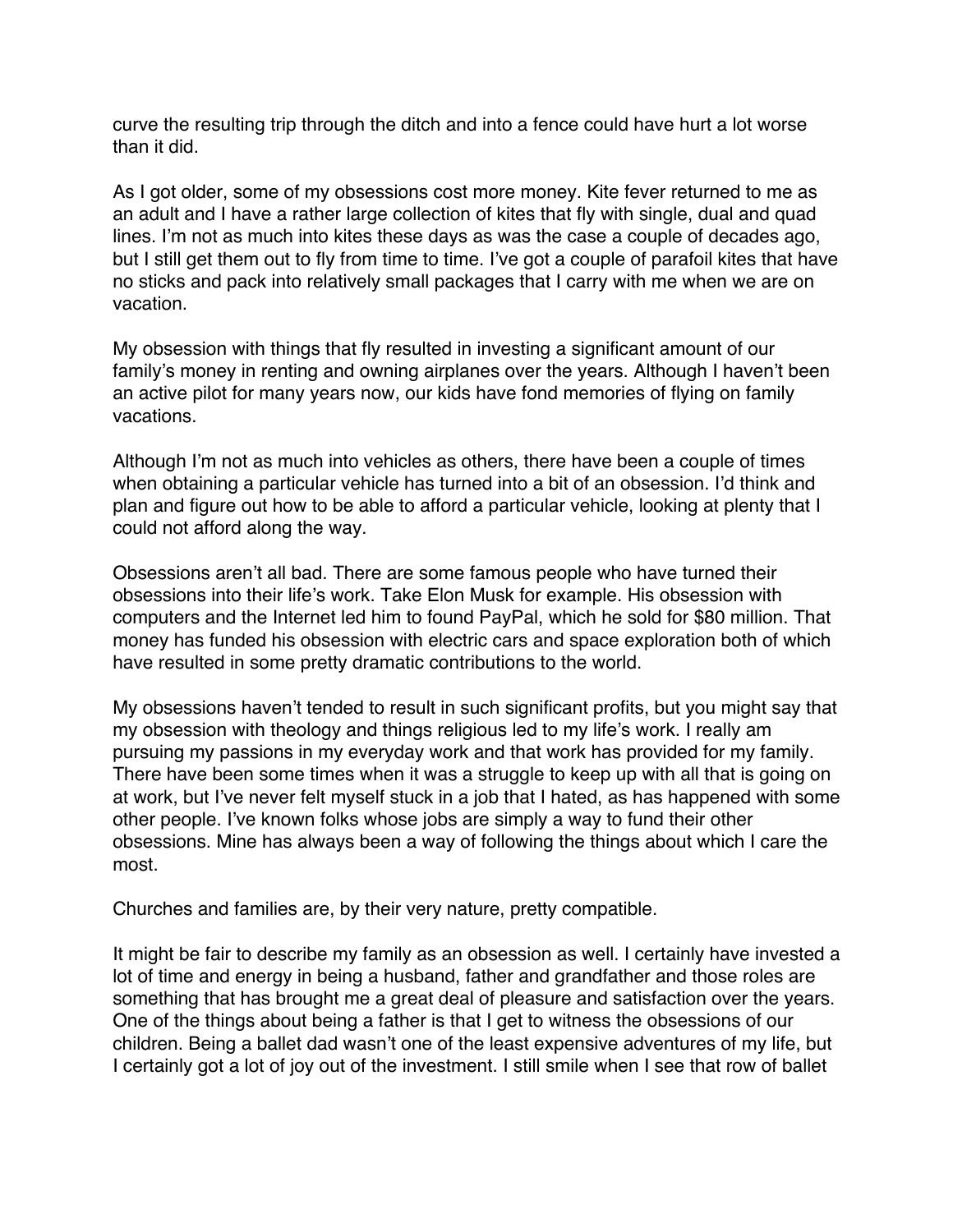curve the resulting trip through the ditch and into a fence could have hurt a lot worse than it did.

As I got older, some of my obsessions cost more money. Kite fever returned to me as an adult and I have a rather large collection of kites that fly with single, dual and quad lines. I'm not as much into kites these days as was the case a couple of decades ago, but I still get them out to fly from time to time. I've got a couple of parafoil kites that have no sticks and pack into relatively small packages that I carry with me when we are on vacation.

My obsession with things that fly resulted in investing a significant amount of our family's money in renting and owning airplanes over the years. Although I haven't been an active pilot for many years now, our kids have fond memories of flying on family vacations.

Although I'm not as much into vehicles as others, there have been a couple of times when obtaining a particular vehicle has turned into a bit of an obsession. I'd think and plan and figure out how to be able to afford a particular vehicle, looking at plenty that I could not afford along the way.

Obsessions aren't all bad. There are some famous people who have turned their obsessions into their life's work. Take Elon Musk for example. His obsession with computers and the Internet led him to found PayPal, which he sold for $80 million. That money has funded his obsession with electric cars and space exploration both of which have resulted in some pretty dramatic contributions to the world.

My obsessions haven't tended to result in such significant profits, but you might say that my obsession with theology and things religious led to my life's work. I really am pursuing my passions in my everyday work and that work has provided for my family. There have been some times when it was a struggle to keep up with all that is going on at work, but I've never felt myself stuck in a job that I hated, as has happened with some other people. I've known folks whose jobs are simply a way to fund their other obsessions. Mine has always been a way of following the things about which I care the most.

Churches and families are, by their very nature, pretty compatible.

It might be fair to describe my family as an obsession as well. I certainly have invested a lot of time and energy in being a husband, father and grandfather and those roles are something that has brought me a great deal of pleasure and satisfaction over the years. One of the things about being a father is that I get to witness the obsessions of our children. Being a ballet dad wasn't one of the least expensive adventures of my life, but I certainly got a lot of joy out of the investment. I still smile when I see that row of ballet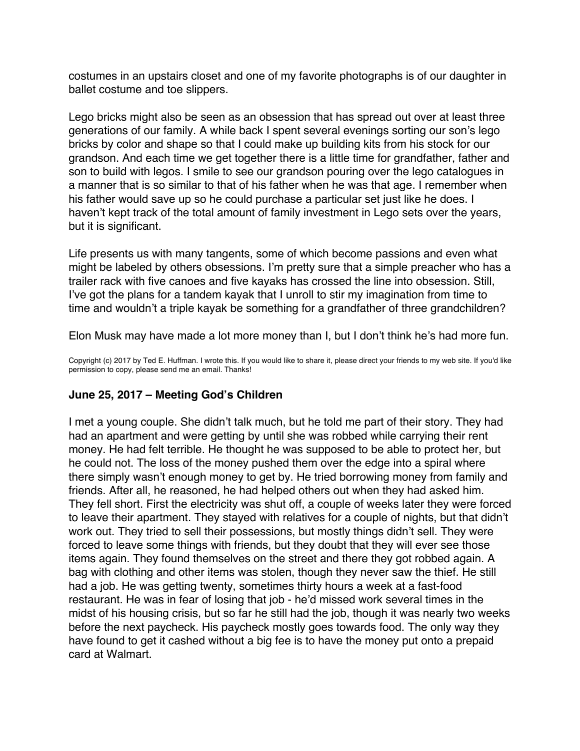costumes in an upstairs closet and one of my favorite photographs is of our daughter in ballet costume and toe slippers.

Lego bricks might also be seen as an obsession that has spread out over at least three generations of our family. A while back I spent several evenings sorting our son's lego bricks by color and shape so that I could make up building kits from his stock for our grandson. And each time we get together there is a little time for grandfather, father and son to build with legos. I smile to see our grandson pouring over the lego catalogues in a manner that is so similar to that of his father when he was that age. I remember when his father would save up so he could purchase a particular set just like he does. I haven't kept track of the total amount of family investment in Lego sets over the years, but it is significant.

Life presents us with many tangents, some of which become passions and even what might be labeled by others obsessions. I'm pretty sure that a simple preacher who has a trailer rack with five canoes and five kayaks has crossed the line into obsession. Still, I've got the plans for a tandem kayak that I unroll to stir my imagination from time to time and wouldn't a triple kayak be something for a grandfather of three grandchildren?

Elon Musk may have made a lot more money than I, but I don't think he's had more fun.

Copyright (c) 2017 by Ted E. Huffman. I wrote this. If you would like to share it, please direct your friends to my web site. If you'd like permission to copy, please send me an email. Thanks!

### June 25, 2017 – Meeting God's Children

I met a young couple. She didn't talk much, but he told me part of their story. They had had an apartment and were getting by until she was robbed while carrying their rent money. He had felt terrible. He thought he was supposed to be able to protect her, but he could not. The loss of the money pushed them over the edge into a spiral where there simply wasn't enough money to get by. He tried borrowing money from family and friends. After all, he reasoned, he had helped others out when they had asked him. They fell short. First the electricity was shut off, a couple of weeks later they were forced to leave their apartment. They stayed with relatives for a couple of nights, but that didn't work out. They tried to sell their possessions, but mostly things didn't sell. They were forced to leave some things with friends, but they doubt that they will ever see those items again. They found themselves on the street and there they got robbed again. A bag with clothing and other items was stolen, though they never saw the thief. He still had a job. He was getting twenty, sometimes thirty hours a week at a fast-food restaurant. He was in fear of losing that job - he'd missed work several times in the midst of his housing crisis, but so far he still had the job, though it was nearly two weeks before the next paycheck. His paycheck mostly goes towards food. The only way they have found to get it cashed without a big fee is to have the money put onto a prepaid card at Walmart.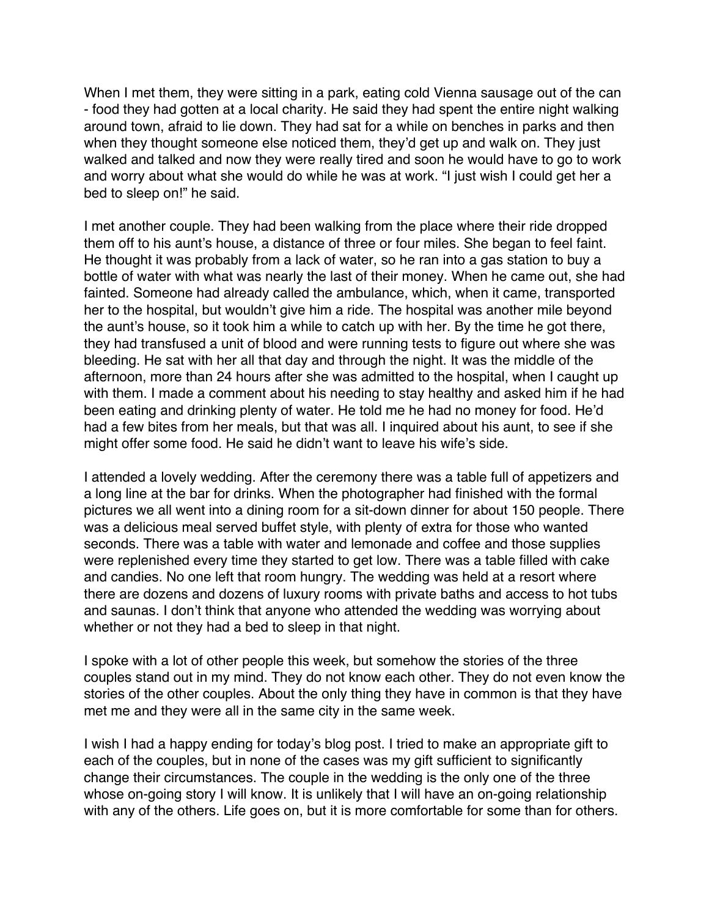When I met them, they were sitting in a park, eating cold Vienna sausage out of the can - food they had gotten at a local charity. He said they had spent the entire night walking around town, afraid to lie down. They had sat for a while on benches in parks and then when they thought someone else noticed them, they'd get up and walk on. They just walked and talked and now they were really tired and soon he would have to go to work and worry about what she would do while he was at work. "I just wish I could get her a bed to sleep on!" he said.

I met another couple. They had been walking from the place where their ride dropped them off to his aunt's house, a distance of three or four miles. She began to feel faint. He thought it was probably from a lack of water, so he ran into a gas station to buy a bottle of water with what was nearly the last of their money. When he came out, she had fainted. Someone had already called the ambulance, which, when it came, transported her to the hospital, but wouldn't give him a ride. The hospital was another mile beyond the aunt's house, so it took him a while to catch up with her. By the time he got there, they had transfused a unit of blood and were running tests to figure out where she was bleeding. He sat with her all that day and through the night. It was the middle of the afternoon, more than 24 hours after she was admitted to the hospital, when I caught up with them. I made a comment about his needing to stay healthy and asked him if he had been eating and drinking plenty of water. He told me he had no money for food. He'd had a few bites from her meals, but that was all. I inquired about his aunt, to see if she might offer some food. He said he didn't want to leave his wife's side.

I attended a lovely wedding. After the ceremony there was a table full of appetizers and a long line at the bar for drinks. When the photographer had finished with the formal pictures we all went into a dining room for a sit-down dinner for about 150 people. There was a delicious meal served buffet style, with plenty of extra for those who wanted seconds. There was a table with water and lemonade and coffee and those supplies were replenished every time they started to get low. There was a table filled with cake and candies. No one left that room hungry. The wedding was held at a resort where there are dozens and dozens of luxury rooms with private baths and access to hot tubs and saunas. I don't think that anyone who attended the wedding was worrying about whether or not they had a bed to sleep in that night.

I spoke with a lot of other people this week, but somehow the stories of the three couples stand out in my mind. They do not know each other. They do not even know the stories of the other couples. About the only thing they have in common is that they have met me and they were all in the same city in the same week.

I wish I had a happy ending for today's blog post. I tried to make an appropriate gift to each of the couples, but in none of the cases was my gift sufficient to significantly change their circumstances. The couple in the wedding is the only one of the three whose on-going story I will know. It is unlikely that I will have an on-going relationship with any of the others. Life goes on, but it is more comfortable for some than for others.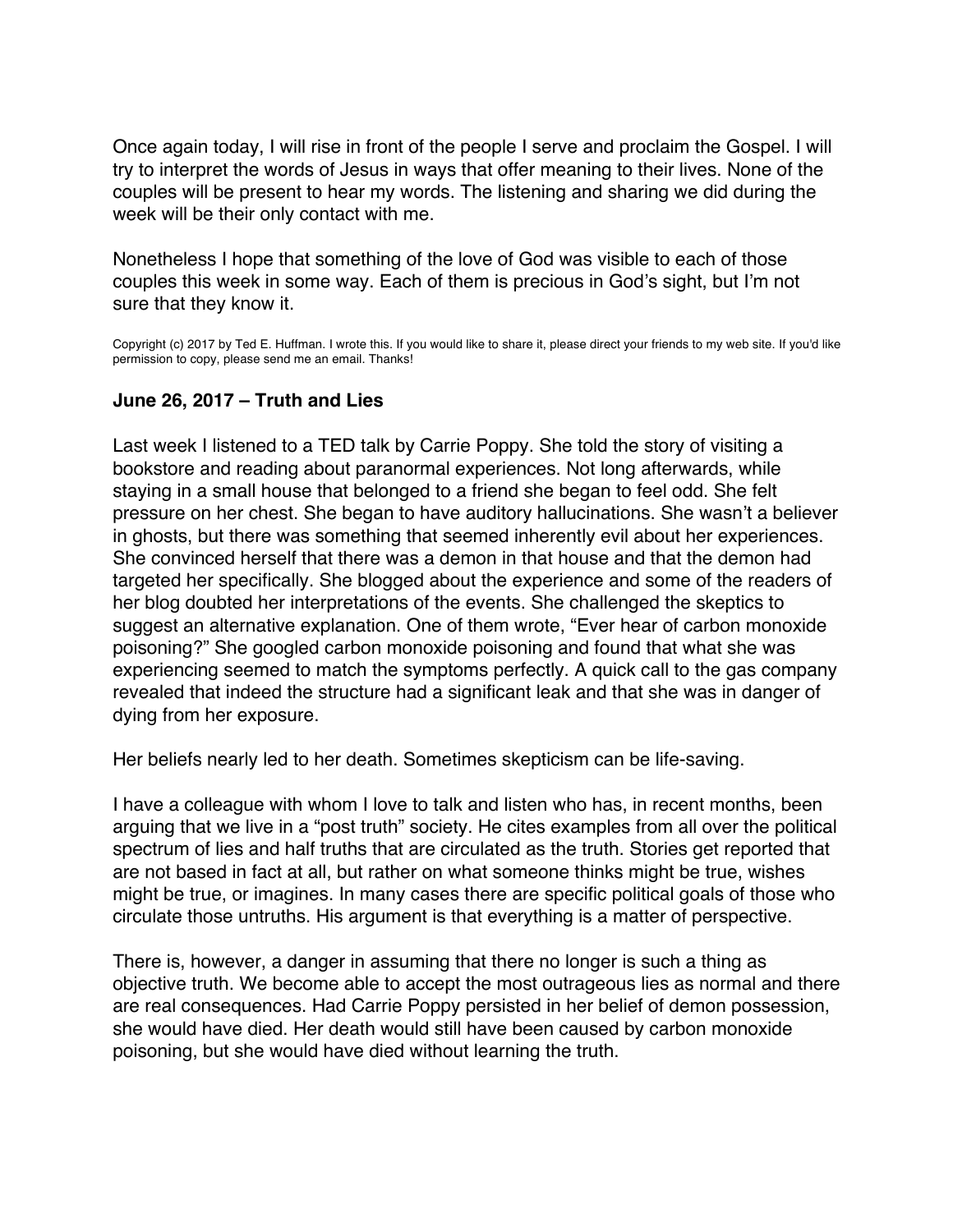Once again today, I will rise in front of the people I serve and proclaim the Gospel. I will try to interpret the words of Jesus in ways that offer meaning to their lives. None of the couples will be present to hear my words. The listening and sharing we did during the week will be their only contact with me.

Nonetheless I hope that something of the love of God was visible to each of those couples this week in some way. Each of them is precious in God's sight, but I'm not sure that they know it.

Copyright (c) 2017 by Ted E. Huffman. I wrote this. If you would like to share it, please direct your friends to my web site. If you'd like permission to copy, please send me an email. Thanks!

### June 26, 2017 – Truth and Lies

Last week I listened to a TED talk by Carrie Poppy. She told the story of visiting a bookstore and reading about paranormal experiences. Not long afterwards, while staying in a small house that belonged to a friend she began to feel odd. She felt pressure on her chest. She began to have auditory hallucinations. She wasn't a believer in ghosts, but there was something that seemed inherently evil about her experiences. She convinced herself that there was a demon in that house and that the demon had targeted her specifically. She blogged about the experience and some of the readers of her blog doubted her interpretations of the events. She challenged the skeptics to suggest an alternative explanation. One of them wrote, "Ever hear of carbon monoxide poisoning?" She googled carbon monoxide poisoning and found that what she was experiencing seemed to match the symptoms perfectly. A quick call to the gas company revealed that indeed the structure had a significant leak and that she was in danger of dying from her exposure.

Her beliefs nearly led to her death. Sometimes skepticism can be life-saving.

I have a colleague with whom I love to talk and listen who has, in recent months, been arguing that we live in a "post truth" society. He cites examples from all over the political spectrum of lies and half truths that are circulated as the truth. Stories get reported that are not based in fact at all, but rather on what someone thinks might be true, wishes might be true, or imagines. In many cases there are specific political goals of those who circulate those untruths. His argument is that everything is a matter of perspective.

There is, however, a danger in assuming that there no longer is such a thing as objective truth. We become able to accept the most outrageous lies as normal and there are real consequences. Had Carrie Poppy persisted in her belief of demon possession, she would have died. Her death would still have been caused by carbon monoxide poisoning, but she would have died without learning the truth.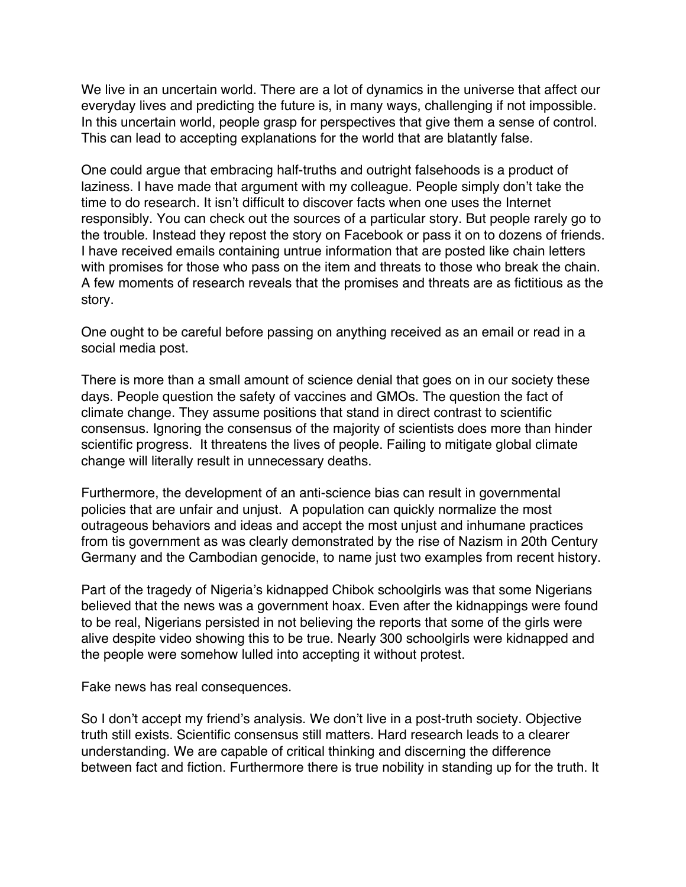We live in an uncertain world. There are a lot of dynamics in the universe that affect our everyday lives and predicting the future is, in many ways, challenging if not impossible. In this uncertain world, people grasp for perspectives that give them a sense of control. This can lead to accepting explanations for the world that are blatantly false.

One could argue that embracing half-truths and outright falsehoods is a product of laziness. I have made that argument with my colleague. People simply don't take the time to do research. It isn't difficult to discover facts when one uses the Internet responsibly. You can check out the sources of a particular story. But people rarely go to the trouble. Instead they repost the story on Facebook or pass it on to dozens of friends. I have received emails containing untrue information that are posted like chain letters with promises for those who pass on the item and threats to those who break the chain. A few moments of research reveals that the promises and threats are as fictitious as the story.

One ought to be careful before passing on anything received as an email or read in a social media post.

There is more than a small amount of science denial that goes on in our society these days. People question the safety of vaccines and GMOs. The question the fact of climate change. They assume positions that stand in direct contrast to scientific consensus. Ignoring the consensus of the majority of scientists does more than hinder scientific progress. It threatens the lives of people. Failing to mitigate global climate change will literally result in unnecessary deaths.

Furthermore, the development of an anti-science bias can result in governmental policies that are unfair and unjust. A population can quickly normalize the most outrageous behaviors and ideas and accept the most unjust and inhumane practices from tis government as was clearly demonstrated by the rise of Nazism in 20th Century Germany and the Cambodian genocide, to name just two examples from recent history.

Part of the tragedy of Nigeria's kidnapped Chibok schoolgirls was that some Nigerians believed that the news was a government hoax. Even after the kidnappings were found to be real, Nigerians persisted in not believing the reports that some of the girls were alive despite video showing this to be true. Nearly 300 schoolgirls were kidnapped and the people were somehow lulled into accepting it without protest.

Fake news has real consequences.

So I don't accept my friend's analysis. We don't live in a post-truth society. Objective truth still exists. Scientific consensus still matters. Hard research leads to a clearer understanding. We are capable of critical thinking and discerning the difference between fact and fiction. Furthermore there is true nobility in standing up for the truth. It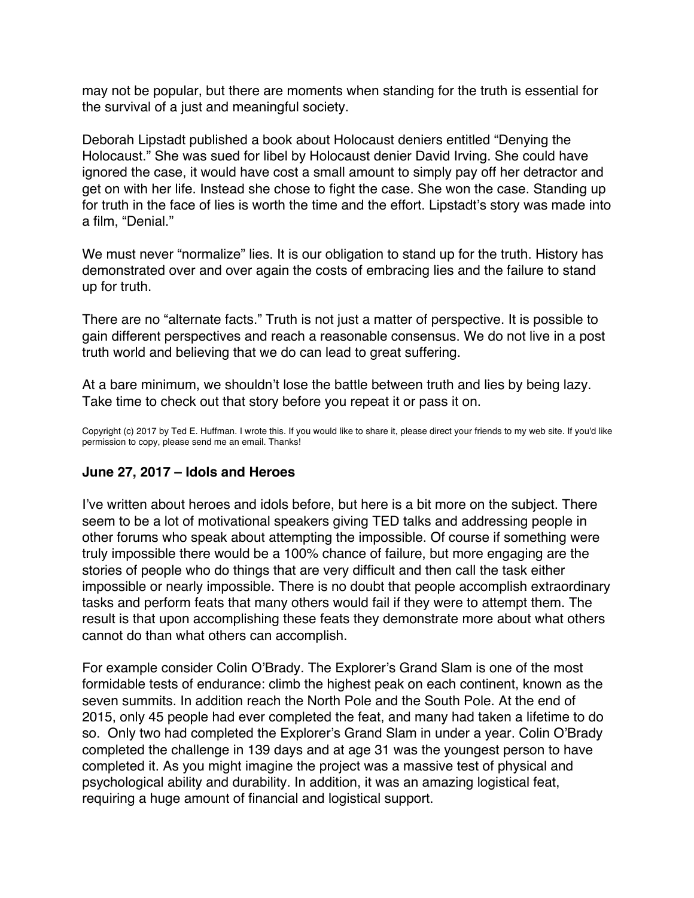may not be popular, but there are moments when standing for the truth is essential for the survival of a just and meaningful society.

Deborah Lipstadt published a book about Holocaust deniers entitled “Denying the Holocaust.” She was sued for libel by Holocaust denier David Irving. She could have ignored the case, it would have cost a small amount to simply pay off her detractor and get on with her life. Instead she chose to fight the case. She won the case. Standing up for truth in the face of lies is worth the time and the effort. Lipstadt’s story was made into a film, “Denial.”

We must never “normalize” lies. It is our obligation to stand up for the truth. History has demonstrated over and over again the costs of embracing lies and the failure to stand up for truth.

There are no “alternate facts.” Truth is not just a matter of perspective. It is possible to gain different perspectives and reach a reasonable consensus. We do not live in a post truth world and believing that we do can lead to great suffering.

At a bare minimum, we shouldn’t lose the battle between truth and lies by being lazy. Take time to check out that story before you repeat it or pass it on.

Copyright (c) 2017 by Ted E. Huffman. I wrote this. If you would like to share it, please direct your friends to my web site. If you'd like permission to copy, please send me an email. Thanks!

### June 27, 2017 – Idols and Heroes

I’ve written about heroes and idols before, but here is a bit more on the subject. There seem to be a lot of motivational speakers giving TED talks and addressing people in other forums who speak about attempting the impossible. Of course if something were truly impossible there would be a 100% chance of failure, but more engaging are the stories of people who do things that are very difficult and then call the task either impossible or nearly impossible. There is no doubt that people accomplish extraordinary tasks and perform feats that many others would fail if they were to attempt them. The result is that upon accomplishing these feats they demonstrate more about what others cannot do than what others can accomplish.

For example consider Colin O’Brady. The Explorer’s Grand Slam is one of the most formidable tests of endurance: climb the highest peak on each continent, known as the seven summits. In addition reach the North Pole and the South Pole. At the end of 2015, only 45 people had ever completed the feat, and many had taken a lifetime to do so. Only two had completed the Explorer’s Grand Slam in under a year. Colin O’Brady completed the challenge in 139 days and at age 31 was the youngest person to have completed it. As you might imagine the project was a massive test of physical and psychological ability and durability. In addition, it was an amazing logistical feat, requiring a huge amount of financial and logistical support.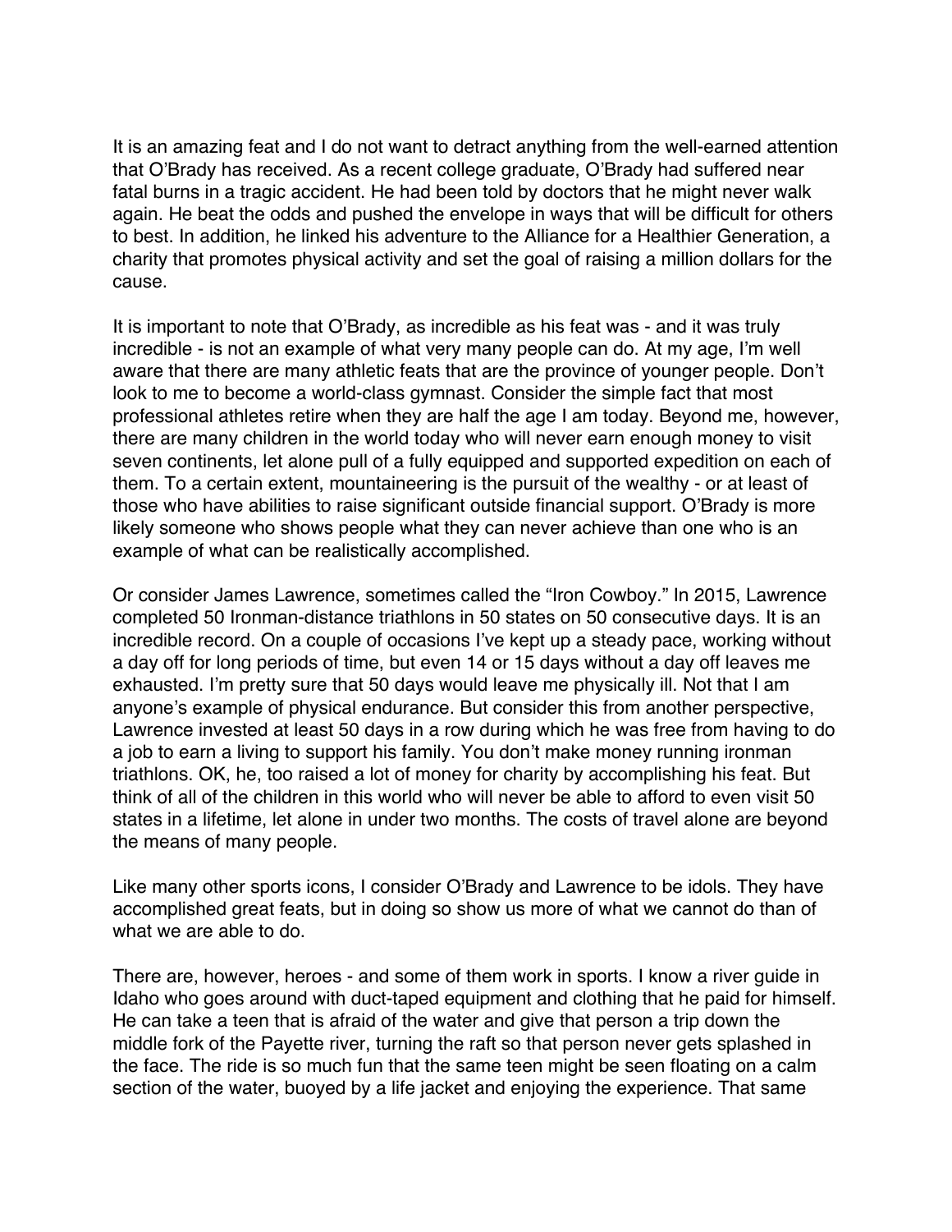It is an amazing feat and I do not want to detract anything from the well-earned attention that O'Brady has received. As a recent college graduate, O'Brady had suffered near fatal burns in a tragic accident. He had been told by doctors that he might never walk again. He beat the odds and pushed the envelope in ways that will be difficult for others to best. In addition, he linked his adventure to the Alliance for a Healthier Generation, a charity that promotes physical activity and set the goal of raising a million dollars for the cause.

It is important to note that O'Brady, as incredible as his feat was - and it was truly incredible - is not an example of what very many people can do. At my age, I'm well aware that there are many athletic feats that are the province of younger people. Don't look to me to become a world-class gymnast. Consider the simple fact that most professional athletes retire when they are half the age I am today. Beyond me, however, there are many children in the world today who will never earn enough money to visit seven continents, let alone pull of a fully equipped and supported expedition on each of them. To a certain extent, mountaineering is the pursuit of the wealthy - or at least of those who have abilities to raise significant outside financial support. O'Brady is more likely someone who shows people what they can never achieve than one who is an example of what can be realistically accomplished.

Or consider James Lawrence, sometimes called the "Iron Cowboy." In 2015, Lawrence completed 50 Ironman-distance triathlons in 50 states on 50 consecutive days. It is an incredible record. On a couple of occasions I've kept up a steady pace, working without a day off for long periods of time, but even 14 or 15 days without a day off leaves me exhausted. I'm pretty sure that 50 days would leave me physically ill. Not that I am anyone's example of physical endurance. But consider this from another perspective, Lawrence invested at least 50 days in a row during which he was free from having to do a job to earn a living to support his family. You don't make money running ironman triathlons. OK, he, too raised a lot of money for charity by accomplishing his feat. But think of all of the children in this world who will never be able to afford to even visit 50 states in a lifetime, let alone in under two months. The costs of travel alone are beyond the means of many people.

Like many other sports icons, I consider O'Brady and Lawrence to be idols. They have accomplished great feats, but in doing so show us more of what we cannot do than of what we are able to do.

There are, however, heroes - and some of them work in sports. I know a river guide in Idaho who goes around with duct-taped equipment and clothing that he paid for himself. He can take a teen that is afraid of the water and give that person a trip down the middle fork of the Payette river, turning the raft so that person never gets splashed in the face. The ride is so much fun that the same teen might be seen floating on a calm section of the water, buoyed by a life jacket and enjoying the experience. That same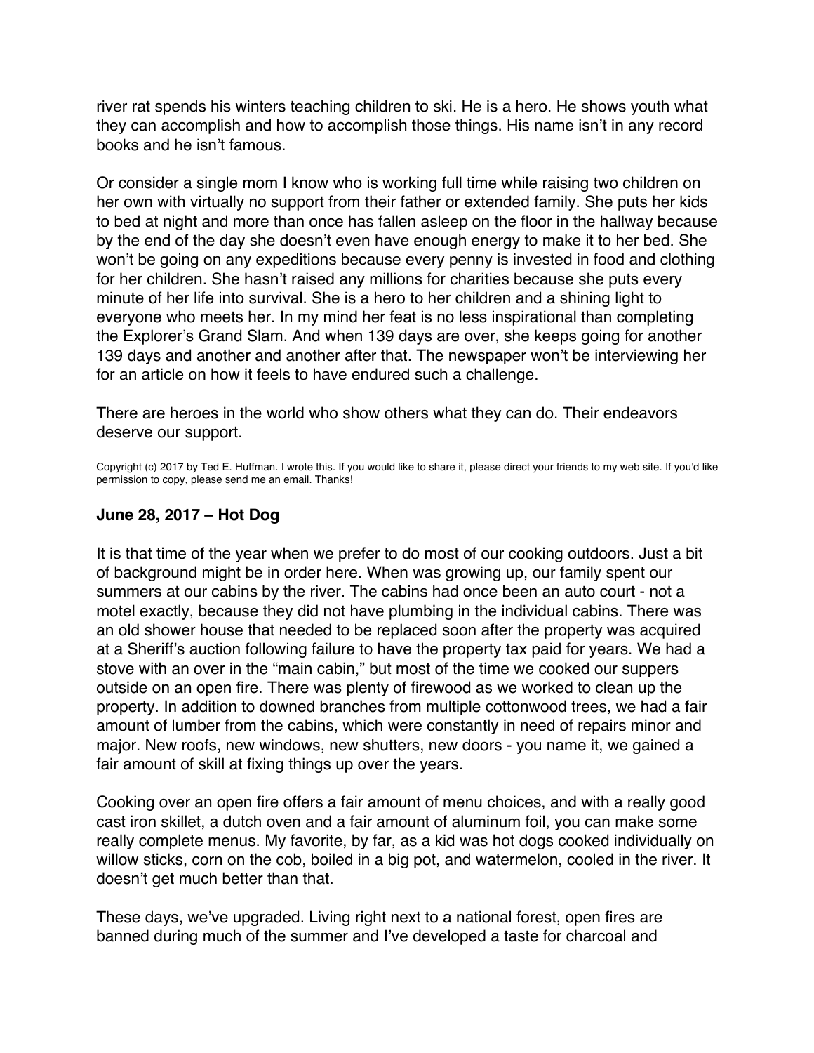river rat spends his winters teaching children to ski. He is a hero. He shows youth what they can accomplish and how to accomplish those things. His name isn't in any record books and he isn't famous.

Or consider a single mom I know who is working full time while raising two children on her own with virtually no support from their father or extended family. She puts her kids to bed at night and more than once has fallen asleep on the floor in the hallway because by the end of the day she doesn't even have enough energy to make it to her bed. She won't be going on any expeditions because every penny is invested in food and clothing for her children. She hasn't raised any millions for charities because she puts every minute of her life into survival. She is a hero to her children and a shining light to everyone who meets her. In my mind her feat is no less inspirational than completing the Explorer's Grand Slam. And when 139 days are over, she keeps going for another 139 days and another and another after that. The newspaper won't be interviewing her for an article on how it feels to have endured such a challenge.

There are heroes in the world who show others what they can do. Their endeavors deserve our support.

Copyright (c) 2017 by Ted E. Huffman. I wrote this. If you would like to share it, please direct your friends to my web site. If you'd like permission to copy, please send me an email. Thanks!

### June 28, 2017 – Hot Dog

It is that time of the year when we prefer to do most of our cooking outdoors. Just a bit of background might be in order here. When was growing up, our family spent our summers at our cabins by the river. The cabins had once been an auto court - not a motel exactly, because they did not have plumbing in the individual cabins. There was an old shower house that needed to be replaced soon after the property was acquired at a Sheriff's auction following failure to have the property tax paid for years. We had a stove with an over in the "main cabin," but most of the time we cooked our suppers outside on an open fire. There was plenty of firewood as we worked to clean up the property. In addition to downed branches from multiple cottonwood trees, we had a fair amount of lumber from the cabins, which were constantly in need of repairs minor and major. New roofs, new windows, new shutters, new doors - you name it, we gained a fair amount of skill at fixing things up over the years.

Cooking over an open fire offers a fair amount of menu choices, and with a really good cast iron skillet, a dutch oven and a fair amount of aluminum foil, you can make some really complete menus. My favorite, by far, as a kid was hot dogs cooked individually on willow sticks, corn on the cob, boiled in a big pot, and watermelon, cooled in the river. It doesn't get much better than that.

These days, we've upgraded. Living right next to a national forest, open fires are banned during much of the summer and I've developed a taste for charcoal and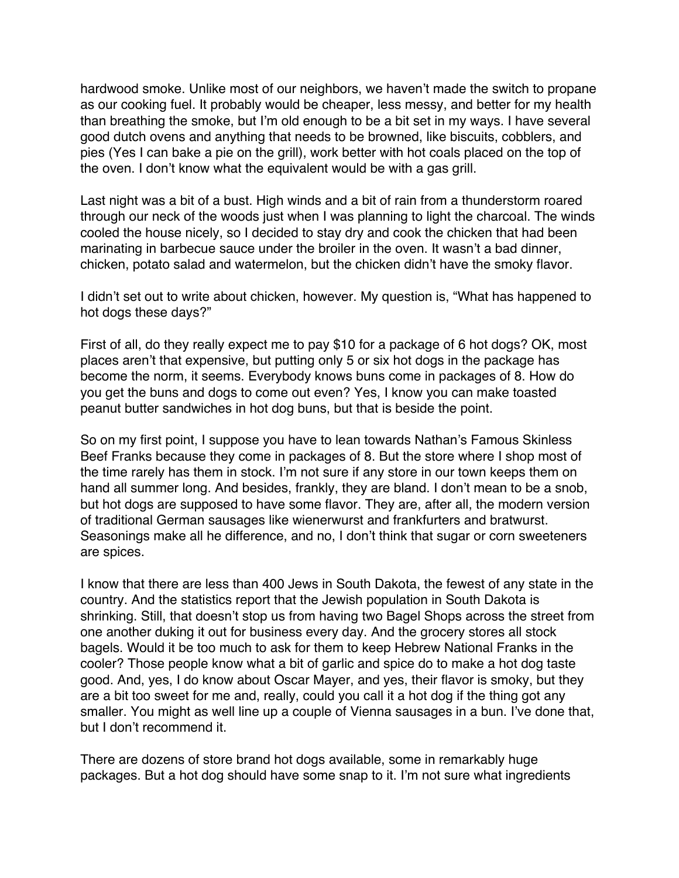hardwood smoke. Unlike most of our neighbors, we haven't made the switch to propane as our cooking fuel. It probably would be cheaper, less messy, and better for my health than breathing the smoke, but I'm old enough to be a bit set in my ways. I have several good dutch ovens and anything that needs to be browned, like biscuits, cobblers, and pies (Yes I can bake a pie on the grill), work better with hot coals placed on the top of the oven. I don't know what the equivalent would be with a gas grill.

Last night was a bit of a bust. High winds and a bit of rain from a thunderstorm roared through our neck of the woods just when I was planning to light the charcoal. The winds cooled the house nicely, so I decided to stay dry and cook the chicken that had been marinating in barbecue sauce under the broiler in the oven. It wasn't a bad dinner, chicken, potato salad and watermelon, but the chicken didn't have the smoky flavor.

I didn't set out to write about chicken, however. My question is, "What has happened to hot dogs these days?"

First of all, do they really expect me to pay $10 for a package of 6 hot dogs? OK, most places aren't that expensive, but putting only 5 or six hot dogs in the package has become the norm, it seems. Everybody knows buns come in packages of 8. How do you get the buns and dogs to come out even? Yes, I know you can make toasted peanut butter sandwiches in hot dog buns, but that is beside the point.

So on my first point, I suppose you have to lean towards Nathan's Famous Skinless Beef Franks because they come in packages of 8. But the store where I shop most of the time rarely has them in stock. I'm not sure if any store in our town keeps them on hand all summer long. And besides, frankly, they are bland. I don't mean to be a snob, but hot dogs are supposed to have some flavor. They are, after all, the modern version of traditional German sausages like wienerwurst and frankfurters and bratwurst. Seasonings make all he difference, and no, I don't think that sugar or corn sweeteners are spices.

I know that there are less than 400 Jews in South Dakota, the fewest of any state in the country. And the statistics report that the Jewish population in South Dakota is shrinking. Still, that doesn't stop us from having two Bagel Shops across the street from one another duking it out for business every day. And the grocery stores all stock bagels. Would it be too much to ask for them to keep Hebrew National Franks in the cooler? Those people know what a bit of garlic and spice do to make a hot dog taste good. And, yes, I do know about Oscar Mayer, and yes, their flavor is smoky, but they are a bit too sweet for me and, really, could you call it a hot dog if the thing got any smaller. You might as well line up a couple of Vienna sausages in a bun. I've done that, but I don't recommend it.

There are dozens of store brand hot dogs available, some in remarkably huge packages. But a hot dog should have some snap to it. I'm not sure what ingredients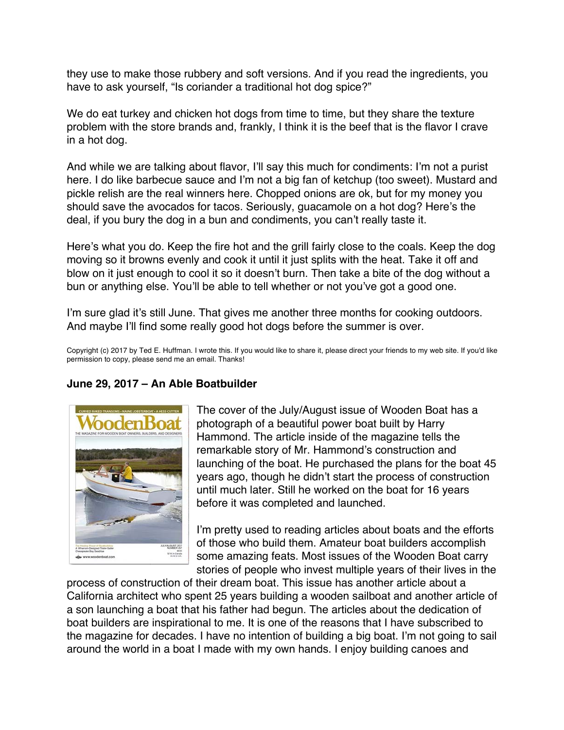they use to make those rubbery and soft versions. And if you read the ingredients, you have to ask yourself, "Is coriander a traditional hot dog spice?"

We do eat turkey and chicken hot dogs from time to time, but they share the texture problem with the store brands and, frankly, I think it is the beef that is the flavor I crave in a hot dog.

And while we are talking about flavor, I'll say this much for condiments: I'm not a purist here. I do like barbecue sauce and I'm not a big fan of ketchup (too sweet). Mustard and pickle relish are the real winners here. Chopped onions are ok, but for my money you should save the avocados for tacos. Seriously, guacamole on a hot dog? Here's the deal, if you bury the dog in a bun and condiments, you can't really taste it.

Here's what you do. Keep the fire hot and the grill fairly close to the coals. Keep the dog moving so it browns evenly and cook it until it just splits with the heat. Take it off and blow on it just enough to cool it so it doesn't burn. Then take a bite of the dog without a bun or anything else. You'll be able to tell whether or not you've got a good one.

I'm sure glad it's still June. That gives me another three months for cooking outdoors. And maybe I'll find some really good hot dogs before the summer is over.

Copyright (c) 2017 by Ted E. Huffman. I wrote this. If you would like to share it, please direct your friends to my web site. If you'd like permission to copy, please send me an email. Thanks!

### June 29, 2017 – An Able Boatbuilder

The cover of the July/August issue of Wooden Boat has a photograph of a beautiful power boat built by Harry Hammond. The article inside of the magazine tells the remarkable story of Mr. Hammond's construction and launching of the boat. He purchased the plans for the boat 45 years ago, though he didn't start the process of construction until much later. Still he worked on the boat for 16 years before it was completed and launched.

I'm pretty used to reading articles about boats and the efforts of those who build them. Amateur boat builders accomplish some amazing feats. Most issues of the Wooden Boat carry stories of people who invest multiple years of their lives in the process of construction of their dream boat. This issue has another article about a California architect who spent 25 years building a wooden sailboat and another article of a son launching a boat that his father had begun. The articles about the dedication of boat builders are inspirational to me. It is one of the reasons that I have subscribed to the magazine for decades. I have no intention of building a big boat. I'm not going to sail around the world in a boat I made with my own hands. I enjoy building canoes and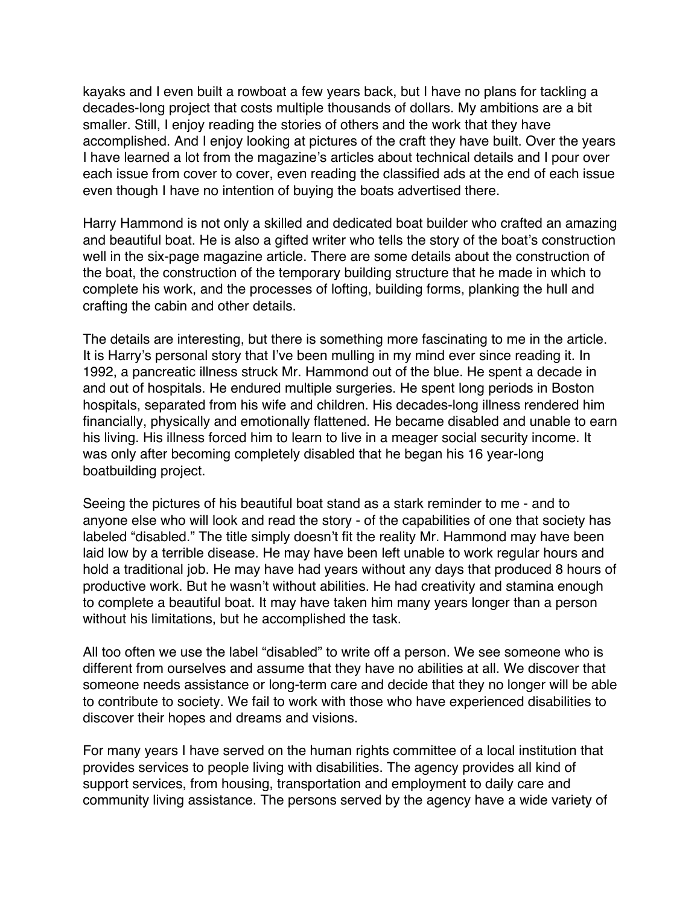kayaks and I even built a rowboat a few years back, but I have no plans for tackling a decades-long project that costs multiple thousands of dollars. My ambitions are a bit smaller. Still, I enjoy reading the stories of others and the work that they have accomplished. And I enjoy looking at pictures of the craft they have built. Over the years I have learned a lot from the magazine's articles about technical details and I pour over each issue from cover to cover, even reading the classified ads at the end of each issue even though I have no intention of buying the boats advertised there.

Harry Hammond is not only a skilled and dedicated boat builder who crafted an amazing and beautiful boat. He is also a gifted writer who tells the story of the boat's construction well in the six-page magazine article. There are some details about the construction of the boat, the construction of the temporary building structure that he made in which to complete his work, and the processes of lofting, building forms, planking the hull and crafting the cabin and other details.

The details are interesting, but there is something more fascinating to me in the article. It is Harry's personal story that I've been mulling in my mind ever since reading it. In 1992, a pancreatic illness struck Mr. Hammond out of the blue. He spent a decade in and out of hospitals. He endured multiple surgeries. He spent long periods in Boston hospitals, separated from his wife and children. His decades-long illness rendered him financially, physically and emotionally flattened. He became disabled and unable to earn his living. His illness forced him to learn to live in a meager social security income. It was only after becoming completely disabled that he began his 16 year-long boatbuilding project.

Seeing the pictures of his beautiful boat stand as a stark reminder to me - and to anyone else who will look and read the story - of the capabilities of one that society has labeled "disabled." The title simply doesn't fit the reality Mr. Hammond may have been laid low by a terrible disease. He may have been left unable to work regular hours and hold a traditional job. He may have had years without any days that produced 8 hours of productive work. But he wasn't without abilities. He had creativity and stamina enough to complete a beautiful boat. It may have taken him many years longer than a person without his limitations, but he accomplished the task.

All too often we use the label "disabled" to write off a person. We see someone who is different from ourselves and assume that they have no abilities at all. We discover that someone needs assistance or long-term care and decide that they no longer will be able to contribute to society. We fail to work with those who have experienced disabilities to discover their hopes and dreams and visions.

For many years I have served on the human rights committee of a local institution that provides services to people living with disabilities. The agency provides all kind of support services, from housing, transportation and employment to daily care and community living assistance. The persons served by the agency have a wide variety of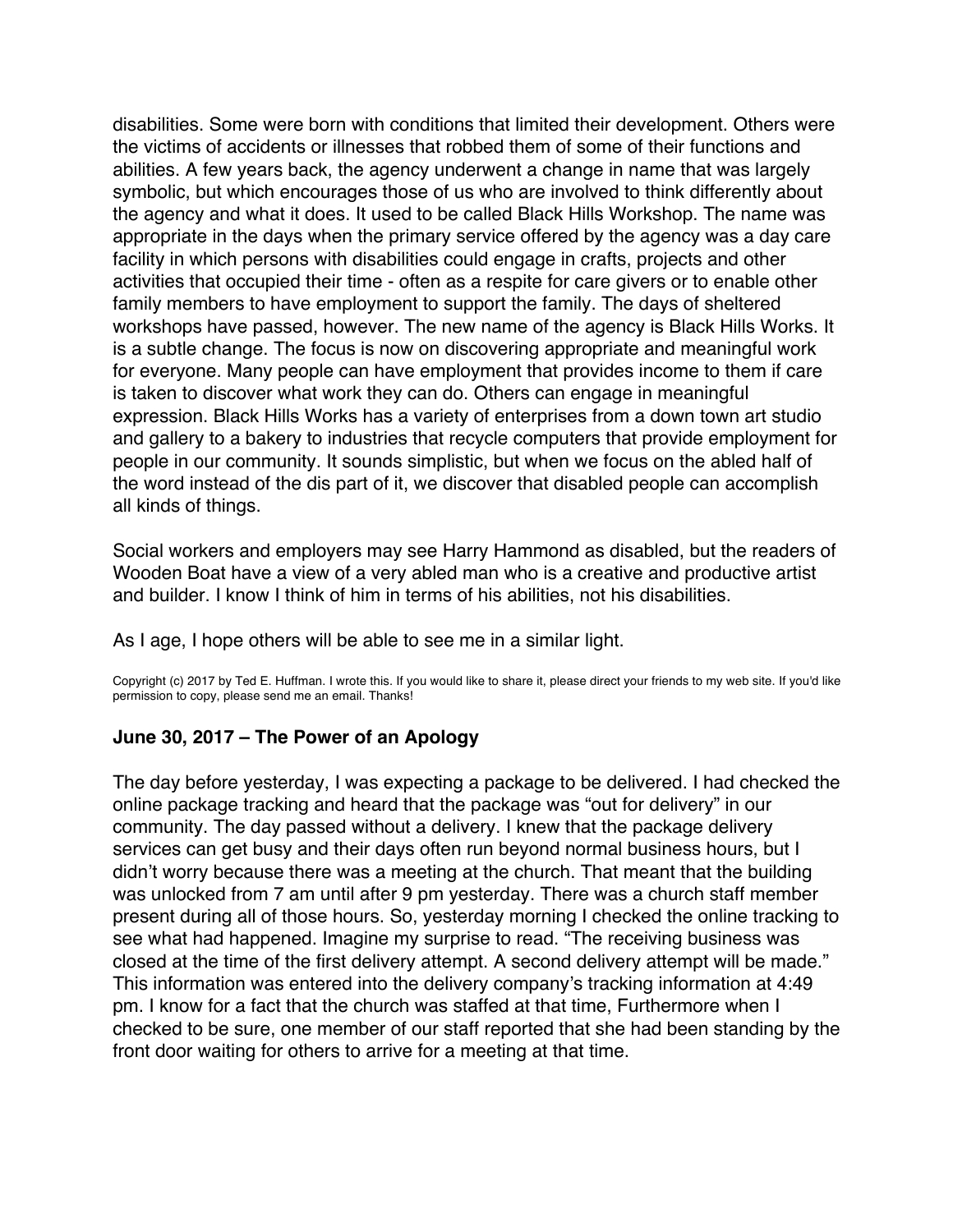disabilities. Some were born with conditions that limited their development. Others were the victims of accidents or illnesses that robbed them of some of their functions and abilities. A few years back, the agency underwent a change in name that was largely symbolic, but which encourages those of us who are involved to think differently about the agency and what it does. It used to be called Black Hills Workshop. The name was appropriate in the days when the primary service offered by the agency was a day care facility in which persons with disabilities could engage in crafts, projects and other activities that occupied their time - often as a respite for care givers or to enable other family members to have employment to support the family. The days of sheltered workshops have passed, however. The new name of the agency is Black Hills Works. It is a subtle change. The focus is now on discovering appropriate and meaningful work for everyone. Many people can have employment that provides income to them if care is taken to discover what work they can do. Others can engage in meaningful expression. Black Hills Works has a variety of enterprises from a down town art studio and gallery to a bakery to industries that recycle computers that provide employment for people in our community. It sounds simplistic, but when we focus on the abled half of the word instead of the dis part of it, we discover that disabled people can accomplish all kinds of things.

Social workers and employers may see Harry Hammond as disabled, but the readers of Wooden Boat have a view of a very abled man who is a creative and productive artist and builder. I know I think of him in terms of his abilities, not his disabilities.

As I age, I hope others will be able to see me in a similar light.

Copyright (c) 2017 by Ted E. Huffman. I wrote this. If you would like to share it, please direct your friends to my web site. If you'd like permission to copy, please send me an email. Thanks!

### June 30, 2017 – The Power of an Apology

The day before yesterday, I was expecting a package to be delivered. I had checked the online package tracking and heard that the package was "out for delivery" in our community. The day passed without a delivery. I knew that the package delivery services can get busy and their days often run beyond normal business hours, but I didn't worry because there was a meeting at the church. That meant that the building was unlocked from 7 am until after 9 pm yesterday. There was a church staff member present during all of those hours. So, yesterday morning I checked the online tracking to see what had happened. Imagine my surprise to read. "The receiving business was closed at the time of the first delivery attempt. A second delivery attempt will be made." This information was entered into the delivery company's tracking information at 4:49 pm. I know for a fact that the church was staffed at that time, Furthermore when I checked to be sure, one member of our staff reported that she had been standing by the front door waiting for others to arrive for a meeting at that time.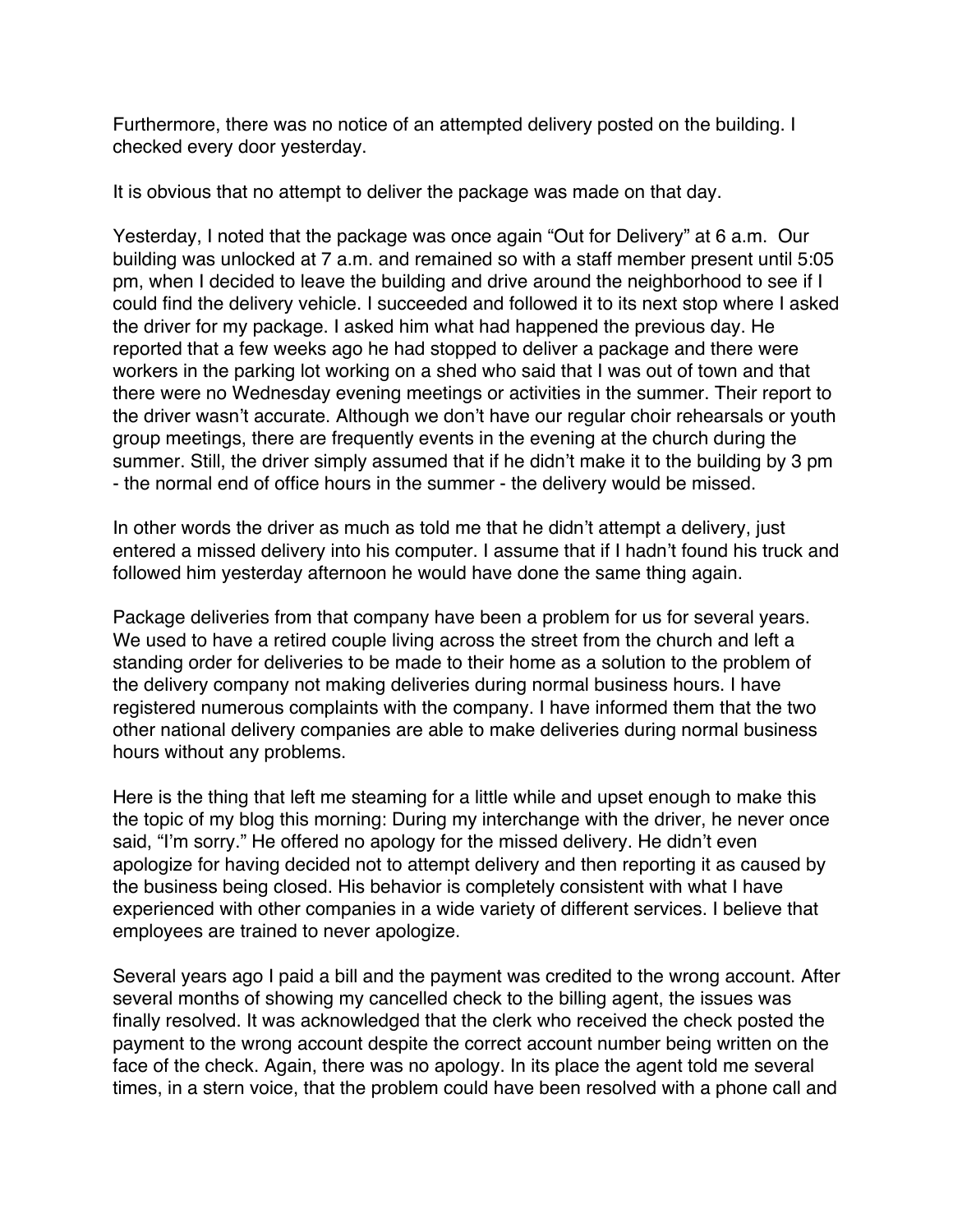Furthermore, there was no notice of an attempted delivery posted on the building. I checked every door yesterday.

It is obvious that no attempt to deliver the package was made on that day.

Yesterday, I noted that the package was once again “Out for Delivery” at 6 a.m.  Our building was unlocked at 7 a.m. and remained so with a staff member present until 5:05 pm, when I decided to leave the building and drive around the neighborhood to see if I could find the delivery vehicle. I succeeded and followed it to its next stop where I asked the driver for my package. I asked him what had happened the previous day. He reported that a few weeks ago he had stopped to deliver a package and there were workers in the parking lot working on a shed who said that I was out of town and that there were no Wednesday evening meetings or activities in the summer. Their report to the driver wasn’t accurate. Although we don’t have our regular choir rehearsals or youth group meetings, there are frequently events in the evening at the church during the summer. Still, the driver simply assumed that if he didn’t make it to the building by 3 pm - the normal end of office hours in the summer - the delivery would be missed.

In other words the driver as much as told me that he didn’t attempt a delivery, just entered a missed delivery into his computer. I assume that if I hadn’t found his truck and followed him yesterday afternoon he would have done the same thing again.

Package deliveries from that company have been a problem for us for several years. We used to have a retired couple living across the street from the church and left a standing order for deliveries to be made to their home as a solution to the problem of the delivery company not making deliveries during normal business hours. I have registered numerous complaints with the company. I have informed them that the two other national delivery companies are able to make deliveries during normal business hours without any problems.

Here is the thing that left me steaming for a little while and upset enough to make this the topic of my blog this morning: During my interchange with the driver, he never once said, “I’m sorry.” He offered no apology for the missed delivery. He didn’t even apologize for having decided not to attempt delivery and then reporting it as caused by the business being closed. His behavior is completely consistent with what I have experienced with other companies in a wide variety of different services. I believe that employees are trained to never apologize.

Several years ago I paid a bill and the payment was credited to the wrong account. After several months of showing my cancelled check to the billing agent, the issues was finally resolved. It was acknowledged that the clerk who received the check posted the payment to the wrong account despite the correct account number being written on the face of the check. Again, there was no apology. In its place the agent told me several times, in a stern voice, that the problem could have been resolved with a phone call and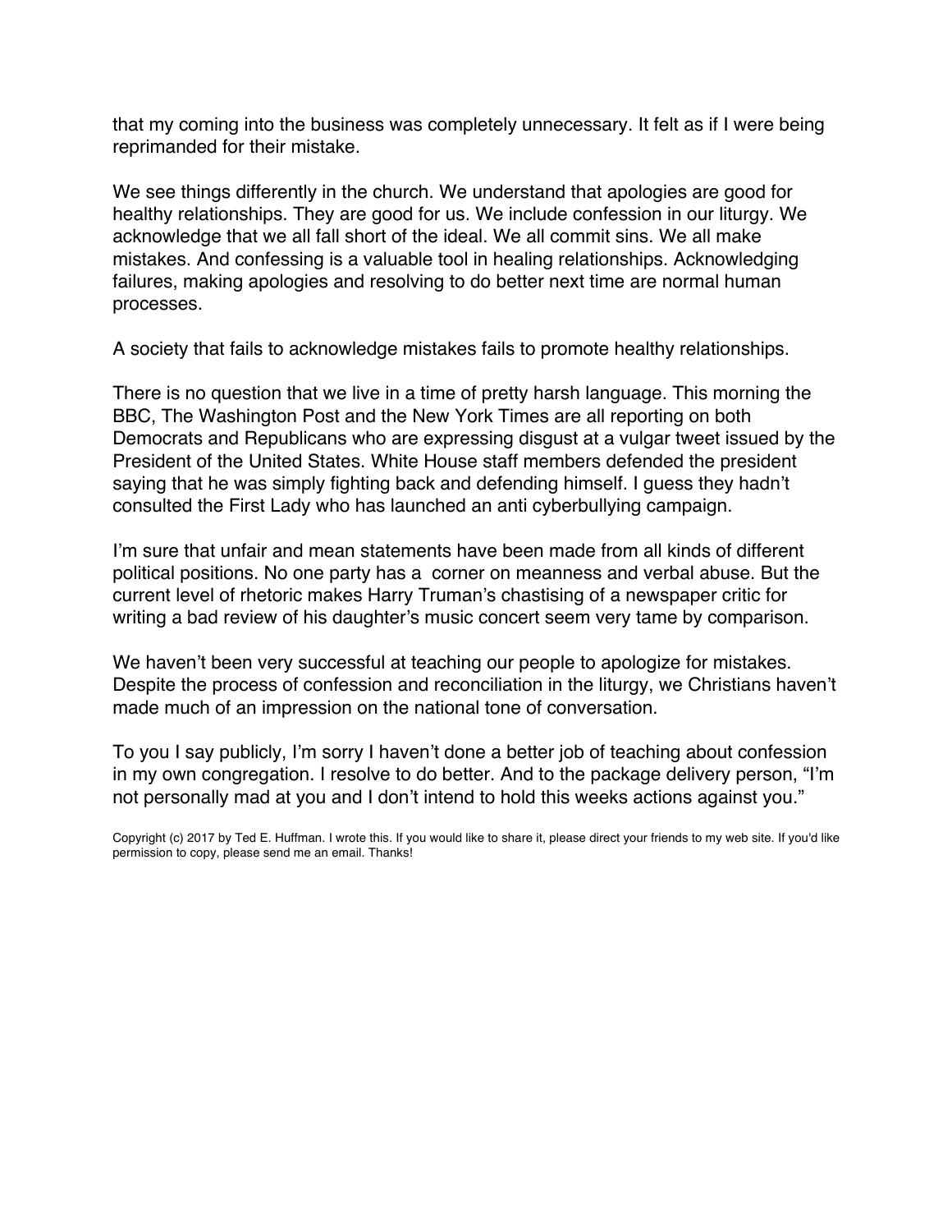that my coming into the business was completely unnecessary. It felt as if I were being reprimanded for their mistake.

We see things differently in the church. We understand that apologies are good for healthy relationships. They are good for us. We include confession in our liturgy. We acknowledge that we all fall short of the ideal. We all commit sins. We all make mistakes. And confessing is a valuable tool in healing relationships. Acknowledging failures, making apologies and resolving to do better next time are normal human processes.

A society that fails to acknowledge mistakes fails to promote healthy relationships.

There is no question that we live in a time of pretty harsh language. This morning the BBC, The Washington Post and the New York Times are all reporting on both Democrats and Republicans who are expressing disgust at a vulgar tweet issued by the President of the United States. White House staff members defended the president saying that he was simply fighting back and defending himself. I guess they hadn't consulted the First Lady who has launched an anti cyberbullying campaign.

I'm sure that unfair and mean statements have been made from all kinds of different political positions. No one party has a corner on meanness and verbal abuse. But the current level of rhetoric makes Harry Truman's chastising of a newspaper critic for writing a bad review of his daughter's music concert seem very tame by comparison.

We haven't been very successful at teaching our people to apologize for mistakes. Despite the process of confession and reconciliation in the liturgy, we Christians haven't made much of an impression on the national tone of conversation.

To you I say publicly, I'm sorry I haven't done a better job of teaching about confession in my own congregation. I resolve to do better. And to the package delivery person, "I'm not personally mad at you and I don't intend to hold this weeks actions against you."

Copyright (c) 2017 by Ted E. Huffman. I wrote this. If you would like to share it, please direct your friends to my web site. If you'd like permission to copy, please send me an email. Thanks!